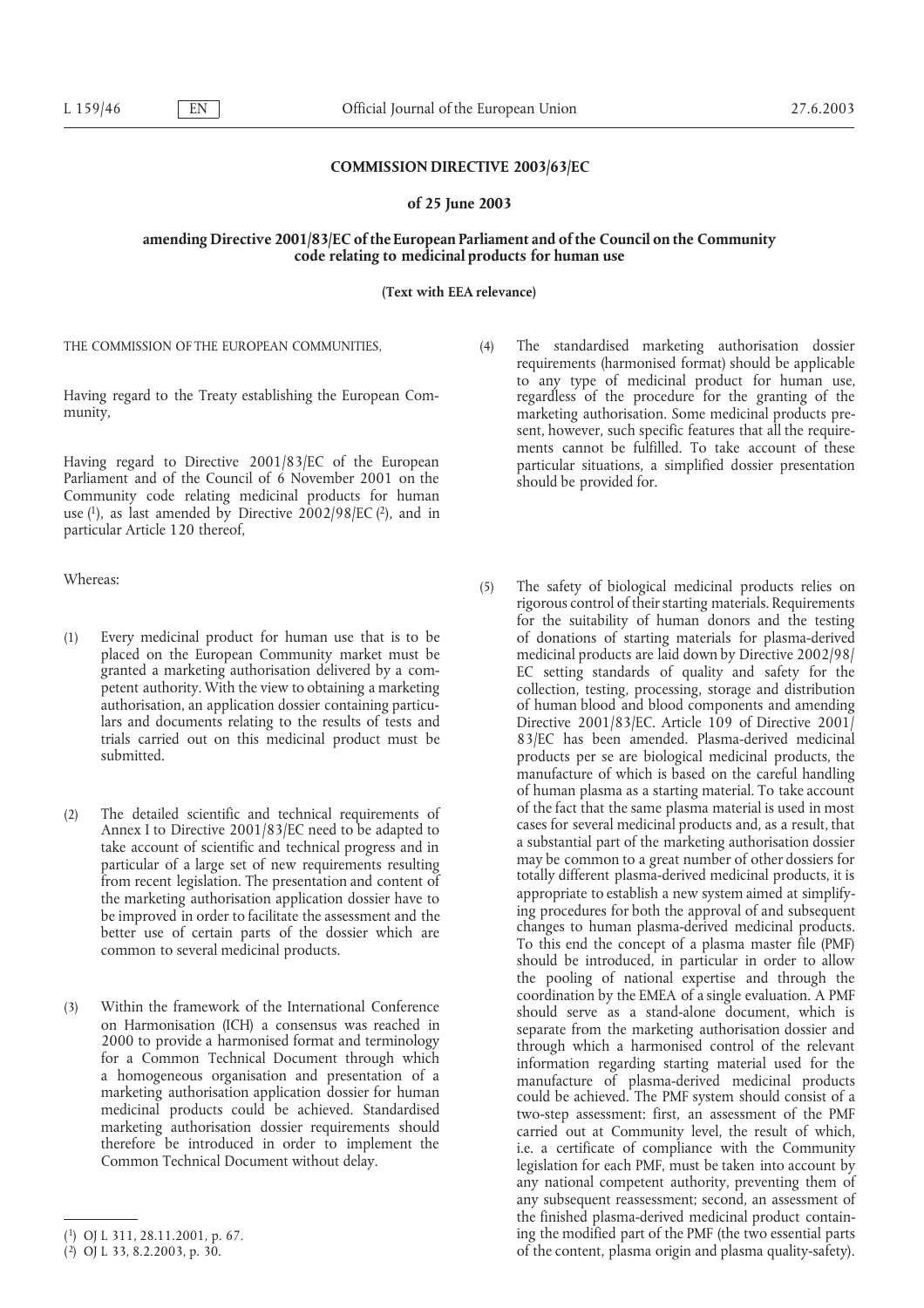# COMMISSION DIRECTIVE 2003/63/EC

## of 25 June 2003

## amending Directive 2001/83/EC of the European Parliament and of the Council on the Community code relating to medicinal products for human use

**(Text with EEA relevance)**

THE COMMISSION OF THE EUROPEAN COMMUNITIES,

Having regard to the Treaty establishing the European Community,

Having regard to Directive 2001/83/EC of the European Parliament and of the Council of 6 November 2001 on the Community code relating medicinal products for human use [1], as last amended by Directive 2002/98/EC [2], and in particular Article 120 thereof,

Whereas:

(1) Every medicinal product for human use that is to be placed on the European Community market must be granted a marketing authorisation delivered by a competent authority. With the view to obtaining a marketing authorisation, an application dossier containing particulars and documents relating to the results of tests and trials carried out on this medicinal product must be submitted.

(2) The detailed scientific and technical requirements of Annex I to Directive 2001/83/EC need to be adapted to take account of scientific and technical progress and in particular of a large set of new requirements resulting from recent legislation. The presentation and content of the marketing authorisation application dossier have to be improved in order to facilitate the assessment and the better use of certain parts of the dossier which are common to several medicinal products.

(3) Within the framework of the International Conference on Harmonisation (ICH) a consensus was reached in 2000 to provide a harmonised format and terminology for a Common Technical Document through which a homogeneous organisation and presentation of a marketing authorisation application dossier for human medicinal products could be achieved. Standardised marketing authorisation dossier requirements should therefore be introduced in order to implement the Common Technical Document without delay.

(4) The standardised marketing authorisation dossier requirements (harmonised format) should be applicable to any type of medicinal product for human use, regardless of the procedure for the granting of the marketing authorisation. Some medicinal products present, however, such specific features that all the requirements cannot be fulfilled. To take account of these particular situations, a simplified dossier presentation should be provided for.

(5) The safety of biological medicinal products relies on rigorous control of their starting materials. Requirements for the suitability of human donors and the testing of donations of starting materials for plasma-derived medicinal products are laid down by Directive 2002/98/EC setting standards of quality and safety for the collection, testing, processing, storage and distribution of human blood and blood components and amending Directive 2001/83/EC. Article 109 of Directive 2001/83/EC has been amended. Plasma-derived medicinal products per se are biological medicinal products, the manufacture of which is based on the careful handling of human plasma as a starting material. To take account of the fact that the same plasma material is used in most cases for several medicinal products and, as a result, that a substantial part of the marketing authorisation dossier may be common to a great number of other dossiers for totally different plasma-derived medicinal products, it is appropriate to establish a new system aimed at simplifying procedures for both the approval of and subsequent changes to human plasma-derived medicinal products. To this end the concept of a plasma master file (PMF) should be introduced, in particular in order to allow the pooling of national expertise and through the coordination by the EMEA of a single evaluation. A PMF should serve as a stand-alone document, which is separate from the marketing authorisation dossier and through which a harmonised control of the relevant information regarding starting material used for the manufacture of plasma-derived medicinal products could be achieved. The PMF system should consist of a two-step assessment: first, an assessment of the PMF carried out at Community level, the result of which, i.e. a certificate of compliance with the Community legislation for each PMF, must be taken into account by any national competent authority, preventing them of any subsequent reassessment; second, an assessment of the finished plasma-derived medicinal product containing the modified part of the PMF (the two essential parts of the content, plasma origin and plasma quality-safety).

---

[1] OJ L 311, 28.11.2001, p. 67.

[2] OJ L 33, 8.2.2003, p. 30.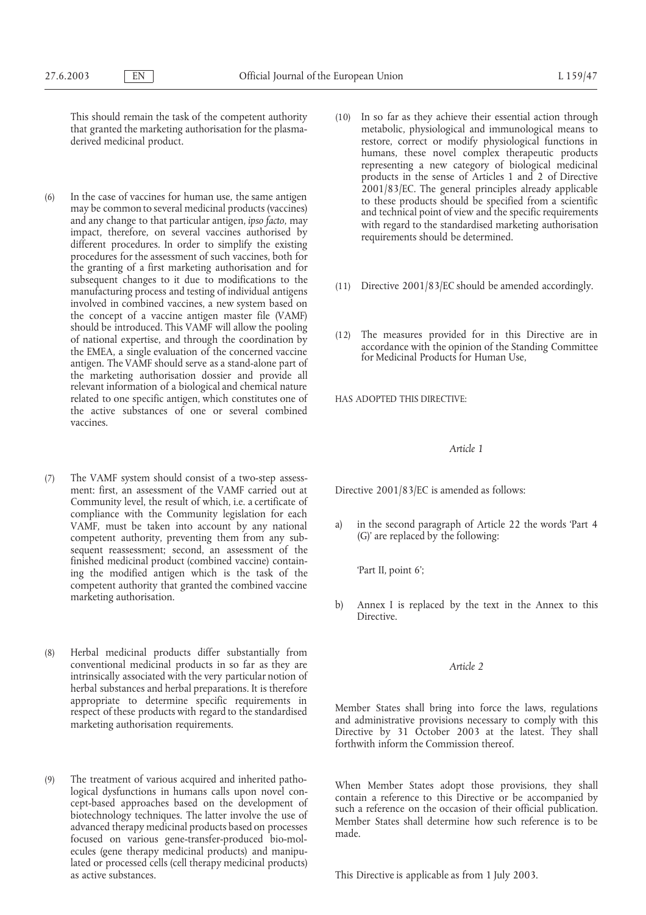This should remain the task of the competent authority that granted the marketing authorisation for the plasma-derived medicinal product.

(6) In the case of vaccines for human use, the same antigen may be common to several medicinal products (vaccines) and any change to that particular antigen, *ipso facto*, may impact, therefore, on several vaccines authorised by different procedures. In order to simplify the existing procedures for the assessment of such vaccines, both for the granting of a first marketing authorisation and for subsequent changes to it due to modifications to the manufacturing process and testing of individual antigens involved in combined vaccines, a new system based on the concept of a vaccine antigen master file (VAMF) should be introduced. This VAMF will allow the pooling of national expertise, and through the coordination by the EMEA, a single evaluation of the concerned vaccine antigen. The VAMF should serve as a stand-alone part of the marketing authorisation dossier and provide all relevant information of a biological and chemical nature related to one specific antigen, which constitutes one of the active substances of one or several combined vaccines.

(7) The VAMF system should consist of a two-step assessment: first, an assessment of the VAMF carried out at Community level, the result of which, i.e. a certificate of compliance with the Community legislation for each VAMF, must be taken into account by any national competent authority, preventing them from any subsequent reassessment; second, an assessment of the finished medicinal product (combined vaccine) containing the modified antigen which is the task of the competent authority that granted the combined vaccine marketing authorisation.

(8) Herbal medicinal products differ substantially from conventional medicinal products in so far as they are intrinsically associated with the very particular notion of herbal substances and herbal preparations. It is therefore appropriate to determine specific requirements in respect of these products with regard to the standardised marketing authorisation requirements.

(9) The treatment of various acquired and inherited pathological dysfunctions in humans calls upon novel concept-based approaches based on the development of biotechnology techniques. The latter involve the use of advanced therapy medicinal products based on processes focused on various gene-transfer-produced bio-molecules (gene therapy medicinal products) and manipulated or processed cells (cell therapy medicinal products) as active substances.

(10) In so far as they achieve their essential action through metabolic, physiological and immunological means to restore, correct or modify physiological functions in humans, these novel complex therapeutic products representing a new category of biological medicinal products in the sense of Articles 1 and 2 of Directive 2001/83/EC. The general principles already applicable to these products should be specified from a scientific and technical point of view and the specific requirements with regard to the standardised marketing authorisation requirements should be determined.

(11) Directive 2001/83/EC should be amended accordingly.

(12) The measures provided for in this Directive are in accordance with the opinion of the Standing Committee for Medicinal Products for Human Use,

HAS ADOPTED THIS DIRECTIVE:

*Article 1*

Directive 2001/83/EC is amended as follows:

a) in the second paragraph of Article 22 the words 'Part 4 (G)' are replaced by the following:

'Part II, point 6';

b) Annex I is replaced by the text in the Annex to this Directive.

*Article 2*

Member States shall bring into force the laws, regulations and administrative provisions necessary to comply with this Directive by 31 October 2003 at the latest. They shall forthwith inform the Commission thereof.

When Member States adopt those provisions, they shall contain a reference to this Directive or be accompanied by such a reference on the occasion of their official publication. Member States shall determine how such reference is to be made.

This Directive is applicable as from 1 July 2003.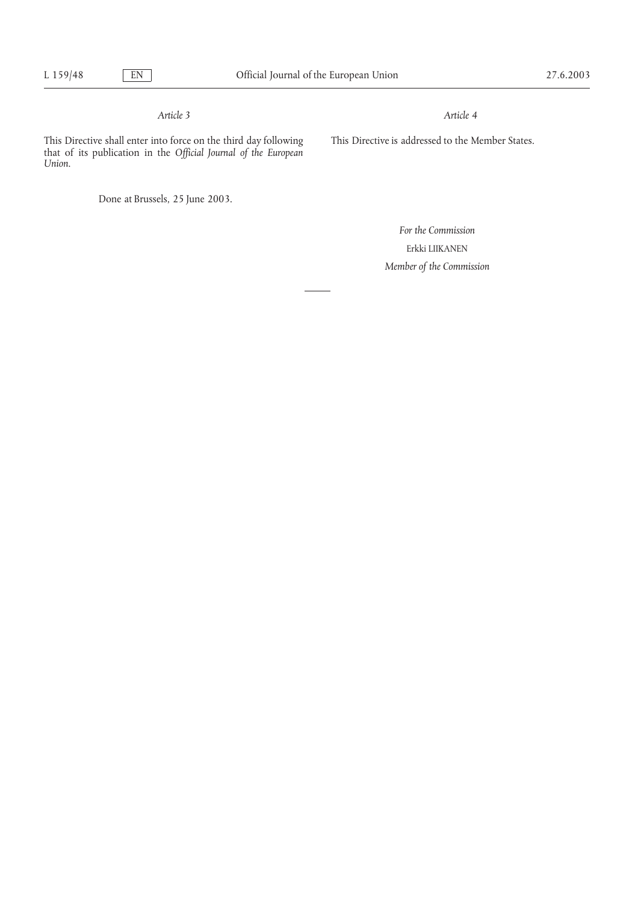*Article 3*

This Directive shall enter into force on the third day following that of its publication in the *Official Journal of the European Union*.

*Article 4*

This Directive is addressed to the Member States.

Done at Brussels, 25 June 2003.

*For the Commission*

Erkki LIIKANEN

*Member of the Commission*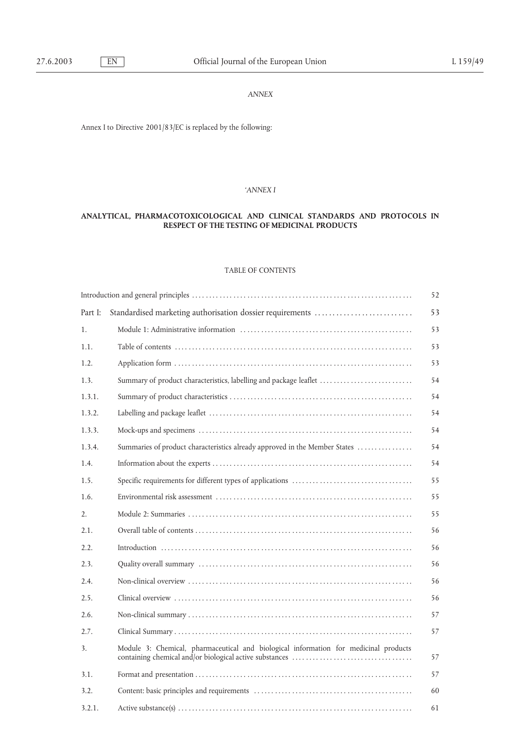*ANNEX*

Annex I to Directive 2001/83/EC is replaced by the following:

*'ANNEX I*

**ANALYTICAL, PHARMACOTOXICOLOGICAL AND CLINICAL STANDARDS AND PROTOCOLS IN RESPECT OF THE TESTING OF MEDICINAL PRODUCTS**

TABLE OF CONTENTS

| | | |
|---|---|---|
| Introduction and general principles | | 52 |
| Part I: | Standardised marketing authorisation dossier requirements | 53 |
| 1. | Module 1: Administrative information | 53 |
| 1.1. | Table of contents | 53 |
| 1.2. | Application form | 53 |
| 1.3. | Summary of product characteristics, labelling and package leaflet | 54 |
| 1.3.1. | Summary of product characteristics | 54 |
| 1.3.2. | Labelling and package leaflet | 54 |
| 1.3.3. | Mock-ups and specimens | 54 |
| 1.3.4. | Summaries of product characteristics already approved in the Member States | 54 |
| 1.4. | Information about the experts | 54 |
| 1.5. | Specific requirements for different types of applications | 55 |
| 1.6. | Environmental risk assessment | 55 |
| 2. | Module 2: Summaries | 55 |
| 2.1. | Overall table of contents | 56 |
| 2.2. | Introduction | 56 |
| 2.3. | Quality overall summary | 56 |
| 2.4. | Non-clinical overview | 56 |
| 2.5. | Clinical overview | 56 |
| 2.6. | Non-clinical summary | 57 |
| 2.7. | Clinical Summary | 57 |
| 3. | Module 3: Chemical, pharmaceutical and biological information for medicinal products containing chemical and/or biological active substances | 57 |
| 3.1. | Format and presentation | 57 |
| 3.2. | Content: basic principles and requirements | 60 |
| 3.2.1. | Active substance(s) | 61 |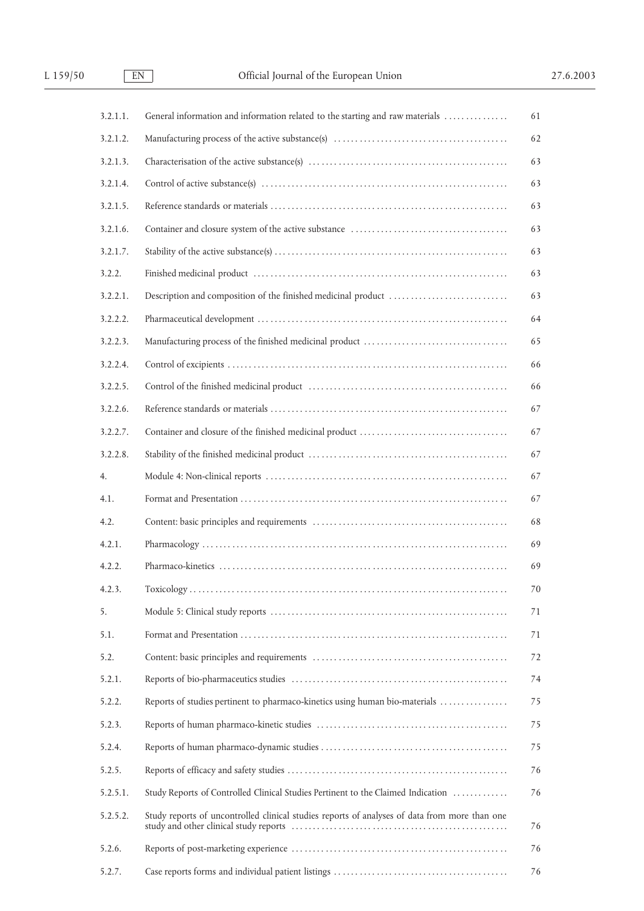| | | |
|---|---|---|
| 3.2.1.1. | General information and information related to the starting and raw materials | 61 |
| 3.2.1.2. | Manufacturing process of the active substance(s) | 62 |
| 3.2.1.3. | Characterisation of the active substance(s) | 63 |
| 3.2.1.4. | Control of active substance(s) | 63 |
| 3.2.1.5. | Reference standards or materials | 63 |
| 3.2.1.6. | Container and closure system of the active substance | 63 |
| 3.2.1.7. | Stability of the active substance(s) | 63 |
| 3.2.2. | Finished medicinal product | 63 |
| 3.2.2.1. | Description and composition of the finished medicinal product | 63 |
| 3.2.2.2. | Pharmaceutical development | 64 |
| 3.2.2.3. | Manufacturing process of the finished medicinal product | 65 |
| 3.2.2.4. | Control of excipients | 66 |
| 3.2.2.5. | Control of the finished medicinal product | 66 |
| 3.2.2.6. | Reference standards or materials | 67 |
| 3.2.2.7. | Container and closure of the finished medicinal product | 67 |
| 3.2.2.8. | Stability of the finished medicinal product | 67 |
| 4. | Module 4: Non-clinical reports | 67 |
| 4.1. | Format and Presentation | 67 |
| 4.2. | Content: basic principles and requirements | 68 |
| 4.2.1. | Pharmacology | 69 |
| 4.2.2. | Pharmaco-kinetics | 69 |
| 4.2.3. | Toxicology | 70 |
| 5. | Module 5: Clinical study reports | 71 |
| 5.1. | Format and Presentation | 71 |
| 5.2. | Content: basic principles and requirements | 72 |
| 5.2.1. | Reports of bio-pharmaceutics studies | 74 |
| 5.2.2. | Reports of studies pertinent to pharmaco-kinetics using human bio-materials | 75 |
| 5.2.3. | Reports of human pharmaco-kinetic studies | 75 |
| 5.2.4. | Reports of human pharmaco-dynamic studies | 75 |
| 5.2.5. | Reports of efficacy and safety studies | 76 |
| 5.2.5.1. | Study Reports of Controlled Clinical Studies Pertinent to the Claimed Indication | 76 |
| 5.2.5.2. | Study reports of uncontrolled clinical studies reports of analyses of data from more than one study and other clinical study reports | 76 |
| 5.2.6. | Reports of post-marketing experience | 76 |
| 5.2.7. | Case reports forms and individual patient listings | 76 |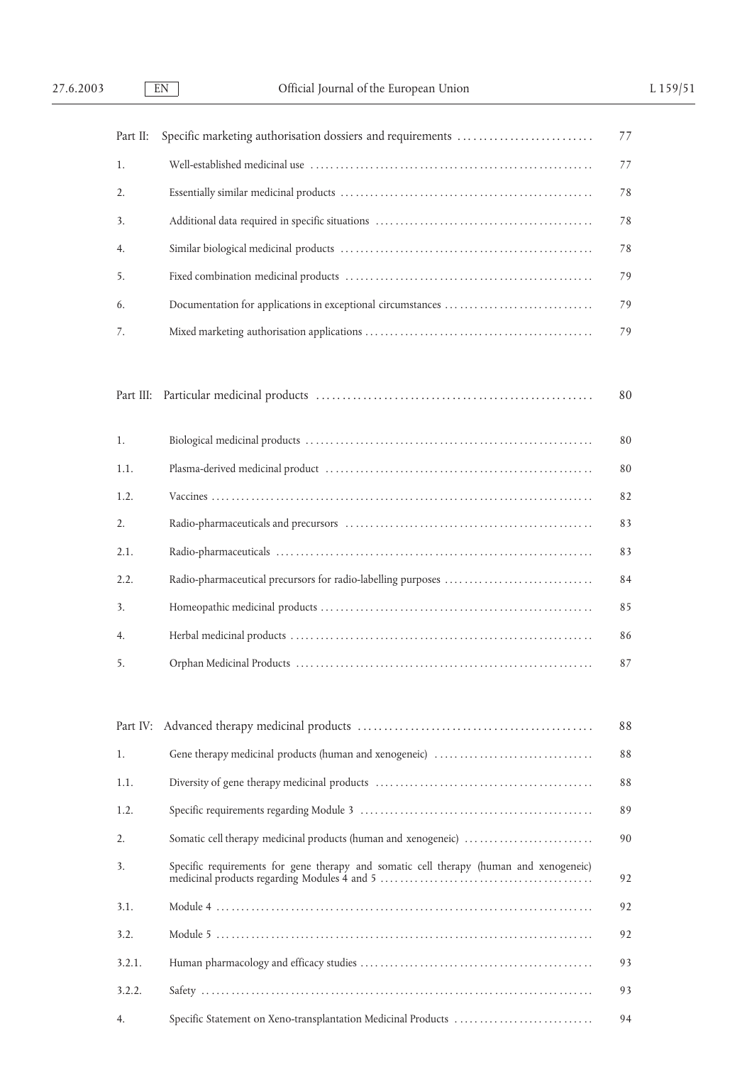| | | |
|---|---|---|
| Part II: | Specific marketing authorisation dossiers and requirements | 77 |
| 1. | Well-established medicinal use | 77 |
| 2. | Essentially similar medicinal products | 78 |
| 3. | Additional data required in specific situations | 78 |
| 4. | Similar biological medicinal products | 78 |
| 5. | Fixed combination medicinal products | 79 |
| 6. | Documentation for applications in exceptional circumstances | 79 |
| 7. | Mixed marketing authorisation applications | 79 |
| Part III: | Particular medicinal products | 80 |
| 1. | Biological medicinal products | 80 |
| 1.1. | Plasma-derived medicinal product | 80 |
| 1.2. | Vaccines | 82 |
| 2. | Radio-pharmaceuticals and precursors | 83 |
| 2.1. | Radio-pharmaceuticals | 83 |
| 2.2. | Radio-pharmaceutical precursors for radio-labelling purposes | 84 |
| 3. | Homeopathic medicinal products | 85 |
| 4. | Herbal medicinal products | 86 |
| 5. | Orphan Medicinal Products | 87 |
| Part IV: | Advanced therapy medicinal products | 88 |
| 1. | Gene therapy medicinal products (human and xenogeneic) | 88 |
| 1.1. | Diversity of gene therapy medicinal products | 88 |
| 1.2. | Specific requirements regarding Module 3 | 89 |
| 2. | Somatic cell therapy medicinal products (human and xenogeneic) | 90 |
| 3. | Specific requirements for gene therapy and somatic cell therapy (human and xenogeneic) medicinal products regarding Modules 4 and 5 | 92 |
| 3.1. | Module 4 | 92 |
| 3.2. | Module 5 | 92 |
| 3.2.1. | Human pharmacology and efficacy studies | 93 |
| 3.2.2. | Safety | 93 |
| 4. | Specific Statement on Xeno-transplantation Medicinal Products | 94 |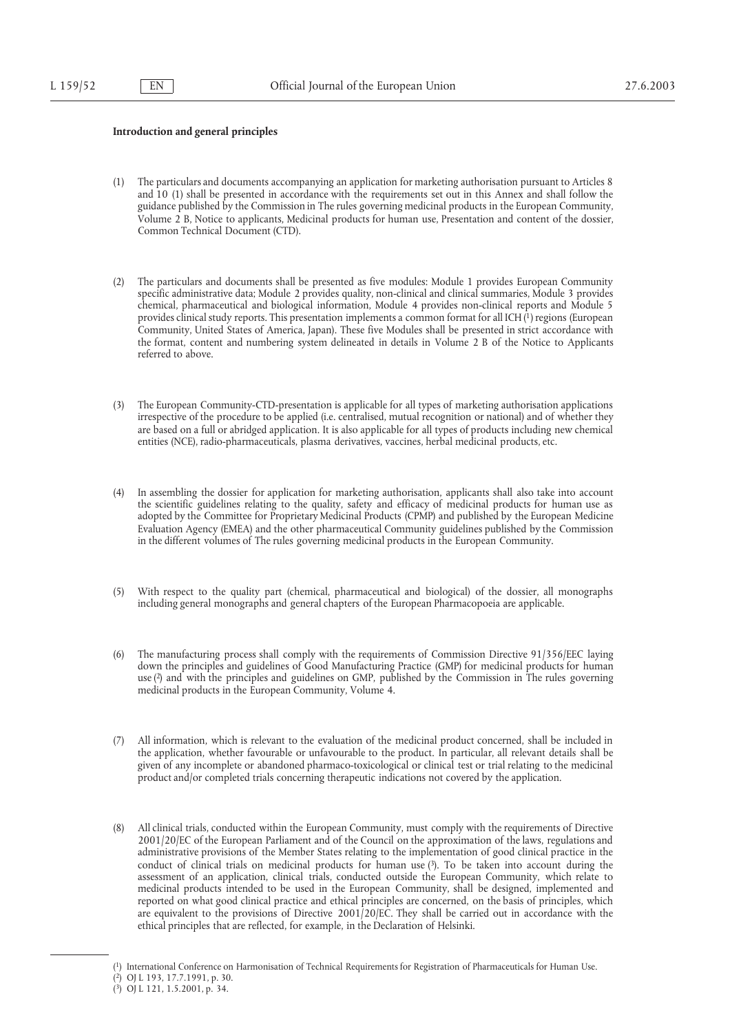**Introduction and general principles**

(1) The particulars and documents accompanying an application for marketing authorisation pursuant to Articles 8 and 10 (1) shall be presented in accordance with the requirements set out in this Annex and shall follow the guidance published by the Commission in The rules governing medicinal products in the European Community, Volume 2 B, Notice to applicants, Medicinal products for human use, Presentation and content of the dossier, Common Technical Document (CTD).

(2) The particulars and documents shall be presented as five modules: Module 1 provides European Community specific administrative data; Module 2 provides quality, non-clinical and clinical summaries, Module 3 provides chemical, pharmaceutical and biological information, Module 4 provides non-clinical reports and Module 5 provides clinical study reports. This presentation implements a common format for all ICH [1] regions (European Community, United States of America, Japan). These five Modules shall be presented in strict accordance with the format, content and numbering system delineated in details in Volume 2 B of the Notice to Applicants referred to above.

(3) The European Community-CTD-presentation is applicable for all types of marketing authorisation applications irrespective of the procedure to be applied (i.e. centralised, mutual recognition or national) and of whether they are based on a full or abridged application. It is also applicable for all types of products including new chemical entities (NCE), radio-pharmaceuticals, plasma derivatives, vaccines, herbal medicinal products, etc.

(4) In assembling the dossier for application for marketing authorisation, applicants shall also take into account the scientific guidelines relating to the quality, safety and efficacy of medicinal products for human use as adopted by the Committee for Proprietary Medicinal Products (CPMP) and published by the European Medicine Evaluation Agency (EMEA) and the other pharmaceutical Community guidelines published by the Commission in the different volumes of The rules governing medicinal products in the European Community.

(5) With respect to the quality part (chemical, pharmaceutical and biological) of the dossier, all monographs including general monographs and general chapters of the European Pharmacopoeia are applicable.

(6) The manufacturing process shall comply with the requirements of Commission Directive 91/356/EEC laying down the principles and guidelines of Good Manufacturing Practice (GMP) for medicinal products for human use [2] and with the principles and guidelines on GMP, published by the Commission in The rules governing medicinal products in the European Community, Volume 4.

(7) All information, which is relevant to the evaluation of the medicinal product concerned, shall be included in the application, whether favourable or unfavourable to the product. In particular, all relevant details shall be given of any incomplete or abandoned pharmaco-toxicological or clinical test or trial relating to the medicinal product and/or completed trials concerning therapeutic indications not covered by the application.

(8) All clinical trials, conducted within the European Community, must comply with the requirements of Directive 2001/20/EC of the European Parliament and of the Council on the approximation of the laws, regulations and administrative provisions of the Member States relating to the implementation of good clinical practice in the conduct of clinical trials on medicinal products for human use [3]. To be taken into account during the assessment of an application, clinical trials, conducted outside the European Community, which relate to medicinal products intended to be used in the European Community, shall be designed, implemented and reported on what good clinical practice and ethical principles are concerned, on the basis of principles, which are equivalent to the provisions of Directive 2001/20/EC. They shall be carried out in accordance with the ethical principles that are reflected, for example, in the Declaration of Helsinki.

---

[1] International Conference on Harmonisation of Technical Requirements for Registration of Pharmaceuticals for Human Use.

[2] OJ L 193, 17.7.1991, p. 30.

[3] OJ L 121, 1.5.2001, p. 34.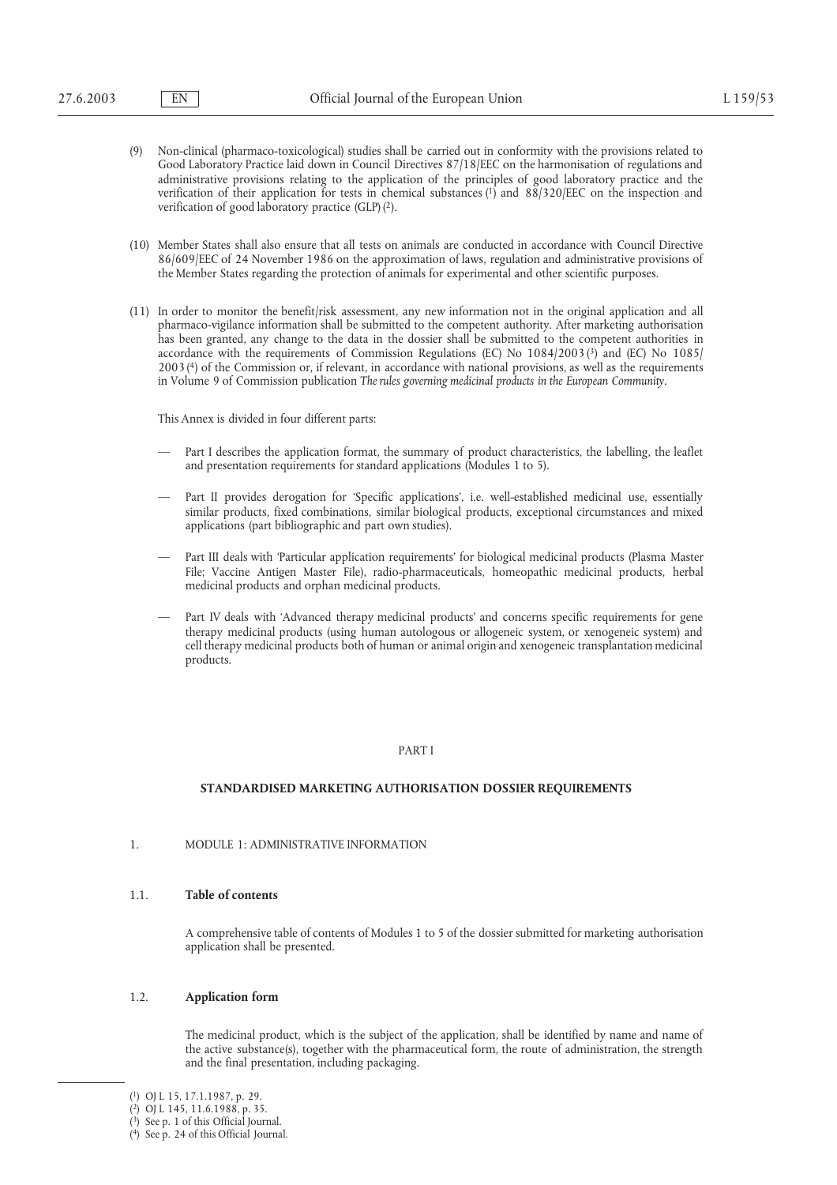(9) Non-clinical (pharmaco-toxicological) studies shall be carried out in conformity with the provisions related to Good Laboratory Practice laid down in Council Directives 87/18/EEC on the harmonisation of regulations and administrative provisions relating to the application of the principles of good laboratory practice and the verification of their application for tests in chemical substances [1] and 88/320/EEC on the inspection and verification of good laboratory practice (GLP) [2].

(10) Member States shall also ensure that all tests on animals are conducted in accordance with Council Directive 86/609/EEC of 24 November 1986 on the approximation of laws, regulation and administrative provisions of the Member States regarding the protection of animals for experimental and other scientific purposes.

(11) In order to monitor the benefit/risk assessment, any new information not in the original application and all pharmaco-vigilance information shall be submitted to the competent authority. After marketing authorisation has been granted, any change to the data in the dossier shall be submitted to the competent authorities in accordance with the requirements of Commission Regulations (EC) No 1084/2003 [3] and (EC) No 1085/2003 [4] of the Commission or, if relevant, in accordance with national provisions, as well as the requirements in Volume 9 of Commission publication *The rules governing medicinal products in the European Community*.

This Annex is divided in four different parts:

— Part I describes the application format, the summary of product characteristics, the labelling, the leaflet and presentation requirements for standard applications (Modules 1 to 5).

— Part II provides derogation for 'Specific applications', i.e. well-established medicinal use, essentially similar products, fixed combinations, similar biological products, exceptional circumstances and mixed applications (part bibliographic and part own studies).

— Part III deals with 'Particular application requirements' for biological medicinal products (Plasma Master File; Vaccine Antigen Master File), radio-pharmaceuticals, homeopathic medicinal products, herbal medicinal products and orphan medicinal products.

— Part IV deals with 'Advanced therapy medicinal products' and concerns specific requirements for gene therapy medicinal products (using human autologous or allogeneic system, or xenogeneic system) and cell therapy medicinal products both of human or animal origin and xenogeneic transplantation medicinal products.

# PART I

## STANDARDISED MARKETING AUTHORISATION DOSSIER REQUIREMENTS

### 1. MODULE 1: ADMINISTRATIVE INFORMATION

#### 1.1. **Table of contents**

A comprehensive table of contents of Modules 1 to 5 of the dossier submitted for marketing authorisation application shall be presented.

#### 1.2. **Application form**

The medicinal product, which is the subject of the application, shall be identified by name and name of the active substance(s), together with the pharmaceutical form, the route of administration, the strength and the final presentation, including packaging.

---

[1] OJ L 15, 17.1.1987, p. 29.
[2] OJ L 145, 11.6.1988, p. 35.
[3] See p. 1 of this Official Journal.
[4] See p. 24 of this Official Journal.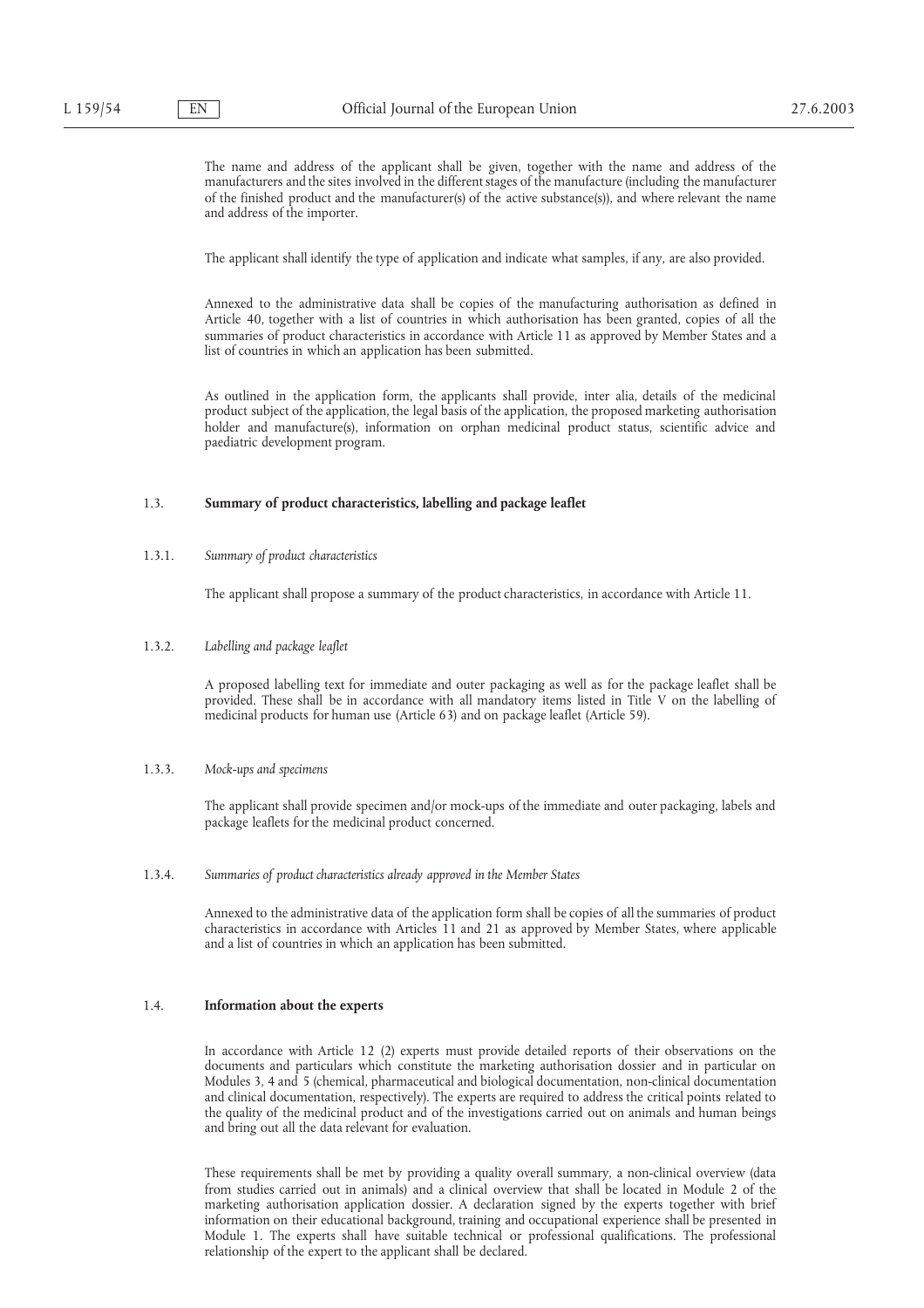The name and address of the applicant shall be given, together with the name and address of the manufacturers and the sites involved in the different stages of the manufacture (including the manufacturer of the finished product and the manufacturer(s) of the active substance(s)), and where relevant the name and address of the importer.

The applicant shall identify the type of application and indicate what samples, if any, are also provided.

Annexed to the administrative data shall be copies of the manufacturing authorisation as defined in Article 40, together with a list of countries in which authorisation has been granted, copies of all the summaries of product characteristics in accordance with Article 11 as approved by Member States and a list of countries in which an application has been submitted.

As outlined in the application form, the applicants shall provide, inter alia, details of the medicinal product subject of the application, the legal basis of the application, the proposed marketing authorisation holder and manufacture(s), information on orphan medicinal product status, scientific advice and paediatric development program.

### 1.3. Summary of product characteristics, labelling and package leaflet

#### 1.3.1. *Summary of product characteristics*

The applicant shall propose a summary of the product characteristics, in accordance with Article 11.

#### 1.3.2. *Labelling and package leaflet*

A proposed labelling text for immediate and outer packaging as well as for the package leaflet shall be provided. These shall be in accordance with all mandatory items listed in Title V on the labelling of medicinal products for human use (Article 63) and on package leaflet (Article 59).

#### 1.3.3. *Mock-ups and specimens*

The applicant shall provide specimen and/or mock-ups of the immediate and outer packaging, labels and package leaflets for the medicinal product concerned.

#### 1.3.4. *Summaries of product characteristics already approved in the Member States*

Annexed to the administrative data of the application form shall be copies of all the summaries of product characteristics in accordance with Articles 11 and 21 as approved by Member States, where applicable and a list of countries in which an application has been submitted.

### 1.4. Information about the experts

In accordance with Article 12 (2) experts must provide detailed reports of their observations on the documents and particulars which constitute the marketing authorisation dossier and in particular on Modules 3, 4 and 5 (chemical, pharmaceutical and biological documentation, non-clinical documentation and clinical documentation, respectively). The experts are required to address the critical points related to the quality of the medicinal product and of the investigations carried out on animals and human beings and bring out all the data relevant for evaluation.

These requirements shall be met by providing a quality overall summary, a non-clinical overview (data from studies carried out in animals) and a clinical overview that shall be located in Module 2 of the marketing authorisation application dossier. A declaration signed by the experts together with brief information on their educational background, training and occupational experience shall be presented in Module 1. The experts shall have suitable technical or professional qualifications. The professional relationship of the expert to the applicant shall be declared.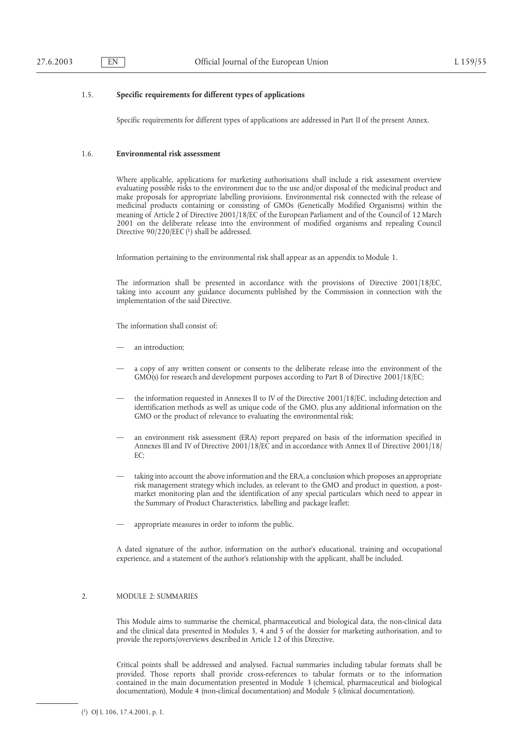### 1.5. **Specific requirements for different types of applications**

Specific requirements for different types of applications are addressed in Part II of the present Annex.

### 1.6. **Environmental risk assessment**

Where applicable, applications for marketing authorisations shall include a risk assessment overview evaluating possible risks to the environment due to the use and/or disposal of the medicinal product and make proposals for appropriate labelling provisions. Environmental risk connected with the release of medicinal products containing or consisting of GMOs (Genetically Modified Organisms) within the meaning of Article 2 of Directive 2001/18/EC of the European Parliament and of the Council of 12 March 2001 on the deliberate release into the environment of modified organisms and repealing Council Directive 90/220/EEC [1] shall be addressed.

Information pertaining to the environmental risk shall appear as an appendix to Module 1.

The information shall be presented in accordance with the provisions of Directive 2001/18/EC, taking into account any guidance documents published by the Commission in connection with the implementation of the said Directive.

The information shall consist of:

— an introduction;

— a copy of any written consent or consents to the deliberate release into the environment of the GMO(s) for research and development purposes according to Part B of Directive 2001/18/EC;

— the information requested in Annexes II to IV of the Directive 2001/18/EC, including detection and identification methods as well as unique code of the GMO, plus any additional information on the GMO or the product of relevance to evaluating the environmental risk;

— an environment risk assessment (ERA) report prepared on basis of the information specified in Annexes III and IV of Directive 2001/18/EC and in accordance with Annex II of Directive 2001/18/EC;

— taking into account the above information and the ERA, a conclusion which proposes an appropriate risk management strategy which includes, as relevant to the GMO and product in question, a post-market monitoring plan and the identification of any special particulars which need to appear in the Summary of Product Characteristics, labelling and package leaflet;

— appropriate measures in order to inform the public.

A dated signature of the author, information on the author's educational, training and occupational experience, and a statement of the author's relationship with the applicant, shall be included.

## 2. MODULE 2: SUMMARIES

This Module aims to summarise the chemical, pharmaceutical and biological data, the non-clinical data and the clinical data presented in Modules 3, 4 and 5 of the dossier for marketing authorisation, and to provide the reports/overviews described in Article 12 of this Directive.

Critical points shall be addressed and analysed. Factual summaries including tabular formats shall be provided. Those reports shall provide cross-references to tabular formats or to the information contained in the main documentation presented in Module 3 (chemical, pharmaceutical and biological documentation), Module 4 (non-clinical documentation) and Module 5 (clinical documentation).

---

[1] OJ L 106, 17.4.2001, p. 1.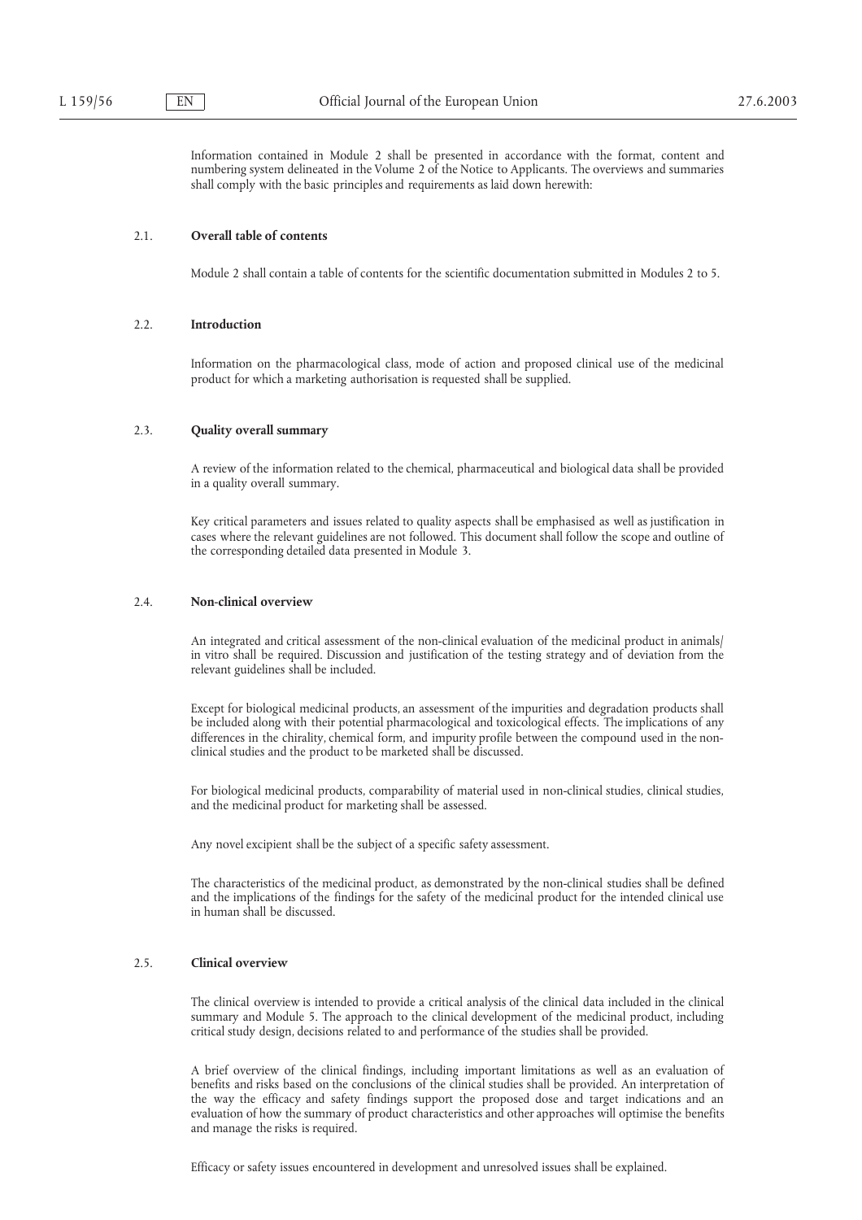Information contained in Module 2 shall be presented in accordance with the format, content and numbering system delineated in the Volume 2 of the Notice to Applicants. The overviews and summaries shall comply with the basic principles and requirements as laid down herewith:

## 2.1. **Overall table of contents**

Module 2 shall contain a table of contents for the scientific documentation submitted in Modules 2 to 5.

## 2.2. **Introduction**

Information on the pharmacological class, mode of action and proposed clinical use of the medicinal product for which a marketing authorisation is requested shall be supplied.

## 2.3. **Quality overall summary**

A review of the information related to the chemical, pharmaceutical and biological data shall be provided in a quality overall summary.

Key critical parameters and issues related to quality aspects shall be emphasised as well as justification in cases where the relevant guidelines are not followed. This document shall follow the scope and outline of the corresponding detailed data presented in Module 3.

## 2.4. **Non-clinical overview**

An integrated and critical assessment of the non-clinical evaluation of the medicinal product in animals/in vitro shall be required. Discussion and justification of the testing strategy and of deviation from the relevant guidelines shall be included.

Except for biological medicinal products, an assessment of the impurities and degradation products shall be included along with their potential pharmacological and toxicological effects. The implications of any differences in the chirality, chemical form, and impurity profile between the compound used in the non-clinical studies and the product to be marketed shall be discussed.

For biological medicinal products, comparability of material used in non-clinical studies, clinical studies, and the medicinal product for marketing shall be assessed.

Any novel excipient shall be the subject of a specific safety assessment.

The characteristics of the medicinal product, as demonstrated by the non-clinical studies shall be defined and the implications of the findings for the safety of the medicinal product for the intended clinical use in human shall be discussed.

## 2.5. **Clinical overview**

The clinical overview is intended to provide a critical analysis of the clinical data included in the clinical summary and Module 5. The approach to the clinical development of the medicinal product, including critical study design, decisions related to and performance of the studies shall be provided.

A brief overview of the clinical findings, including important limitations as well as an evaluation of benefits and risks based on the conclusions of the clinical studies shall be provided. An interpretation of the way the efficacy and safety findings support the proposed dose and target indications and an evaluation of how the summary of product characteristics and other approaches will optimise the benefits and manage the risks is required.

Efficacy or safety issues encountered in development and unresolved issues shall be explained.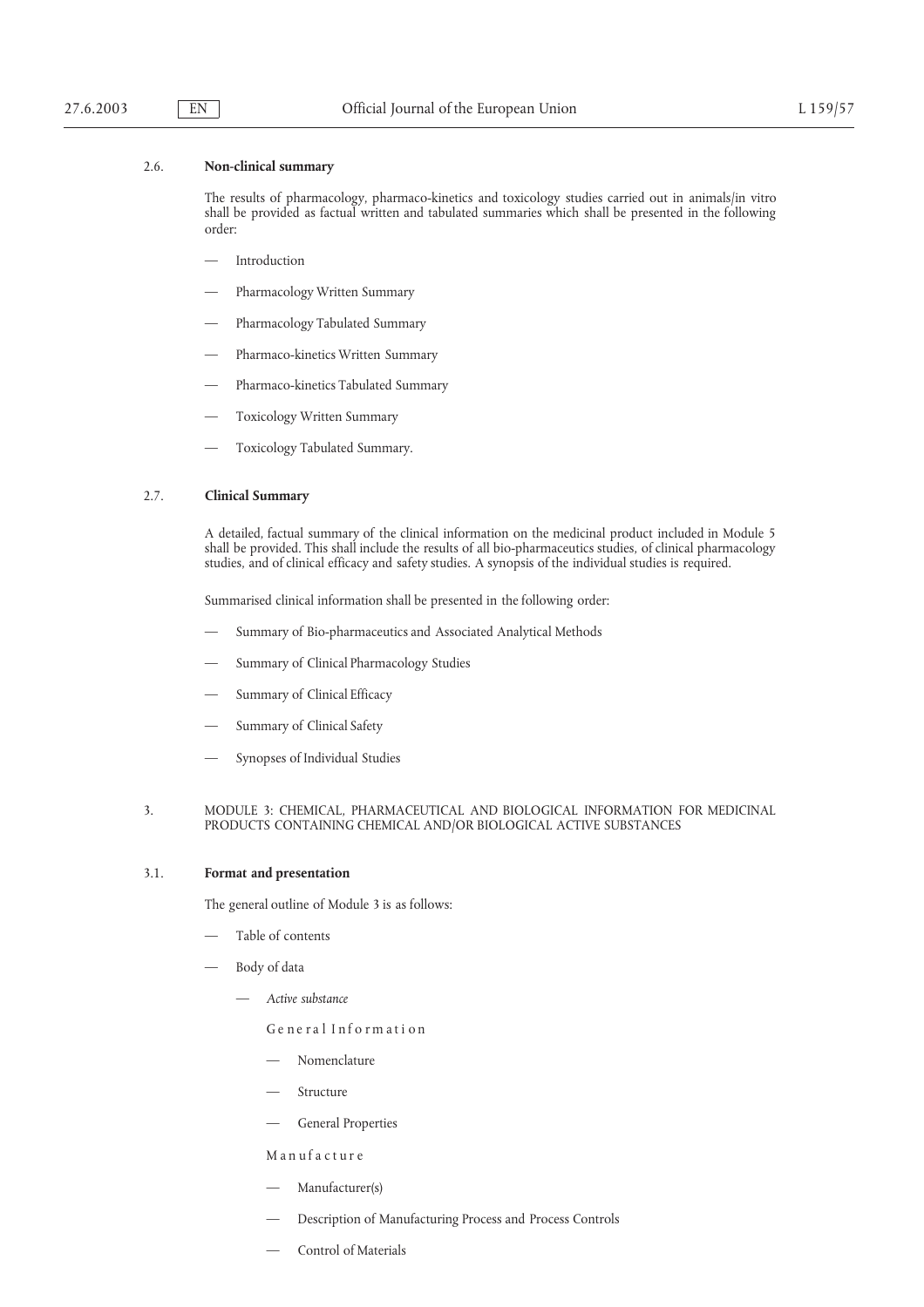### 2.6. **Non-clinical summary**

The results of pharmacology, pharmaco-kinetics and toxicology studies carried out in animals/in vitro shall be provided as factual written and tabulated summaries which shall be presented in the following order:

- Introduction
- Pharmacology Written Summary
- Pharmacology Tabulated Summary
- Pharmaco-kinetics Written Summary
- Pharmaco-kinetics Tabulated Summary
- Toxicology Written Summary
- Toxicology Tabulated Summary.

### 2.7. **Clinical Summary**

A detailed, factual summary of the clinical information on the medicinal product included in Module 5 shall be provided. This shall include the results of all bio-pharmaceutics studies, of clinical pharmacology studies, and of clinical efficacy and safety studies. A synopsis of the individual studies is required.

Summarised clinical information shall be presented in the following order:

- Summary of Bio-pharmaceutics and Associated Analytical Methods
- Summary of Clinical Pharmacology Studies
- Summary of Clinical Efficacy
- Summary of Clinical Safety
- Synopses of Individual Studies

## 3. MODULE 3: CHEMICAL, PHARMACEUTICAL AND BIOLOGICAL INFORMATION FOR MEDICINAL PRODUCTS CONTAINING CHEMICAL AND/OR BIOLOGICAL ACTIVE SUBSTANCES

### 3.1. **Format and presentation**

The general outline of Module 3 is as follows:

- Table of contents
- Body of data
  - *Active substance*

    General Information

    - Nomenclature
    - Structure
    - General Properties

    Manufacture

    - Manufacturer(s)
    - Description of Manufacturing Process and Process Controls
    - Control of Materials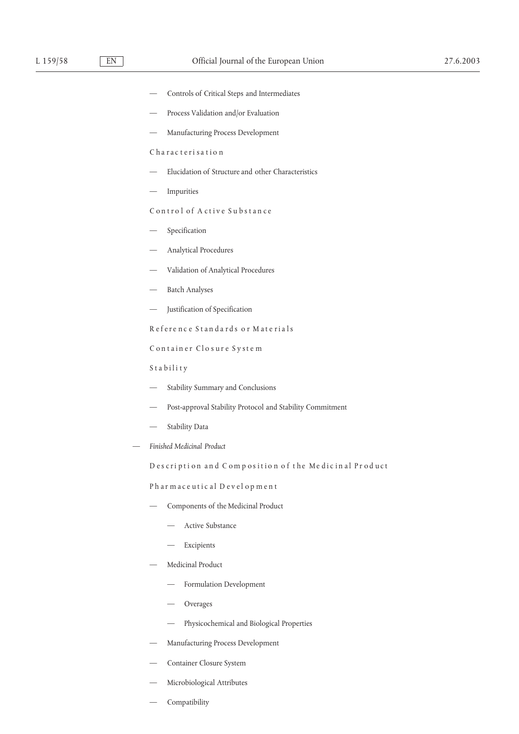- Controls of Critical Steps and Intermediates
- Process Validation and/or Evaluation
- Manufacturing Process Development

Characterisation

- Elucidation of Structure and other Characteristics
- Impurities

Control of Active Substance

- Specification
- Analytical Procedures
- Validation of Analytical Procedures
- Batch Analyses
- Justification of Specification

Reference Standards or Materials

Container Closure System

Stability

- Stability Summary and Conclusions
- Post-approval Stability Protocol and Stability Commitment
- Stability Data

- *Finished Medicinal Product*

  Description and Composition of the Medicinal Product

  Pharmaceutical Development

  - Components of the Medicinal Product
    - Active Substance
    - Excipients
  - Medicinal Product
    - Formulation Development
    - Overages
    - Physicochemical and Biological Properties
  - Manufacturing Process Development
  - Container Closure System
  - Microbiological Attributes
  - Compatibility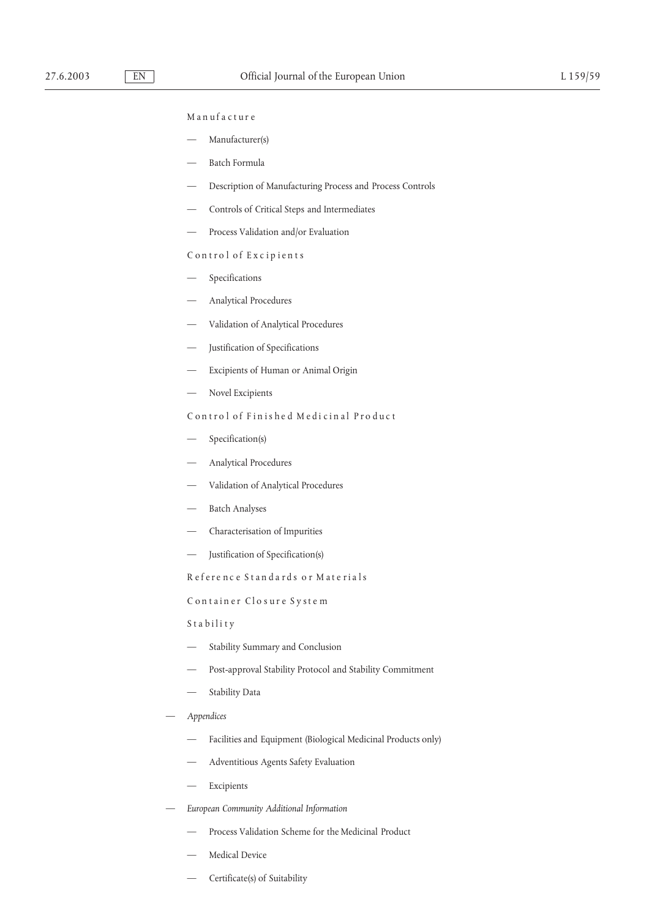Manufacture

- Manufacturer(s)
- Batch Formula
- Description of Manufacturing Process and Process Controls
- Controls of Critical Steps and Intermediates
- Process Validation and/or Evaluation

Control of Excipients

- Specifications
- Analytical Procedures
- Validation of Analytical Procedures
- Justification of Specifications
- Excipients of Human or Animal Origin
- Novel Excipients

Control of Finished Medicinal Product

- Specification(s)
- Analytical Procedures
- Validation of Analytical Procedures
- Batch Analyses
- Characterisation of Impurities
- Justification of Specification(s)

Reference Standards or Materials

Container Closure System

Stability

- Stability Summary and Conclusion
- Post-approval Stability Protocol and Stability Commitment
- Stability Data

- *Appendices*
  - Facilities and Equipment (Biological Medicinal Products only)
  - Adventitious Agents Safety Evaluation
  - Excipients
- *European Community Additional Information*
  - Process Validation Scheme for the Medicinal Product
  - Medical Device
  - Certificate(s) of Suitability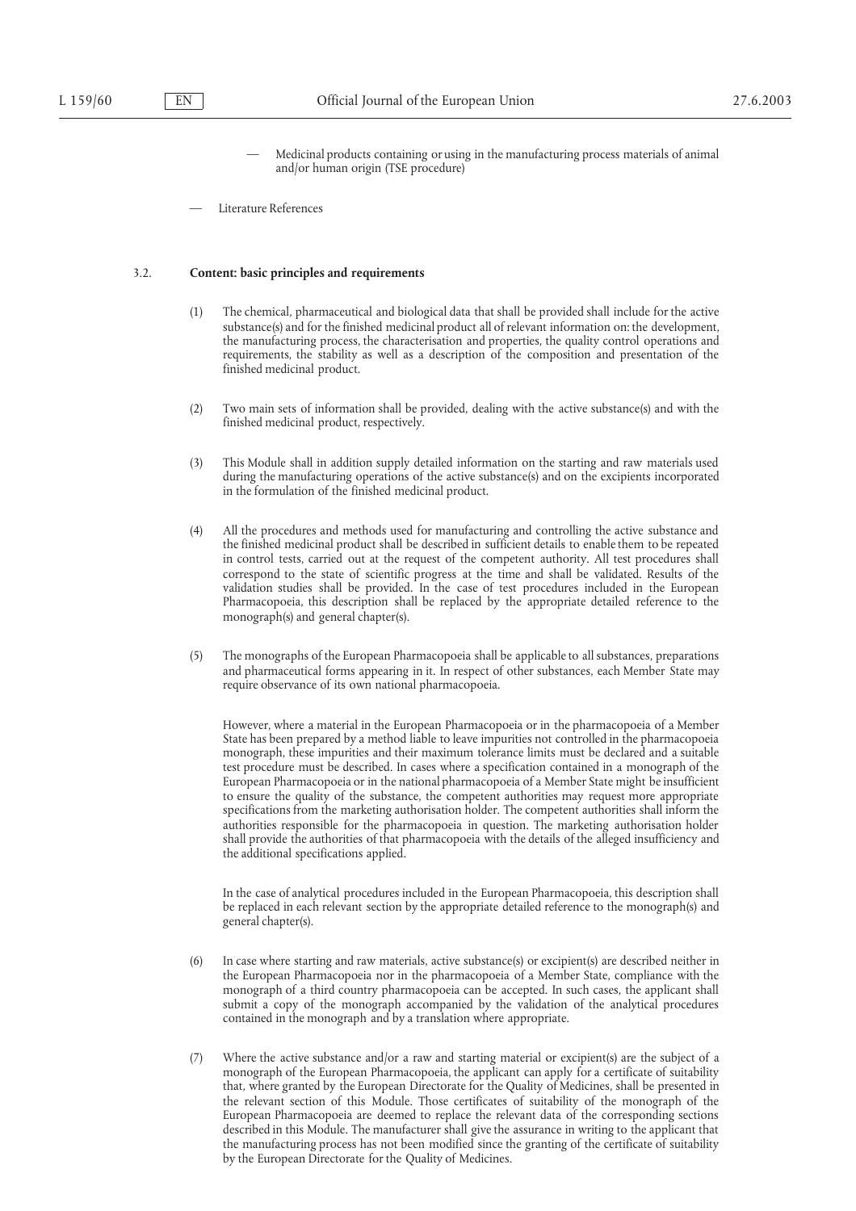— Medicinal products containing or using in the manufacturing process materials of animal and/or human origin (TSE procedure)

— Literature References

### 3.2. **Content: basic principles and requirements**

(1) The chemical, pharmaceutical and biological data that shall be provided shall include for the active substance(s) and for the finished medicinal product all of relevant information on: the development, the manufacturing process, the characterisation and properties, the quality control operations and requirements, the stability as well as a description of the composition and presentation of the finished medicinal product.

(2) Two main sets of information shall be provided, dealing with the active substance(s) and with the finished medicinal product, respectively.

(3) This Module shall in addition supply detailed information on the starting and raw materials used during the manufacturing operations of the active substance(s) and on the excipients incorporated in the formulation of the finished medicinal product.

(4) All the procedures and methods used for manufacturing and controlling the active substance and the finished medicinal product shall be described in sufficient details to enable them to be repeated in control tests, carried out at the request of the competent authority. All test procedures shall correspond to the state of scientific progress at the time and shall be validated. Results of the validation studies shall be provided. In the case of test procedures included in the European Pharmacopoeia, this description shall be replaced by the appropriate detailed reference to the monograph(s) and general chapter(s).

(5) The monographs of the European Pharmacopoeia shall be applicable to all substances, preparations and pharmaceutical forms appearing in it. In respect of other substances, each Member State may require observance of its own national pharmacopoeia.

However, where a material in the European Pharmacopoeia or in the pharmacopoeia of a Member State has been prepared by a method liable to leave impurities not controlled in the pharmacopoeia monograph, these impurities and their maximum tolerance limits must be declared and a suitable test procedure must be described. In cases where a specification contained in a monograph of the European Pharmacopoeia or in the national pharmacopoeia of a Member State might be insufficient to ensure the quality of the substance, the competent authorities may request more appropriate specifications from the marketing authorisation holder. The competent authorities shall inform the authorities responsible for the pharmacopoeia in question. The marketing authorisation holder shall provide the authorities of that pharmacopoeia with the details of the alleged insufficiency and the additional specifications applied.

In the case of analytical procedures included in the European Pharmacopoeia, this description shall be replaced in each relevant section by the appropriate detailed reference to the monograph(s) and general chapter(s).

(6) In case where starting and raw materials, active substance(s) or excipient(s) are described neither in the European Pharmacopoeia nor in the pharmacopoeia of a Member State, compliance with the monograph of a third country pharmacopoeia can be accepted. In such cases, the applicant shall submit a copy of the monograph accompanied by the validation of the analytical procedures contained in the monograph and by a translation where appropriate.

(7) Where the active substance and/or a raw and starting material or excipient(s) are the subject of a monograph of the European Pharmacopoeia, the applicant can apply for a certificate of suitability that, where granted by the European Directorate for the Quality of Medicines, shall be presented in the relevant section of this Module. Those certificates of suitability of the monograph of the European Pharmacopoeia are deemed to replace the relevant data of the corresponding sections described in this Module. The manufacturer shall give the assurance in writing to the applicant that the manufacturing process has not been modified since the granting of the certificate of suitability by the European Directorate for the Quality of Medicines.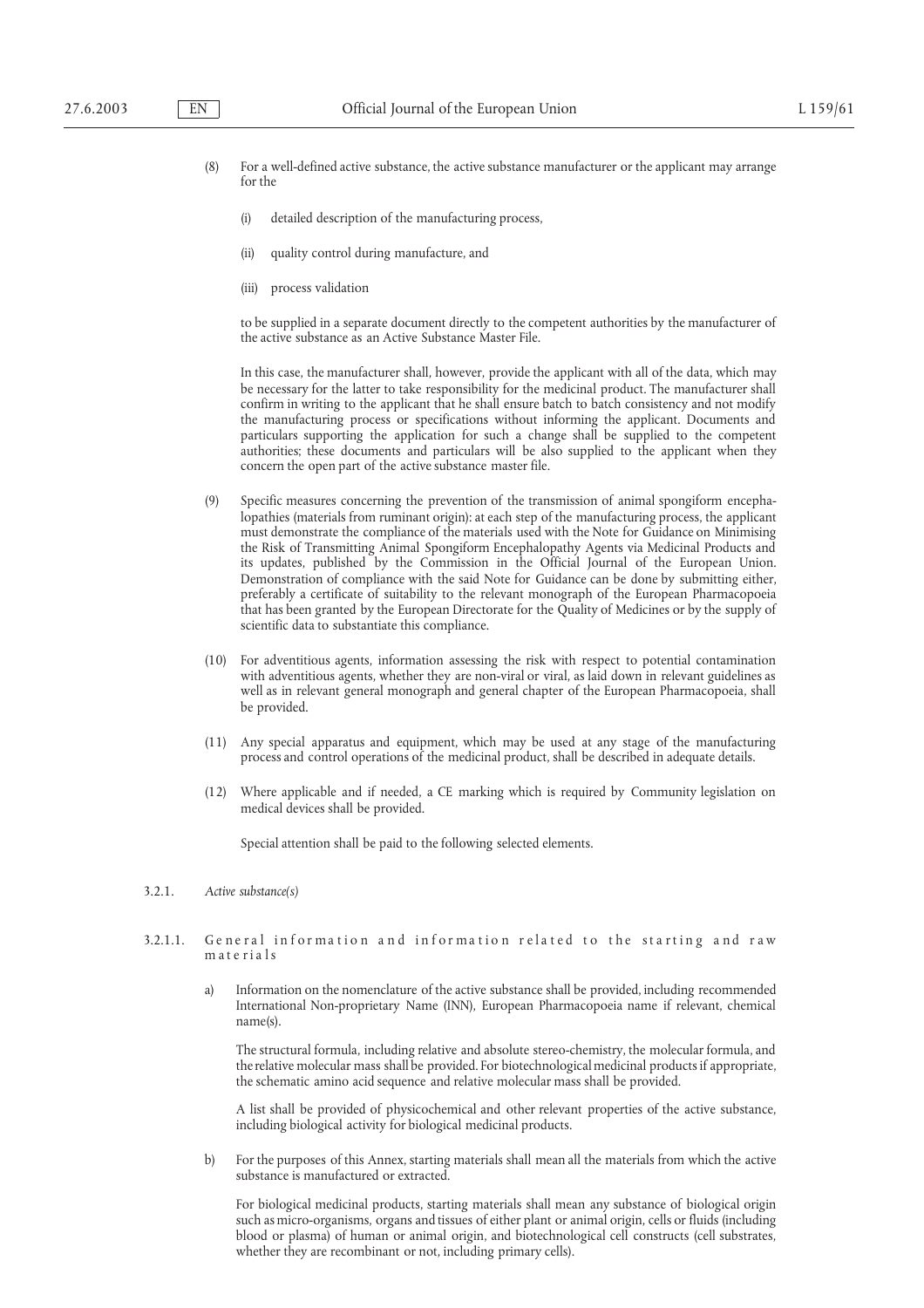(8) For a well-defined active substance, the active substance manufacturer or the applicant may arrange for the

   (i) detailed description of the manufacturing process,

   (ii) quality control during manufacture, and

   (iii) process validation

   to be supplied in a separate document directly to the competent authorities by the manufacturer of the active substance as an Active Substance Master File.

   In this case, the manufacturer shall, however, provide the applicant with all of the data, which may be necessary for the latter to take responsibility for the medicinal product. The manufacturer shall confirm in writing to the applicant that he shall ensure batch to batch consistency and not modify the manufacturing process or specifications without informing the applicant. Documents and particulars supporting the application for such a change shall be supplied to the competent authorities; these documents and particulars will be also supplied to the applicant when they concern the open part of the active substance master file.

(9) Specific measures concerning the prevention of the transmission of animal spongiform encephalopathies (materials from ruminant origin): at each step of the manufacturing process, the applicant must demonstrate the compliance of the materials used with the Note for Guidance on Minimising the Risk of Transmitting Animal Spongiform Encephalopathy Agents via Medicinal Products and its updates, published by the Commission in the Official Journal of the European Union. Demonstration of compliance with the said Note for Guidance can be done by submitting either, preferably a certificate of suitability to the relevant monograph of the European Pharmacopoeia that has been granted by the European Directorate for the Quality of Medicines or by the supply of scientific data to substantiate this compliance.

(10) For adventitious agents, information assessing the risk with respect to potential contamination with adventitious agents, whether they are non-viral or viral, as laid down in relevant guidelines as well as in relevant general monograph and general chapter of the European Pharmacopoeia, shall be provided.

(11) Any special apparatus and equipment, which may be used at any stage of the manufacturing process and control operations of the medicinal product, shall be described in adequate details.

(12) Where applicable and if needed, a CE marking which is required by Community legislation on medical devices shall be provided.

   Special attention shall be paid to the following selected elements.

3.2.1. *Active substance(s)*

3.2.1.1. General information and information related to the starting and raw materials

a) Information on the nomenclature of the active substance shall be provided, including recommended International Non-proprietary Name (INN), European Pharmacopoeia name if relevant, chemical name(s).

   The structural formula, including relative and absolute stereo-chemistry, the molecular formula, and the relative molecular mass shall be provided. For biotechnological medicinal products if appropriate, the schematic amino acid sequence and relative molecular mass shall be provided.

   A list shall be provided of physicochemical and other relevant properties of the active substance, including biological activity for biological medicinal products.

b) For the purposes of this Annex, starting materials shall mean all the materials from which the active substance is manufactured or extracted.

   For biological medicinal products, starting materials shall mean any substance of biological origin such as micro-organisms, organs and tissues of either plant or animal origin, cells or fluids (including blood or plasma) of human or animal origin, and biotechnological cell constructs (cell substrates, whether they are recombinant or not, including primary cells).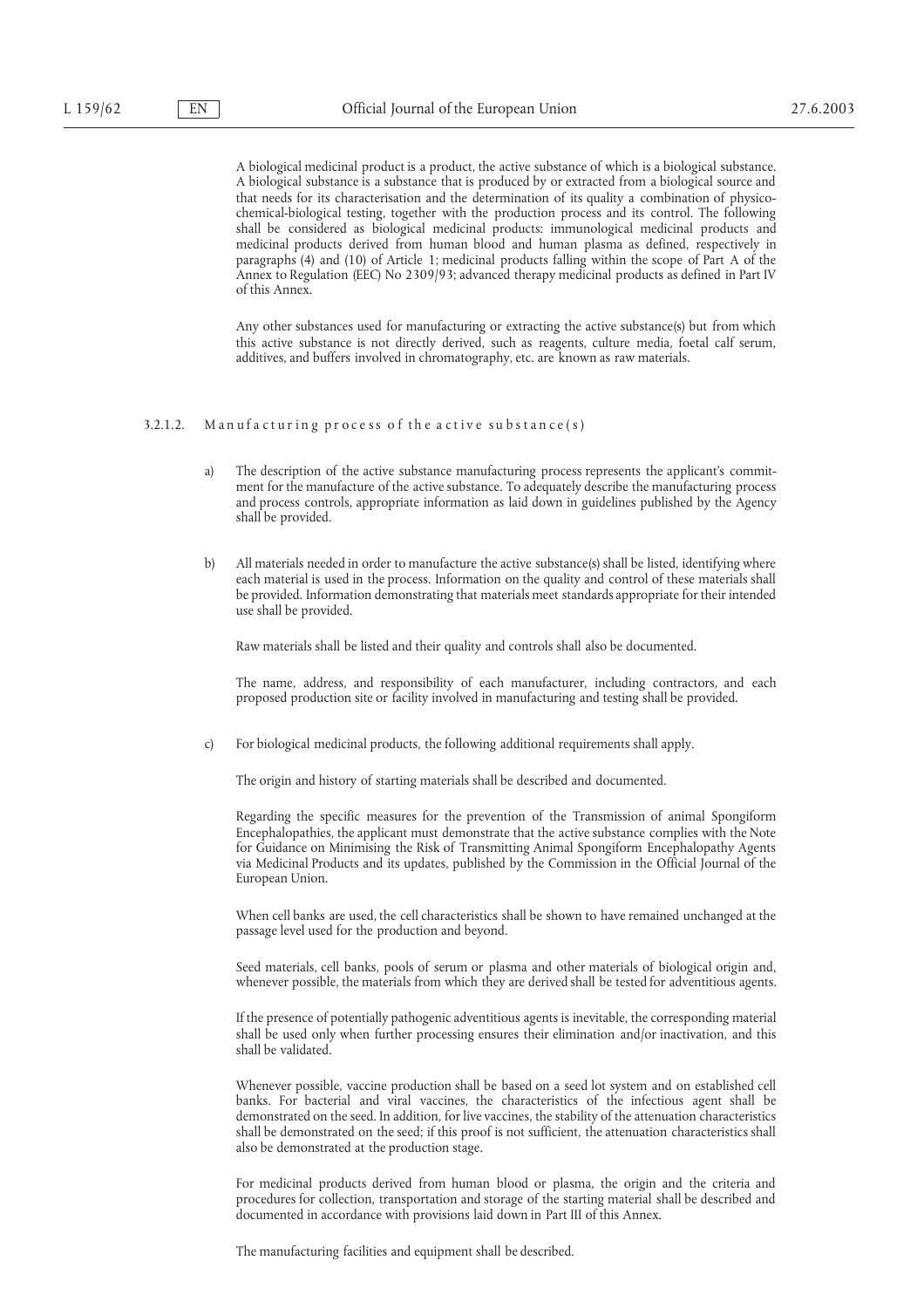A biological medicinal product is a product, the active substance of which is a biological substance. A biological substance is a substance that is produced by or extracted from a biological source and that needs for its characterisation and the determination of its quality a combination of physico-chemical-biological testing, together with the production process and its control. The following shall be considered as biological medicinal products: immunological medicinal products and medicinal products derived from human blood and human plasma as defined, respectively in paragraphs (4) and (10) of Article 1; medicinal products falling within the scope of Part A of the Annex to Regulation (EEC) No 2309/93; advanced therapy medicinal products as defined in Part IV of this Annex.

Any other substances used for manufacturing or extracting the active substance(s) but from which this active substance is not directly derived, such as reagents, culture media, foetal calf serum, additives, and buffers involved in chromatography, etc. are known as raw materials.

#### 3.2.1.2. Manufacturing process of the active substance(s)

a) The description of the active substance manufacturing process represents the applicant's commitment for the manufacture of the active substance. To adequately describe the manufacturing process and process controls, appropriate information as laid down in guidelines published by the Agency shall be provided.

b) All materials needed in order to manufacture the active substance(s) shall be listed, identifying where each material is used in the process. Information on the quality and control of these materials shall be provided. Information demonstrating that materials meet standards appropriate for their intended use shall be provided.

Raw materials shall be listed and their quality and controls shall also be documented.

The name, address, and responsibility of each manufacturer, including contractors, and each proposed production site or facility involved in manufacturing and testing shall be provided.

c) For biological medicinal products, the following additional requirements shall apply.

The origin and history of starting materials shall be described and documented.

Regarding the specific measures for the prevention of the Transmission of animal Spongiform Encephalopathies, the applicant must demonstrate that the active substance complies with the Note for Guidance on Minimising the Risk of Transmitting Animal Spongiform Encephalopathy Agents via Medicinal Products and its updates, published by the Commission in the Official Journal of the European Union.

When cell banks are used, the cell characteristics shall be shown to have remained unchanged at the passage level used for the production and beyond.

Seed materials, cell banks, pools of serum or plasma and other materials of biological origin and, whenever possible, the materials from which they are derived shall be tested for adventitious agents.

If the presence of potentially pathogenic adventitious agents is inevitable, the corresponding material shall be used only when further processing ensures their elimination and/or inactivation, and this shall be validated.

Whenever possible, vaccine production shall be based on a seed lot system and on established cell banks. For bacterial and viral vaccines, the characteristics of the infectious agent shall be demonstrated on the seed. In addition, for live vaccines, the stability of the attenuation characteristics shall be demonstrated on the seed; if this proof is not sufficient, the attenuation characteristics shall also be demonstrated at the production stage.

For medicinal products derived from human blood or plasma, the origin and the criteria and procedures for collection, transportation and storage of the starting material shall be described and documented in accordance with provisions laid down in Part III of this Annex.

The manufacturing facilities and equipment shall be described.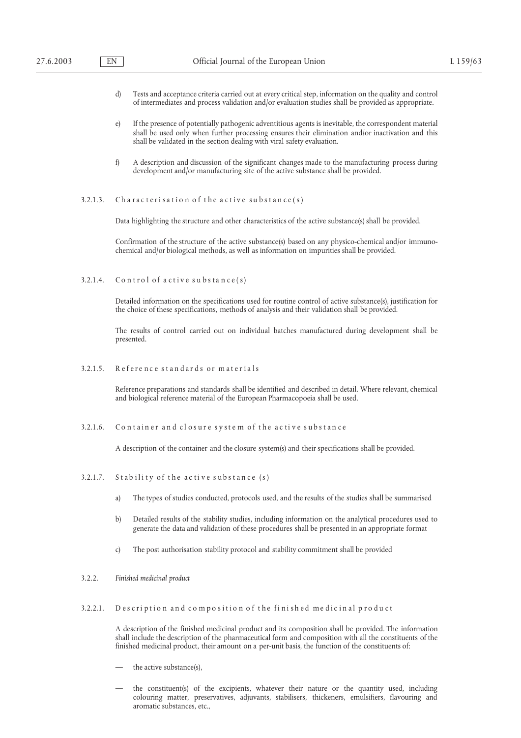d) Tests and acceptance criteria carried out at every critical step, information on the quality and control of intermediates and process validation and/or evaluation studies shall be provided as appropriate.

e) If the presence of potentially pathogenic adventitious agents is inevitable, the correspondent material shall be used only when further processing ensures their elimination and/or inactivation and this shall be validated in the section dealing with viral safety evaluation.

f) A description and discussion of the significant changes made to the manufacturing process during development and/or manufacturing site of the active substance shall be provided.

#### 3.2.1.3. Characterisation of the active substance(s)

Data highlighting the structure and other characteristics of the active substance(s) shall be provided.

Confirmation of the structure of the active substance(s) based on any physico-chemical and/or immuno-chemical and/or biological methods, as well as information on impurities shall be provided.

#### 3.2.1.4. Control of active substance(s)

Detailed information on the specifications used for routine control of active substance(s), justification for the choice of these specifications, methods of analysis and their validation shall be provided.

The results of control carried out on individual batches manufactured during development shall be presented.

#### 3.2.1.5. Reference standards or materials

Reference preparations and standards shall be identified and described in detail. Where relevant, chemical and biological reference material of the European Pharmacopoeia shall be used.

#### 3.2.1.6. Container and closure system of the active substance

A description of the container and the closure system(s) and their specifications shall be provided.

#### 3.2.1.7. Stability of the active substance (s)

a) The types of studies conducted, protocols used, and the results of the studies shall be summarised

b) Detailed results of the stability studies, including information on the analytical procedures used to generate the data and validation of these procedures shall be presented in an appropriate format

c) The post authorisation stability protocol and stability commitment shall be provided

### 3.2.2. *Finished medicinal product*

#### 3.2.2.1. Description and composition of the finished medicinal product

A description of the finished medicinal product and its composition shall be provided. The information shall include the description of the pharmaceutical form and composition with all the constituents of the finished medicinal product, their amount on a per-unit basis, the function of the constituents of:

— the active substance(s),

— the constituent(s) of the excipients, whatever their nature or the quantity used, including colouring matter, preservatives, adjuvants, stabilisers, thickeners, emulsifiers, flavouring and aromatic substances, etc.,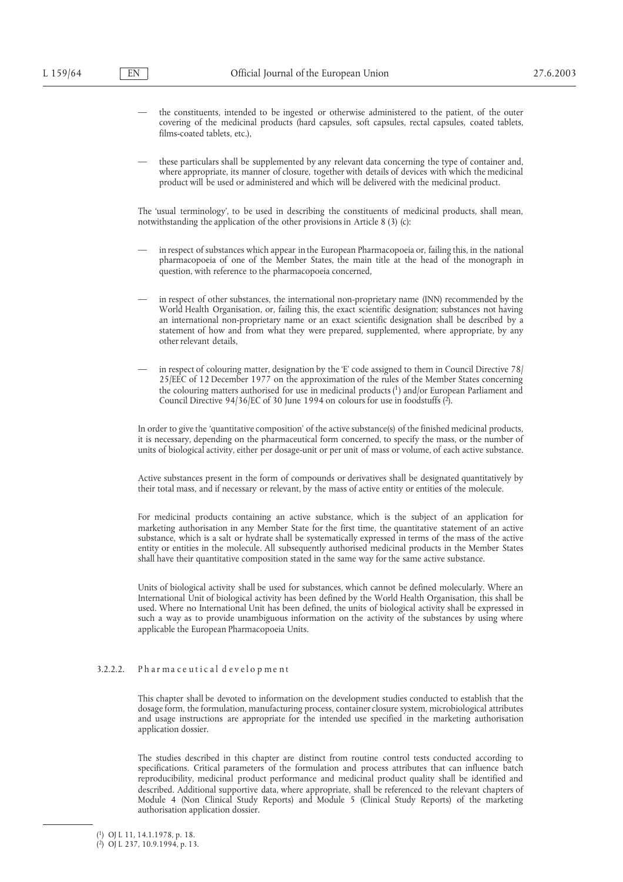— the constituents, intended to be ingested or otherwise administered to the patient, of the outer covering of the medicinal products (hard capsules, soft capsules, rectal capsules, coated tablets, films-coated tablets, etc.),

— these particulars shall be supplemented by any relevant data concerning the type of container and, where appropriate, its manner of closure, together with details of devices with which the medicinal product will be used or administered and which will be delivered with the medicinal product.

The 'usual terminology', to be used in describing the constituents of medicinal products, shall mean, notwithstanding the application of the other provisions in Article 8 (3) (c):

— in respect of substances which appear in the European Pharmacopoeia or, failing this, in the national pharmacopoeia of one of the Member States, the main title at the head of the monograph in question, with reference to the pharmacopoeia concerned,

— in respect of other substances, the international non-proprietary name (INN) recommended by the World Health Organisation, or, failing this, the exact scientific designation; substances not having an international non-proprietary name or an exact scientific designation shall be described by a statement of how and from what they were prepared, supplemented, where appropriate, by any other relevant details,

— in respect of colouring matter, designation by the 'E' code assigned to them in Council Directive 78/25/EEC of 12 December 1977 on the approximation of the rules of the Member States concerning the colouring matters authorised for use in medicinal products [1] and/or European Parliament and Council Directive 94/36/EC of 30 June 1994 on colours for use in foodstuffs [2].

In order to give the 'quantitative composition' of the active substance(s) of the finished medicinal products, it is necessary, depending on the pharmaceutical form concerned, to specify the mass, or the number of units of biological activity, either per dosage-unit or per unit of mass or volume, of each active substance.

Active substances present in the form of compounds or derivatives shall be designated quantitatively by their total mass, and if necessary or relevant, by the mass of active entity or entities of the molecule.

For medicinal products containing an active substance, which is the subject of an application for marketing authorisation in any Member State for the first time, the quantitative statement of an active substance, which is a salt or hydrate shall be systematically expressed in terms of the mass of the active entity or entities in the molecule. All subsequently authorised medicinal products in the Member States shall have their quantitative composition stated in the same way for the same active substance.

Units of biological activity shall be used for substances, which cannot be defined molecularly. Where an International Unit of biological activity has been defined by the World Health Organisation, this shall be used. Where no International Unit has been defined, the units of biological activity shall be expressed in such a way as to provide unambiguous information on the activity of the substances by using where applicable the European Pharmacopoeia Units.

### 3.2.2.2. Pharmaceutical development

This chapter shall be devoted to information on the development studies conducted to establish that the dosage form, the formulation, manufacturing process, container closure system, microbiological attributes and usage instructions are appropriate for the intended use specified in the marketing authorisation application dossier.

The studies described in this chapter are distinct from routine control tests conducted according to specifications. Critical parameters of the formulation and process attributes that can influence batch reproducibility, medicinal product performance and medicinal product quality shall be identified and described. Additional supportive data, where appropriate, shall be referenced to the relevant chapters of Module 4 (Non Clinical Study Reports) and Module 5 (Clinical Study Reports) of the marketing authorisation application dossier.

---

[1] OJ L 11, 14.1.1978, p. 18.

[2] OJ L 237, 10.9.1994, p. 13.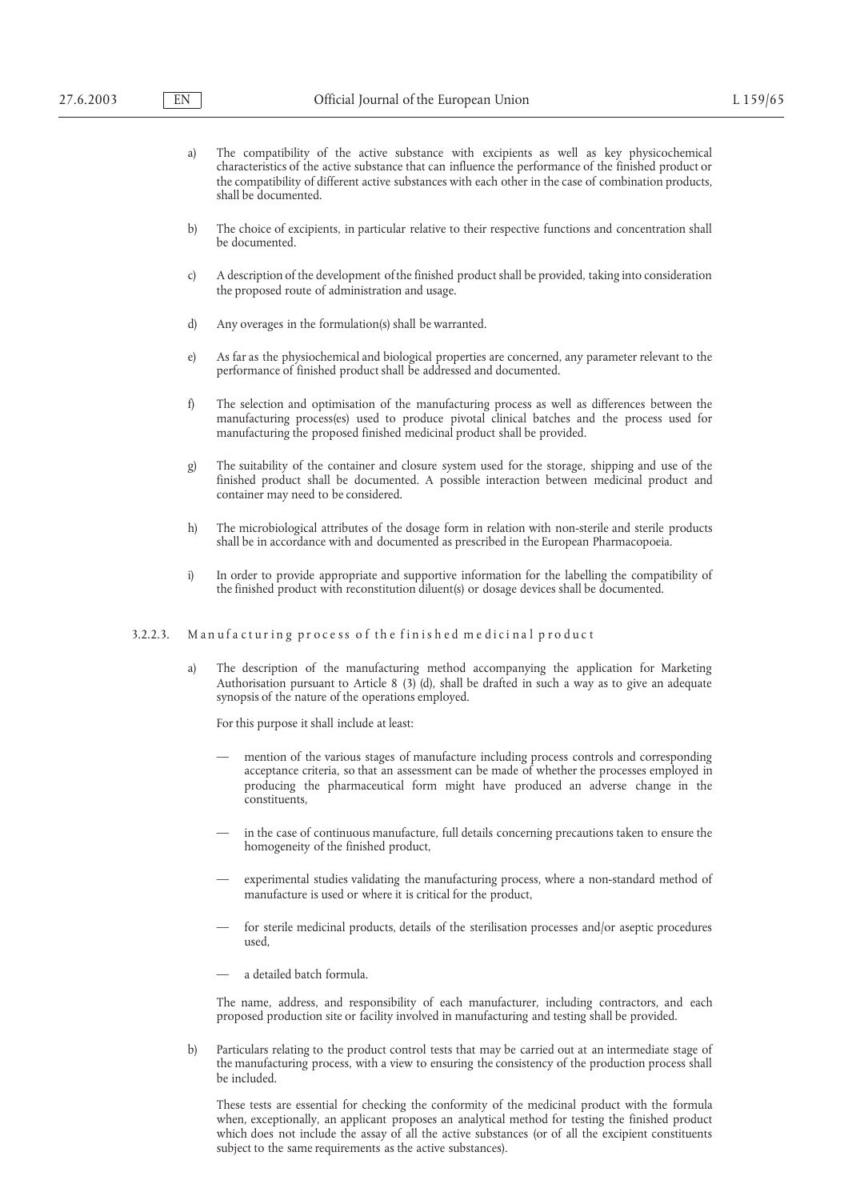a) The compatibility of the active substance with excipients as well as key physicochemical characteristics of the active substance that can influence the performance of the finished product or the compatibility of different active substances with each other in the case of combination products, shall be documented.

b) The choice of excipients, in particular relative to their respective functions and concentration shall be documented.

c) A description of the development of the finished product shall be provided, taking into consideration the proposed route of administration and usage.

d) Any overages in the formulation(s) shall be warranted.

e) As far as the physiochemical and biological properties are concerned, any parameter relevant to the performance of finished product shall be addressed and documented.

f) The selection and optimisation of the manufacturing process as well as differences between the manufacturing process(es) used to produce pivotal clinical batches and the process used for manufacturing the proposed finished medicinal product shall be provided.

g) The suitability of the container and closure system used for the storage, shipping and use of the finished product shall be documented. A possible interaction between medicinal product and container may need to be considered.

h) The microbiological attributes of the dosage form in relation with non-sterile and sterile products shall be in accordance with and documented as prescribed in the European Pharmacopoeia.

i) In order to provide appropriate and supportive information for the labelling the compatibility of the finished product with reconstitution diluent(s) or dosage devices shall be documented.

### 3.2.2.3. Manufacturing process of the finished medicinal product

a) The description of the manufacturing method accompanying the application for Marketing Authorisation pursuant to Article 8 (3) (d), shall be drafted in such a way as to give an adequate synopsis of the nature of the operations employed.

For this purpose it shall include at least:

— mention of the various stages of manufacture including process controls and corresponding acceptance criteria, so that an assessment can be made of whether the processes employed in producing the pharmaceutical form might have produced an adverse change in the constituents,

— in the case of continuous manufacture, full details concerning precautions taken to ensure the homogeneity of the finished product,

— experimental studies validating the manufacturing process, where a non-standard method of manufacture is used or where it is critical for the product,

— for sterile medicinal products, details of the sterilisation processes and/or aseptic procedures used,

— a detailed batch formula.

The name, address, and responsibility of each manufacturer, including contractors, and each proposed production site or facility involved in manufacturing and testing shall be provided.

b) Particulars relating to the product control tests that may be carried out at an intermediate stage of the manufacturing process, with a view to ensuring the consistency of the production process shall be included.

These tests are essential for checking the conformity of the medicinal product with the formula when, exceptionally, an applicant proposes an analytical method for testing the finished product which does not include the assay of all the active substances (or of all the excipient constituents subject to the same requirements as the active substances).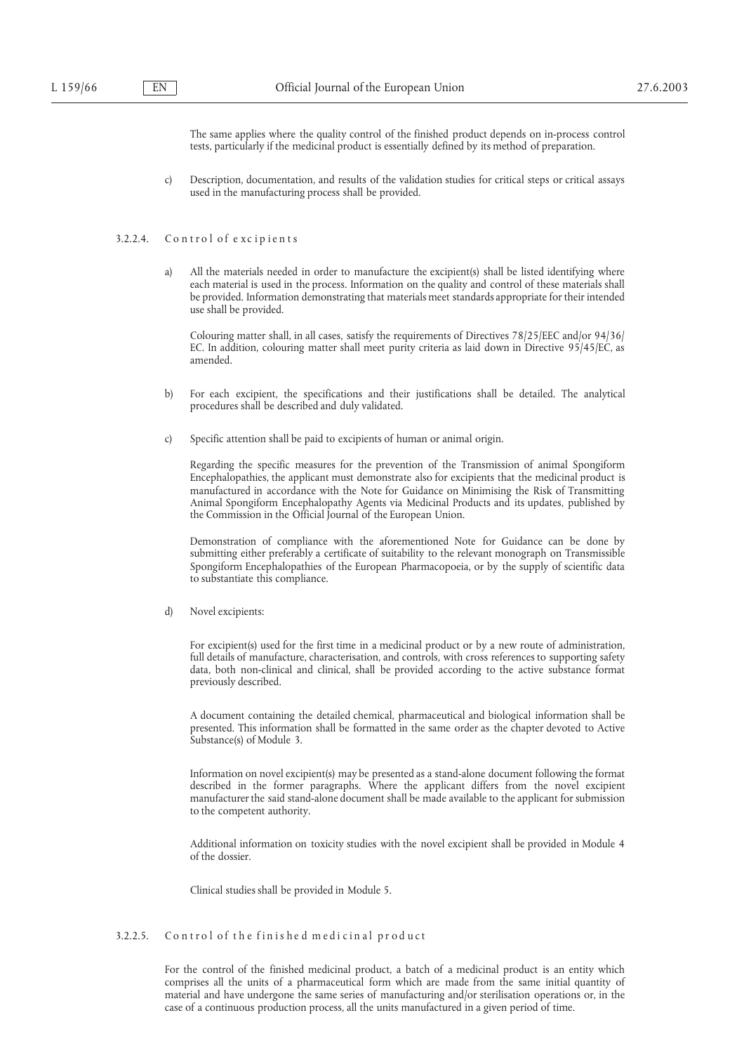The same applies where the quality control of the finished product depends on in-process control tests, particularly if the medicinal product is essentially defined by its method of preparation.

c) Description, documentation, and results of the validation studies for critical steps or critical assays used in the manufacturing process shall be provided.

#### 3.2.2.4. Control of excipients

a) All the materials needed in order to manufacture the excipient(s) shall be listed identifying where each material is used in the process. Information on the quality and control of these materials shall be provided. Information demonstrating that materials meet standards appropriate for their intended use shall be provided.

Colouring matter shall, in all cases, satisfy the requirements of Directives 78/25/EEC and/or 94/36/EC. In addition, colouring matter shall meet purity criteria as laid down in Directive 95/45/EC, as amended.

b) For each excipient, the specifications and their justifications shall be detailed. The analytical procedures shall be described and duly validated.

c) Specific attention shall be paid to excipients of human or animal origin.

Regarding the specific measures for the prevention of the Transmission of animal Spongiform Encephalopathies, the applicant must demonstrate also for excipients that the medicinal product is manufactured in accordance with the Note for Guidance on Minimising the Risk of Transmitting Animal Spongiform Encephalopathy Agents via Medicinal Products and its updates, published by the Commission in the Official Journal of the European Union.

Demonstration of compliance with the aforementioned Note for Guidance can be done by submitting either preferably a certificate of suitability to the relevant monograph on Transmissible Spongiform Encephalopathies of the European Pharmacopoeia, or by the supply of scientific data to substantiate this compliance.

d) Novel excipients:

For excipient(s) used for the first time in a medicinal product or by a new route of administration, full details of manufacture, characterisation, and controls, with cross references to supporting safety data, both non-clinical and clinical, shall be provided according to the active substance format previously described.

A document containing the detailed chemical, pharmaceutical and biological information shall be presented. This information shall be formatted in the same order as the chapter devoted to Active Substance(s) of Module 3.

Information on novel excipient(s) may be presented as a stand-alone document following the format described in the former paragraphs. Where the applicant differs from the novel excipient manufacturer the said stand-alone document shall be made available to the applicant for submission to the competent authority.

Additional information on toxicity studies with the novel excipient shall be provided in Module 4 of the dossier.

Clinical studies shall be provided in Module 5.

#### 3.2.2.5. Control of the finished medicinal product

For the control of the finished medicinal product, a batch of a medicinal product is an entity which comprises all the units of a pharmaceutical form which are made from the same initial quantity of material and have undergone the same series of manufacturing and/or sterilisation operations or, in the case of a continuous production process, all the units manufactured in a given period of time.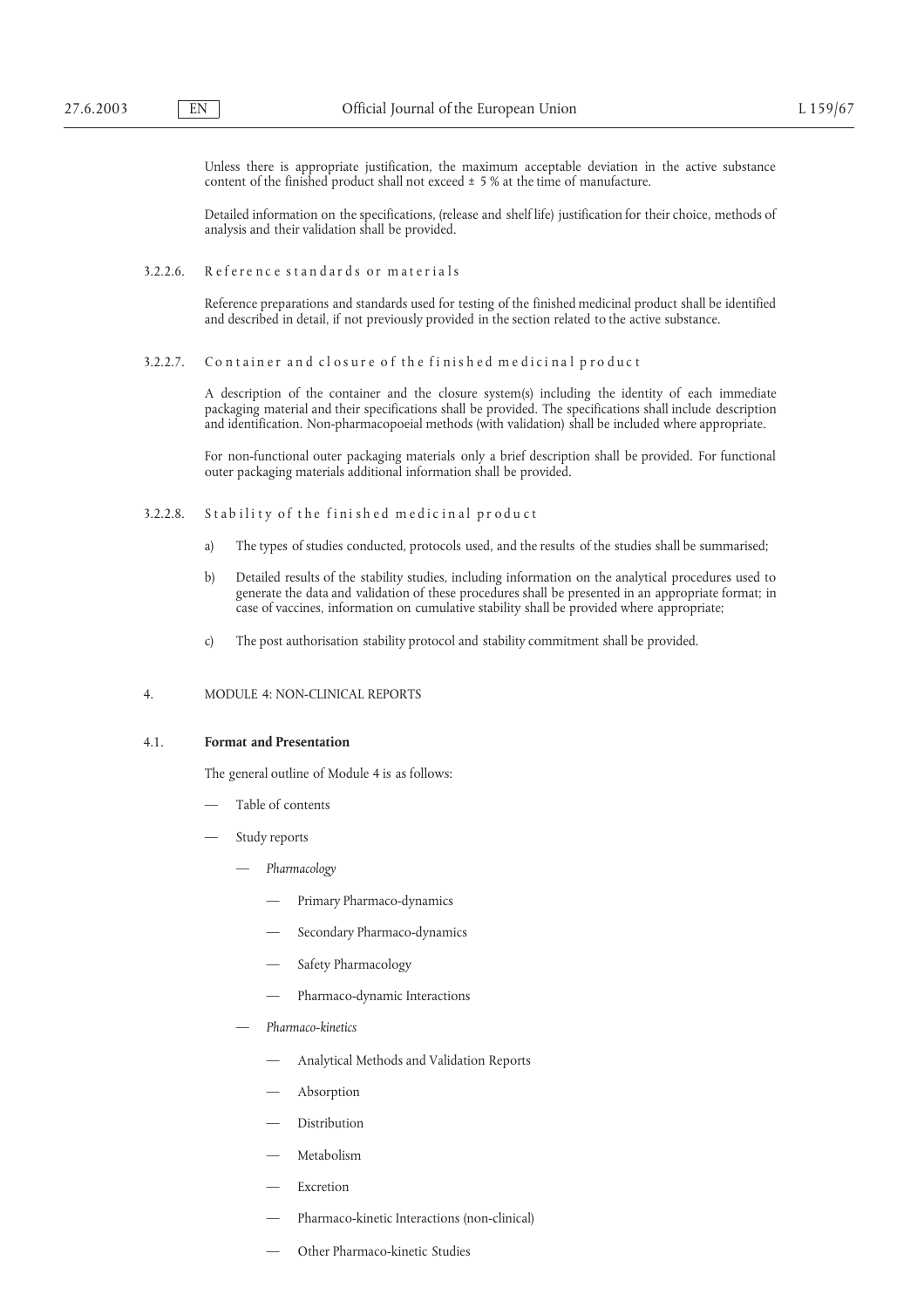Unless there is appropriate justification, the maximum acceptable deviation in the active substance content of the finished product shall not exceed ± 5 % at the time of manufacture.

Detailed information on the specifications, (release and shelf life) justification for their choice, methods of analysis and their validation shall be provided.

3.2.2.6. Reference standards or materials

Reference preparations and standards used for testing of the finished medicinal product shall be identified and described in detail, if not previously provided in the section related to the active substance.

3.2.2.7. Container and closure of the finished medicinal product

A description of the container and the closure system(s) including the identity of each immediate packaging material and their specifications shall be provided. The specifications shall include description and identification. Non-pharmacopoeial methods (with validation) shall be included where appropriate.

For non-functional outer packaging materials only a brief description shall be provided. For functional outer packaging materials additional information shall be provided.

3.2.2.8. Stability of the finished medicinal product

a) The types of studies conducted, protocols used, and the results of the studies shall be summarised;

b) Detailed results of the stability studies, including information on the analytical procedures used to generate the data and validation of these procedures shall be presented in an appropriate format; in case of vaccines, information on cumulative stability shall be provided where appropriate;

c) The post authorisation stability protocol and stability commitment shall be provided.

4. MODULE 4: NON-CLINICAL REPORTS

4.1. **Format and Presentation**

The general outline of Module 4 is as follows:

- Table of contents
- Study reports
  - *Pharmacology*
    - Primary Pharmaco-dynamics
    - Secondary Pharmaco-dynamics
    - Safety Pharmacology
    - Pharmaco-dynamic Interactions
  - *Pharmaco-kinetics*
    - Analytical Methods and Validation Reports
    - Absorption
    - Distribution
    - Metabolism
    - Excretion
    - Pharmaco-kinetic Interactions (non-clinical)
    - Other Pharmaco-kinetic Studies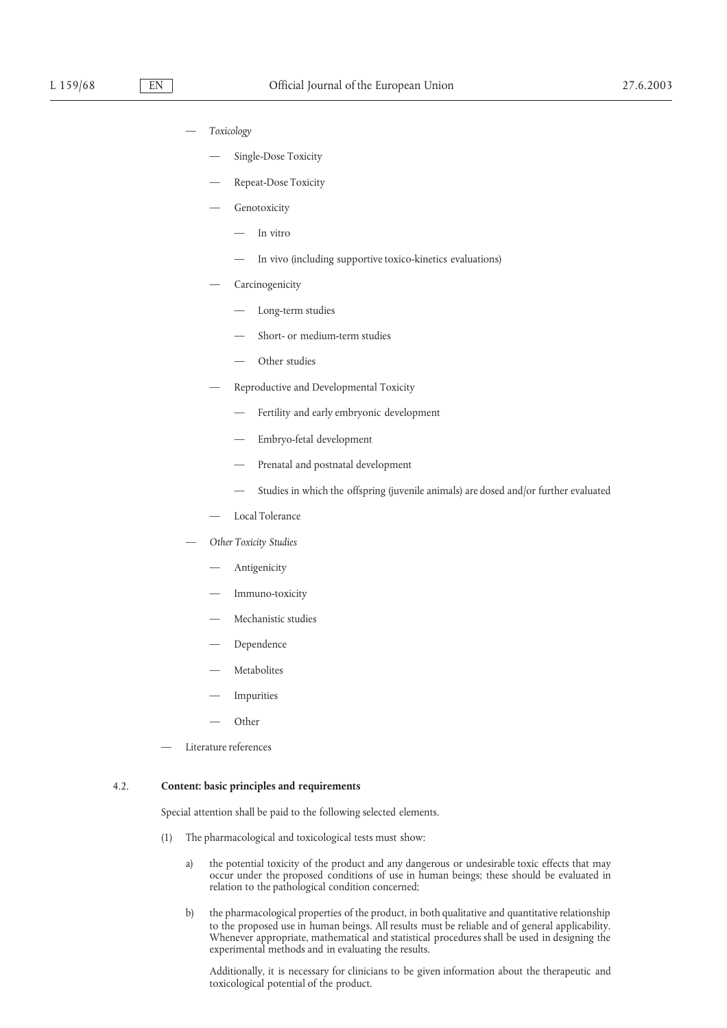- *Toxicology*
  - Single-Dose Toxicity
  - Repeat-Dose Toxicity
  - Genotoxicity
    - In vitro
    - In vivo (including supportive toxico-kinetics evaluations)
  - Carcinogenicity
    - Long-term studies
    - Short- or medium-term studies
    - Other studies
  - Reproductive and Developmental Toxicity
    - Fertility and early embryonic development
    - Embryo-fetal development
    - Prenatal and postnatal development
    - Studies in which the offspring (juvenile animals) are dosed and/or further evaluated
  - Local Tolerance
- *Other Toxicity Studies*
  - Antigenicity
  - Immuno-toxicity
  - Mechanistic studies
  - Dependence
  - Metabolites
  - Impurities
  - Other

- Literature references

### 4.2. **Content: basic principles and requirements**

Special attention shall be paid to the following selected elements.

(1) The pharmacological and toxicological tests must show:

a) the potential toxicity of the product and any dangerous or undesirable toxic effects that may occur under the proposed conditions of use in human beings; these should be evaluated in relation to the pathological condition concerned;

b) the pharmacological properties of the product, in both qualitative and quantitative relationship to the proposed use in human beings. All results must be reliable and of general applicability. Whenever appropriate, mathematical and statistical procedures shall be used in designing the experimental methods and in evaluating the results.

Additionally, it is necessary for clinicians to be given information about the therapeutic and toxicological potential of the product.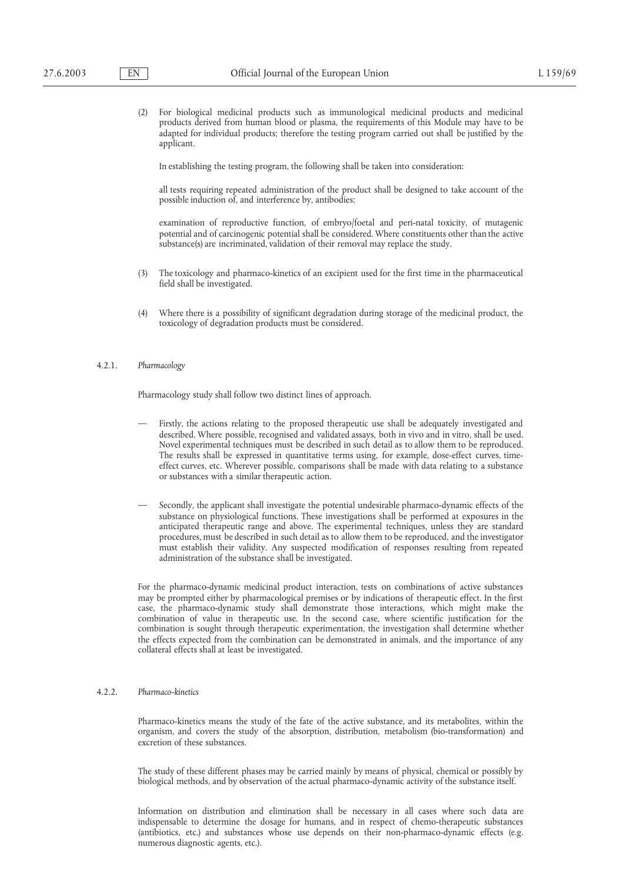(2) For biological medicinal products such as immunological medicinal products and medicinal products derived from human blood or plasma, the requirements of this Module may have to be adapted for individual products; therefore the testing program carried out shall be justified by the applicant.

In establishing the testing program, the following shall be taken into consideration:

all tests requiring repeated administration of the product shall be designed to take account of the possible induction of, and interference by, antibodies;

examination of reproductive function, of embryo/foetal and peri-natal toxicity, of mutagenic potential and of carcinogenic potential shall be considered. Where constituents other than the active substance(s) are incriminated, validation of their removal may replace the study.

(3) The toxicology and pharmaco-kinetics of an excipient used for the first time in the pharmaceutical field shall be investigated.

(4) Where there is a possibility of significant degradation during storage of the medicinal product, the toxicology of degradation products must be considered.

### 4.2.1. *Pharmacology*

Pharmacology study shall follow two distinct lines of approach.

— Firstly, the actions relating to the proposed therapeutic use shall be adequately investigated and described. Where possible, recognised and validated assays, both in vivo and in vitro, shall be used. Novel experimental techniques must be described in such detail as to allow them to be reproduced. The results shall be expressed in quantitative terms using, for example, dose-effect curves, time-effect curves, etc. Wherever possible, comparisons shall be made with data relating to a substance or substances with a similar therapeutic action.

— Secondly, the applicant shall investigate the potential undesirable pharmaco-dynamic effects of the substance on physiological functions. These investigations shall be performed at exposures in the anticipated therapeutic range and above. The experimental techniques, unless they are standard procedures, must be described in such detail as to allow them to be reproduced, and the investigator must establish their validity. Any suspected modification of responses resulting from repeated administration of the substance shall be investigated.

For the pharmaco-dynamic medicinal product interaction, tests on combinations of active substances may be prompted either by pharmacological premises or by indications of therapeutic effect. In the first case, the pharmaco-dynamic study shall demonstrate those interactions, which might make the combination of value in therapeutic use. In the second case, where scientific justification for the combination is sought through therapeutic experimentation, the investigation shall determine whether the effects expected from the combination can be demonstrated in animals, and the importance of any collateral effects shall at least be investigated.

### 4.2.2. *Pharmaco-kinetics*

Pharmaco-kinetics means the study of the fate of the active substance, and its metabolites, within the organism, and covers the study of the absorption, distribution, metabolism (bio-transformation) and excretion of these substances.

The study of these different phases may be carried mainly by means of physical, chemical or possibly by biological methods, and by observation of the actual pharmaco-dynamic activity of the substance itself.

Information on distribution and elimination shall be necessary in all cases where such data are indispensable to determine the dosage for humans, and in respect of chemo-therapeutic substances (antibiotics, etc.) and substances whose use depends on their non-pharmaco-dynamic effects (e.g. numerous diagnostic agents, etc.).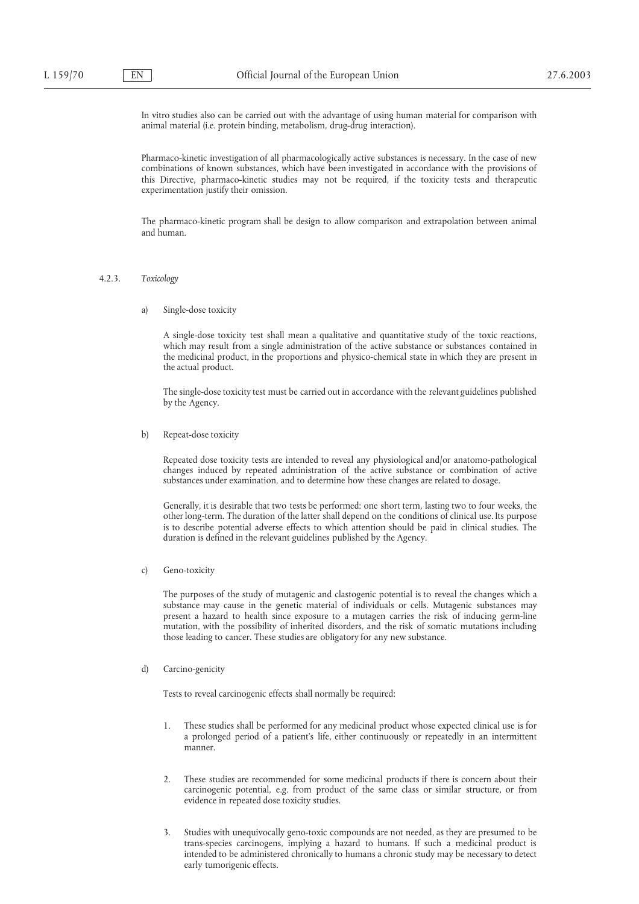In vitro studies also can be carried out with the advantage of using human material for comparison with animal material (i.e. protein binding, metabolism, drug-drug interaction).

Pharmaco-kinetic investigation of all pharmacologically active substances is necessary. In the case of new combinations of known substances, which have been investigated in accordance with the provisions of this Directive, pharmaco-kinetic studies may not be required, if the toxicity tests and therapeutic experimentation justify their omission.

The pharmaco-kinetic program shall be design to allow comparison and extrapolation between animal and human.

#### 4.2.3. *Toxicology*

a) Single-dose toxicity

A single-dose toxicity test shall mean a qualitative and quantitative study of the toxic reactions, which may result from a single administration of the active substance or substances contained in the medicinal product, in the proportions and physico-chemical state in which they are present in the actual product.

The single-dose toxicity test must be carried out in accordance with the relevant guidelines published by the Agency.

b) Repeat-dose toxicity

Repeated dose toxicity tests are intended to reveal any physiological and/or anatomo-pathological changes induced by repeated administration of the active substance or combination of active substances under examination, and to determine how these changes are related to dosage.

Generally, it is desirable that two tests be performed: one short term, lasting two to four weeks, the other long-term. The duration of the latter shall depend on the conditions of clinical use. Its purpose is to describe potential adverse effects to which attention should be paid in clinical studies. The duration is defined in the relevant guidelines published by the Agency.

c) Geno-toxicity

The purposes of the study of mutagenic and clastogenic potential is to reveal the changes which a substance may cause in the genetic material of individuals or cells. Mutagenic substances may present a hazard to health since exposure to a mutagen carries the risk of inducing germ-line mutation, with the possibility of inherited disorders, and the risk of somatic mutations including those leading to cancer. These studies are obligatory for any new substance.

d) Carcino-genicity

Tests to reveal carcinogenic effects shall normally be required:

1. These studies shall be performed for any medicinal product whose expected clinical use is for a prolonged period of a patient's life, either continuously or repeatedly in an intermittent manner.

2. These studies are recommended for some medicinal products if there is concern about their carcinogenic potential, e.g. from product of the same class or similar structure, or from evidence in repeated dose toxicity studies.

3. Studies with unequivocally geno-toxic compounds are not needed, as they are presumed to be trans-species carcinogens, implying a hazard to humans. If such a medicinal product is intended to be administered chronically to humans a chronic study may be necessary to detect early tumorigenic effects.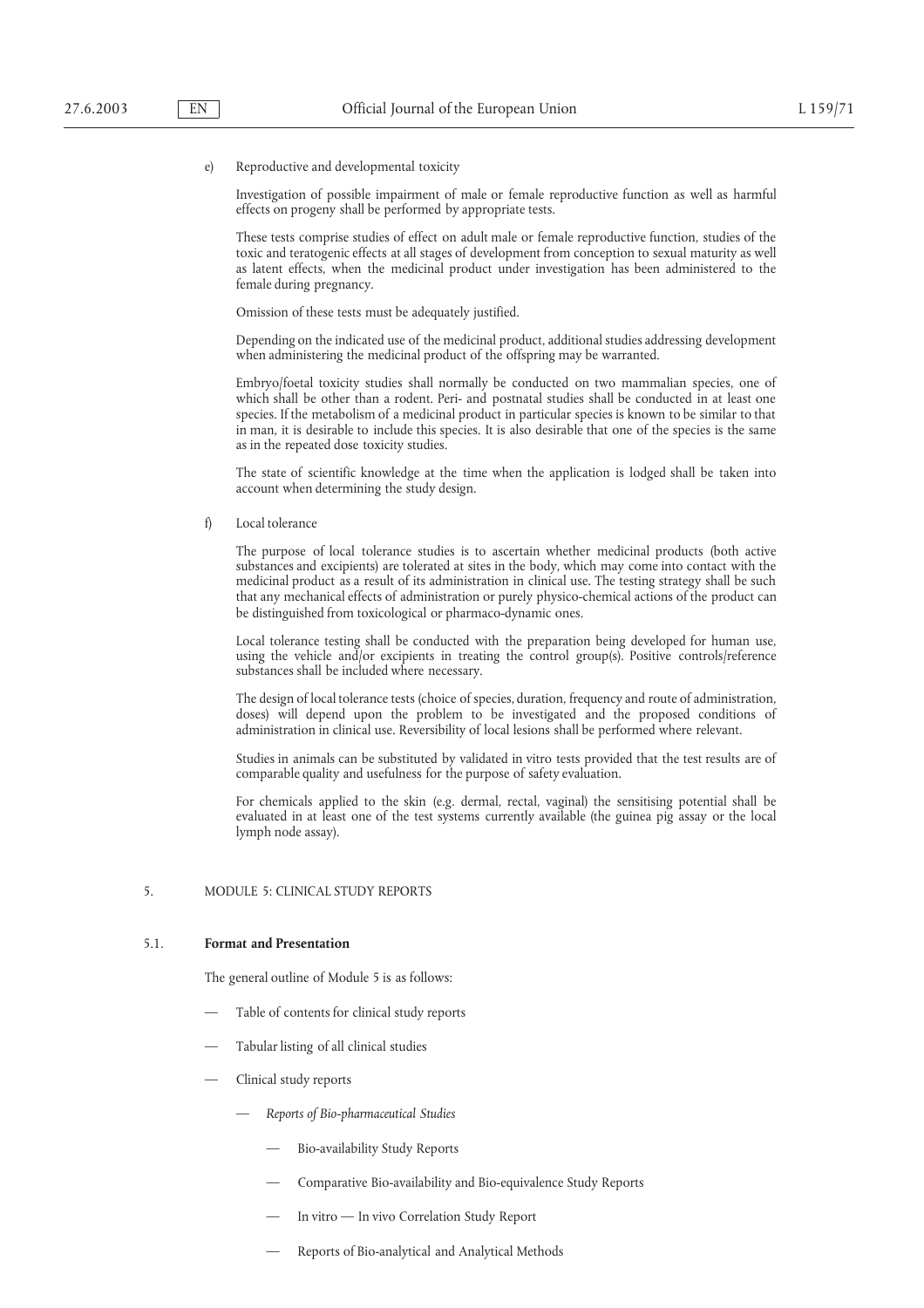e) Reproductive and developmental toxicity

Investigation of possible impairment of male or female reproductive function as well as harmful effects on progeny shall be performed by appropriate tests.

These tests comprise studies of effect on adult male or female reproductive function, studies of the toxic and teratogenic effects at all stages of development from conception to sexual maturity as well as latent effects, when the medicinal product under investigation has been administered to the female during pregnancy.

Omission of these tests must be adequately justified.

Depending on the indicated use of the medicinal product, additional studies addressing development when administering the medicinal product of the offspring may be warranted.

Embryo/foetal toxicity studies shall normally be conducted on two mammalian species, one of which shall be other than a rodent. Peri- and postnatal studies shall be conducted in at least one species. If the metabolism of a medicinal product in particular species is known to be similar to that in man, it is desirable to include this species. It is also desirable that one of the species is the same as in the repeated dose toxicity studies.

The state of scientific knowledge at the time when the application is lodged shall be taken into account when determining the study design.

f) Local tolerance

The purpose of local tolerance studies is to ascertain whether medicinal products (both active substances and excipients) are tolerated at sites in the body, which may come into contact with the medicinal product as a result of its administration in clinical use. The testing strategy shall be such that any mechanical effects of administration or purely physico-chemical actions of the product can be distinguished from toxicological or pharmaco-dynamic ones.

Local tolerance testing shall be conducted with the preparation being developed for human use, using the vehicle and/or excipients in treating the control group(s). Positive controls/reference substances shall be included where necessary.

The design of local tolerance tests (choice of species, duration, frequency and route of administration, doses) will depend upon the problem to be investigated and the proposed conditions of administration in clinical use. Reversibility of local lesions shall be performed where relevant.

Studies in animals can be substituted by validated in vitro tests provided that the test results are of comparable quality and usefulness for the purpose of safety evaluation.

For chemicals applied to the skin (e.g. dermal, rectal, vaginal) the sensitising potential shall be evaluated in at least one of the test systems currently available (the guinea pig assay or the local lymph node assay).

## 5. MODULE 5: CLINICAL STUDY REPORTS

### 5.1. **Format and Presentation**

The general outline of Module 5 is as follows:

- Table of contents for clinical study reports
- Tabular listing of all clinical studies
- Clinical study reports
  - *Reports of Bio-pharmaceutical Studies*
    - Bio-availability Study Reports
    - Comparative Bio-availability and Bio-equivalence Study Reports
    - In vitro — In vivo Correlation Study Report
    - Reports of Bio-analytical and Analytical Methods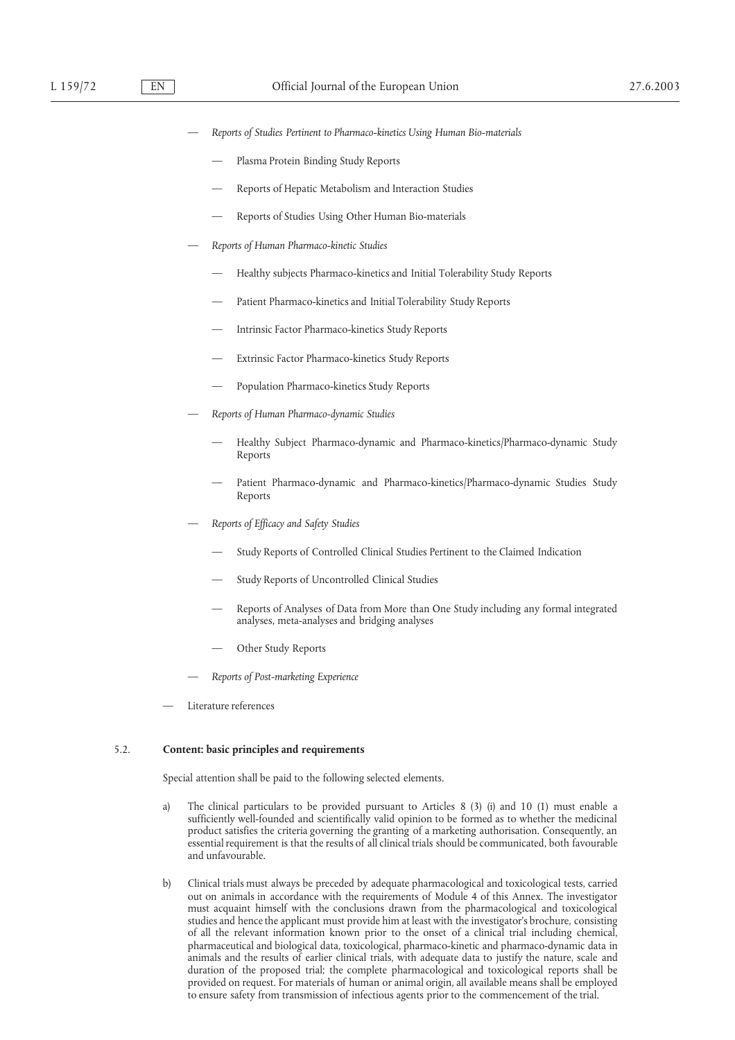- *Reports of Studies Pertinent to Pharmaco-kinetics Using Human Bio-materials*
  - Plasma Protein Binding Study Reports
  - Reports of Hepatic Metabolism and Interaction Studies
  - Reports of Studies Using Other Human Bio-materials
- *Reports of Human Pharmaco-kinetic Studies*
  - Healthy subjects Pharmaco-kinetics and Initial Tolerability Study Reports
  - Patient Pharmaco-kinetics and Initial Tolerability Study Reports
  - Intrinsic Factor Pharmaco-kinetics Study Reports
  - Extrinsic Factor Pharmaco-kinetics Study Reports
  - Population Pharmaco-kinetics Study Reports
- *Reports of Human Pharmaco-dynamic Studies*
  - Healthy Subject Pharmaco-dynamic and Pharmaco-kinetics/Pharmaco-dynamic Study Reports
  - Patient Pharmaco-dynamic and Pharmaco-kinetics/Pharmaco-dynamic Studies Study Reports
- *Reports of Efficacy and Safety Studies*
  - Study Reports of Controlled Clinical Studies Pertinent to the Claimed Indication
  - Study Reports of Uncontrolled Clinical Studies
  - Reports of Analyses of Data from More than One Study including any formal integrated analyses, meta-analyses and bridging analyses
  - Other Study Reports
- *Reports of Post-marketing Experience*
- Literature references

### 5.2. Content: basic principles and requirements

Special attention shall be paid to the following selected elements.

a) The clinical particulars to be provided pursuant to Articles 8 (3) (i) and 10 (1) must enable a sufficiently well-founded and scientifically valid opinion to be formed as to whether the medicinal product satisfies the criteria governing the granting of a marketing authorisation. Consequently, an essential requirement is that the results of all clinical trials should be communicated, both favourable and unfavourable.

b) Clinical trials must always be preceded by adequate pharmacological and toxicological tests, carried out on animals in accordance with the requirements of Module 4 of this Annex. The investigator must acquaint himself with the conclusions drawn from the pharmacological and toxicological studies and hence the applicant must provide him at least with the investigator's brochure, consisting of all the relevant information known prior to the onset of a clinical trial including chemical, pharmaceutical and biological data, toxicological, pharmaco-kinetic and pharmaco-dynamic data in animals and the results of earlier clinical trials, with adequate data to justify the nature, scale and duration of the proposed trial; the complete pharmacological and toxicological reports shall be provided on request. For materials of human or animal origin, all available means shall be employed to ensure safety from transmission of infectious agents prior to the commencement of the trial.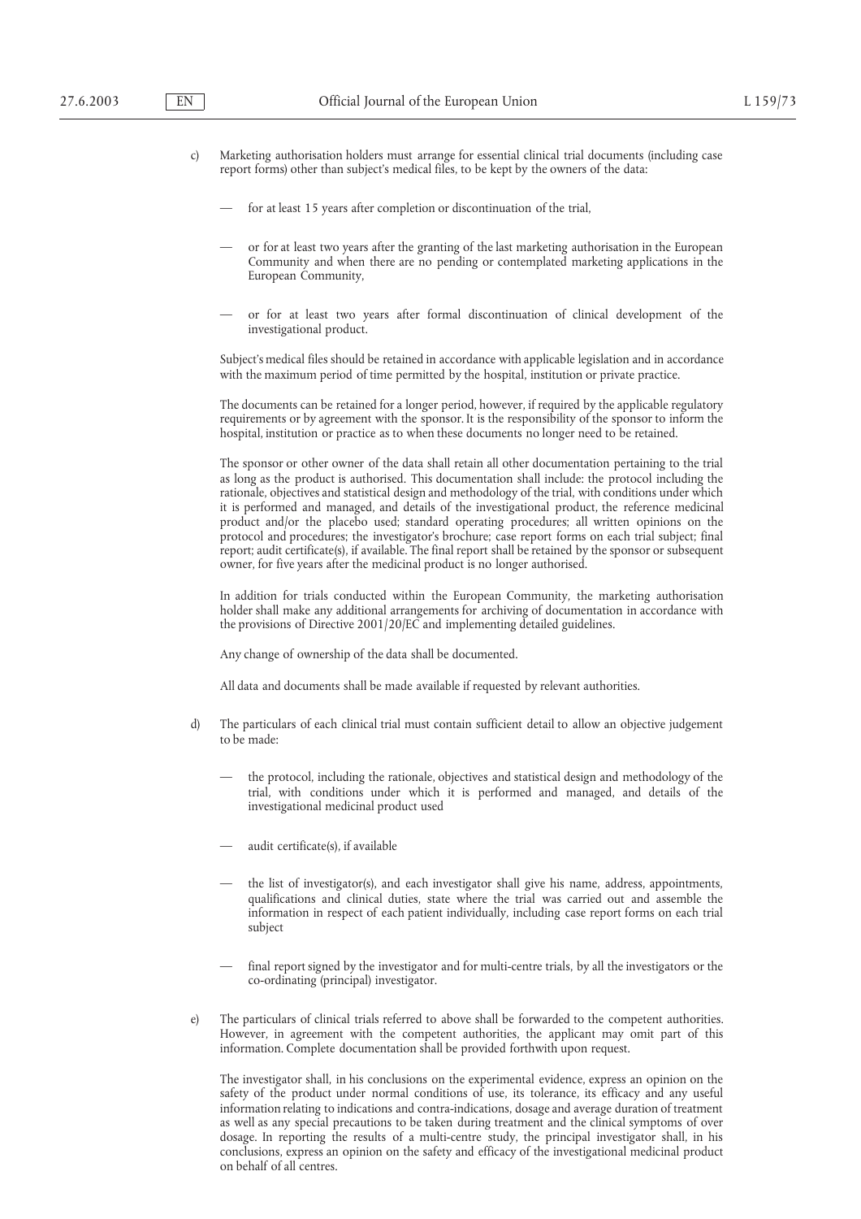c) Marketing authorisation holders must arrange for essential clinical trial documents (including case report forms) other than subject's medical files, to be kept by the owners of the data:

   — for at least 15 years after completion or discontinuation of the trial,

   — or for at least two years after the granting of the last marketing authorisation in the European Community and when there are no pending or contemplated marketing applications in the European Community,

   — or for at least two years after formal discontinuation of clinical development of the investigational product.

   Subject's medical files should be retained in accordance with applicable legislation and in accordance with the maximum period of time permitted by the hospital, institution or private practice.

   The documents can be retained for a longer period, however, if required by the applicable regulatory requirements or by agreement with the sponsor. It is the responsibility of the sponsor to inform the hospital, institution or practice as to when these documents no longer need to be retained.

   The sponsor or other owner of the data shall retain all other documentation pertaining to the trial as long as the product is authorised. This documentation shall include: the protocol including the rationale, objectives and statistical design and methodology of the trial, with conditions under which it is performed and managed, and details of the investigational product, the reference medicinal product and/or the placebo used; standard operating procedures; all written opinions on the protocol and procedures; the investigator's brochure; case report forms on each trial subject; final report; audit certificate(s), if available. The final report shall be retained by the sponsor or subsequent owner, for five years after the medicinal product is no longer authorised.

   In addition for trials conducted within the European Community, the marketing authorisation holder shall make any additional arrangements for archiving of documentation in accordance with the provisions of Directive 2001/20/EC and implementing detailed guidelines.

   Any change of ownership of the data shall be documented.

   All data and documents shall be made available if requested by relevant authorities.

d) The particulars of each clinical trial must contain sufficient detail to allow an objective judgement to be made:

   — the protocol, including the rationale, objectives and statistical design and methodology of the trial, with conditions under which it is performed and managed, and details of the investigational medicinal product used

   — audit certificate(s), if available

   — the list of investigator(s), and each investigator shall give his name, address, appointments, qualifications and clinical duties, state where the trial was carried out and assemble the information in respect of each patient individually, including case report forms on each trial subject

   — final report signed by the investigator and for multi-centre trials, by all the investigators or the co-ordinating (principal) investigator.

e) The particulars of clinical trials referred to above shall be forwarded to the competent authorities. However, in agreement with the competent authorities, the applicant may omit part of this information. Complete documentation shall be provided forthwith upon request.

   The investigator shall, in his conclusions on the experimental evidence, express an opinion on the safety of the product under normal conditions of use, its tolerance, its efficacy and any useful information relating to indications and contra-indications, dosage and average duration of treatment as well as any special precautions to be taken during treatment and the clinical symptoms of over dosage. In reporting the results of a multi-centre study, the principal investigator shall, in his conclusions, express an opinion on the safety and efficacy of the investigational medicinal product on behalf of all centres.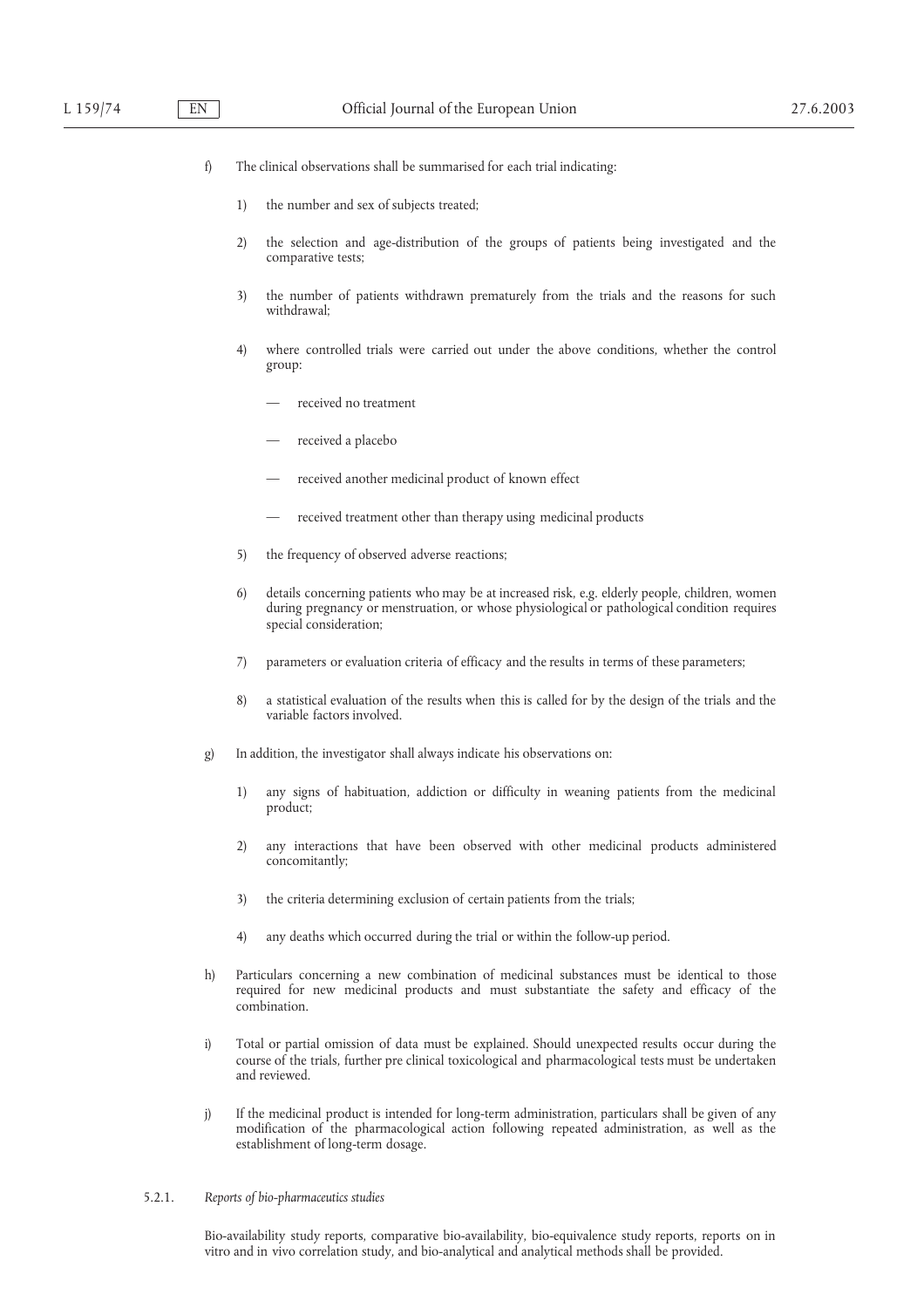f) The clinical observations shall be summarised for each trial indicating:

   1) the number and sex of subjects treated;

   2) the selection and age-distribution of the groups of patients being investigated and the comparative tests;

   3) the number of patients withdrawn prematurely from the trials and the reasons for such withdrawal;

   4) where controlled trials were carried out under the above conditions, whether the control group:

      — received no treatment

      — received a placebo

      — received another medicinal product of known effect

      — received treatment other than therapy using medicinal products

   5) the frequency of observed adverse reactions;

   6) details concerning patients who may be at increased risk, e.g. elderly people, children, women during pregnancy or menstruation, or whose physiological or pathological condition requires special consideration;

   7) parameters or evaluation criteria of efficacy and the results in terms of these parameters;

   8) a statistical evaluation of the results when this is called for by the design of the trials and the variable factors involved.

g) In addition, the investigator shall always indicate his observations on:

   1) any signs of habituation, addiction or difficulty in weaning patients from the medicinal product;

   2) any interactions that have been observed with other medicinal products administered concomitantly;

   3) the criteria determining exclusion of certain patients from the trials;

   4) any deaths which occurred during the trial or within the follow-up period.

h) Particulars concerning a new combination of medicinal substances must be identical to those required for new medicinal products and must substantiate the safety and efficacy of the combination.

i) Total or partial omission of data must be explained. Should unexpected results occur during the course of the trials, further pre clinical toxicological and pharmacological tests must be undertaken and reviewed.

j) If the medicinal product is intended for long-term administration, particulars shall be given of any modification of the pharmacological action following repeated administration, as well as the establishment of long-term dosage.

5.2.1. *Reports of bio-pharmaceutics studies*

Bio-availability study reports, comparative bio-availability, bio-equivalence study reports, reports on in vitro and in vivo correlation study, and bio-analytical and analytical methods shall be provided.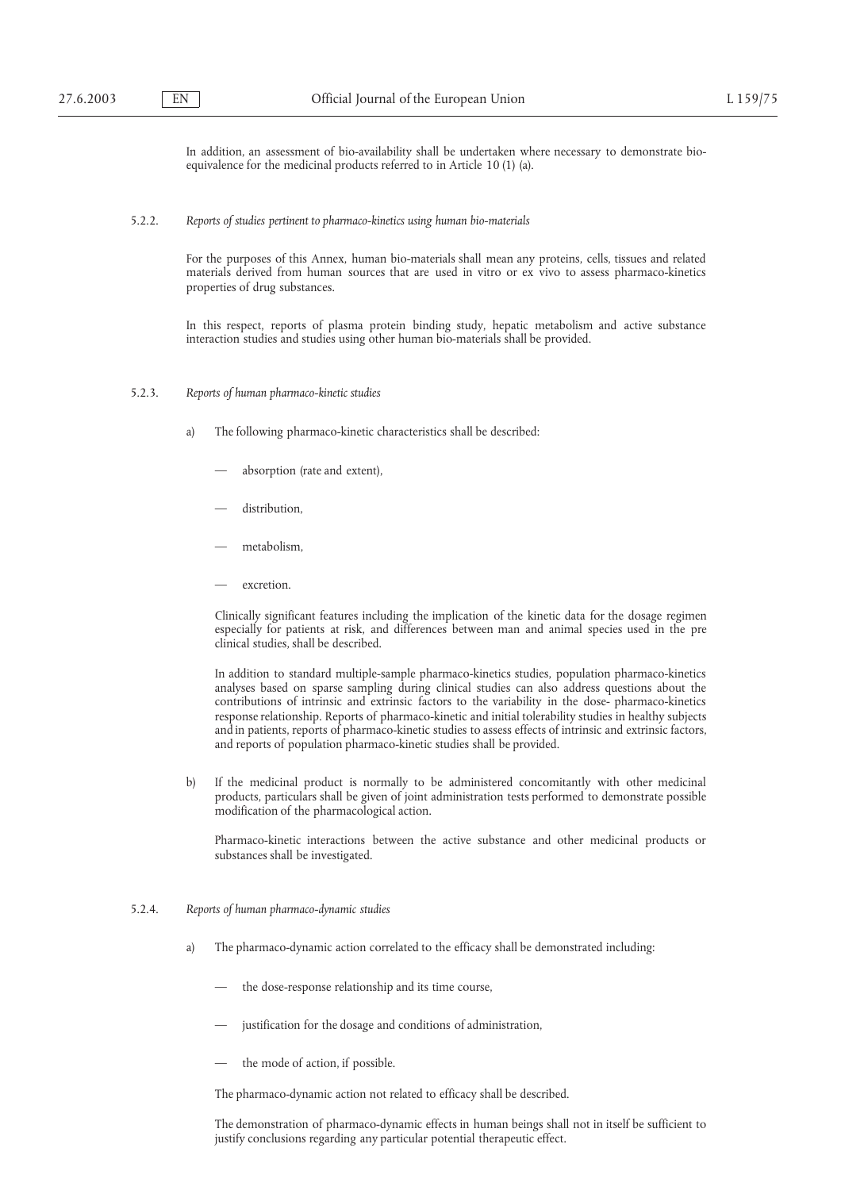In addition, an assessment of bio-availability shall be undertaken where necessary to demonstrate bio-equivalence for the medicinal products referred to in Article 10 (1) (a).

5.2.2. *Reports of studies pertinent to pharmaco-kinetics using human bio-materials*

For the purposes of this Annex, human bio-materials shall mean any proteins, cells, tissues and related materials derived from human sources that are used in vitro or ex vivo to assess pharmaco-kinetics properties of drug substances.

In this respect, reports of plasma protein binding study, hepatic metabolism and active substance interaction studies and studies using other human bio-materials shall be provided.

5.2.3. *Reports of human pharmaco-kinetic studies*

a) The following pharmaco-kinetic characteristics shall be described:

- absorption (rate and extent),
- distribution,
- metabolism,
- excretion.

Clinically significant features including the implication of the kinetic data for the dosage regimen especially for patients at risk, and differences between man and animal species used in the pre clinical studies, shall be described.

In addition to standard multiple-sample pharmaco-kinetics studies, population pharmaco-kinetics analyses based on sparse sampling during clinical studies can also address questions about the contributions of intrinsic and extrinsic factors to the variability in the dose- pharmaco-kinetics response relationship. Reports of pharmaco-kinetic and initial tolerability studies in healthy subjects and in patients, reports of pharmaco-kinetic studies to assess effects of intrinsic and extrinsic factors, and reports of population pharmaco-kinetic studies shall be provided.

b) If the medicinal product is normally to be administered concomitantly with other medicinal products, particulars shall be given of joint administration tests performed to demonstrate possible modification of the pharmacological action.

Pharmaco-kinetic interactions between the active substance and other medicinal products or substances shall be investigated.

5.2.4. *Reports of human pharmaco-dynamic studies*

a) The pharmaco-dynamic action correlated to the efficacy shall be demonstrated including:

- the dose-response relationship and its time course,
- justification for the dosage and conditions of administration,
- the mode of action, if possible.

The pharmaco-dynamic action not related to efficacy shall be described.

The demonstration of pharmaco-dynamic effects in human beings shall not in itself be sufficient to justify conclusions regarding any particular potential therapeutic effect.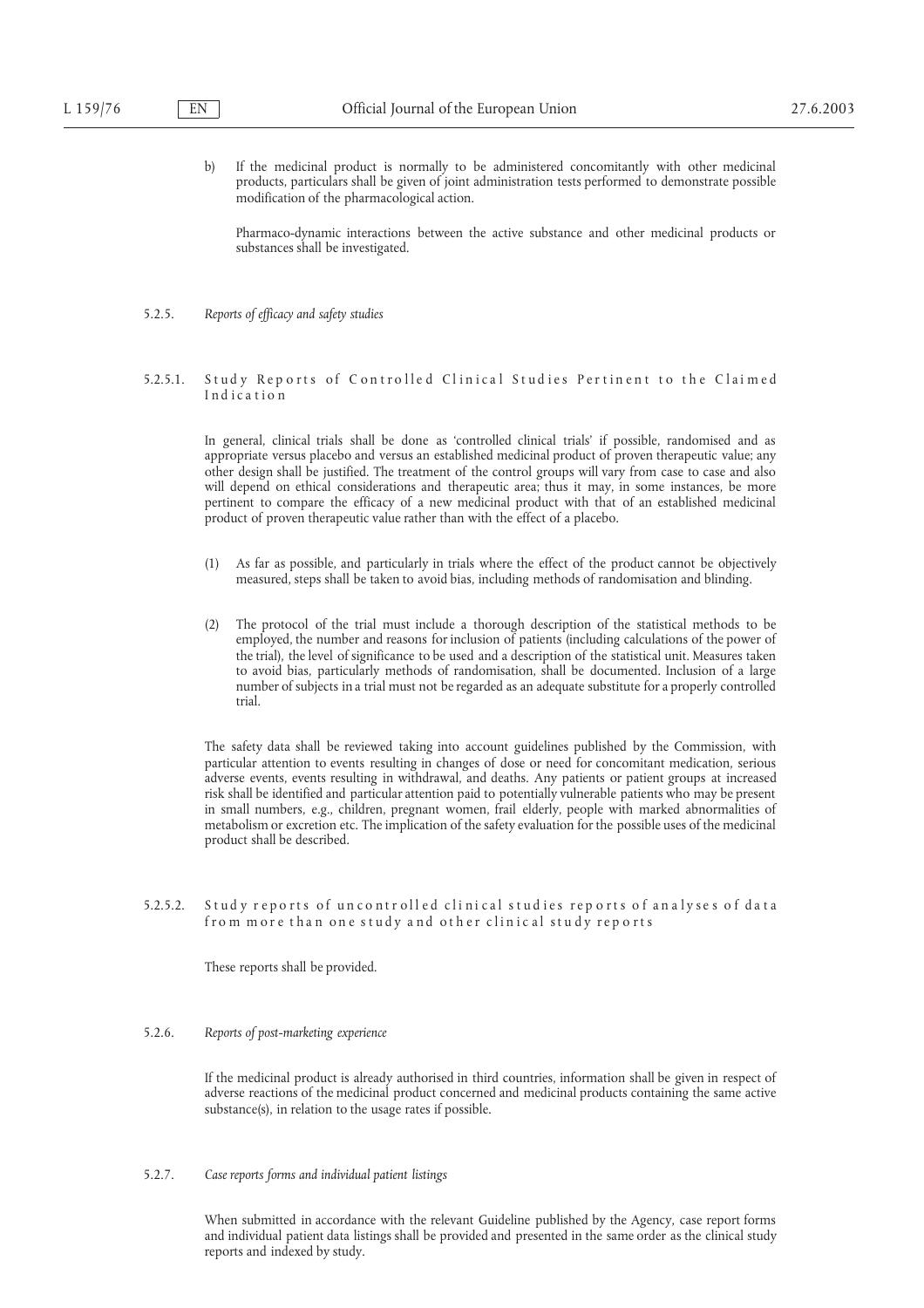b) If the medicinal product is normally to be administered concomitantly with other medicinal products, particulars shall be given of joint administration tests performed to demonstrate possible modification of the pharmacological action.

Pharmaco-dynamic interactions between the active substance and other medicinal products or substances shall be investigated.

5.2.5. *Reports of efficacy and safety studies*

5.2.5.1. Study Reports of Controlled Clinical Studies Pertinent to the Claimed Indication

In general, clinical trials shall be done as 'controlled clinical trials' if possible, randomised and as appropriate versus placebo and versus an established medicinal product of proven therapeutic value; any other design shall be justified. The treatment of the control groups will vary from case to case and also will depend on ethical considerations and therapeutic area; thus it may, in some instances, be more pertinent to compare the efficacy of a new medicinal product with that of an established medicinal product of proven therapeutic value rather than with the effect of a placebo.

(1) As far as possible, and particularly in trials where the effect of the product cannot be objectively measured, steps shall be taken to avoid bias, including methods of randomisation and blinding.

(2) The protocol of the trial must include a thorough description of the statistical methods to be employed, the number and reasons for inclusion of patients (including calculations of the power of the trial), the level of significance to be used and a description of the statistical unit. Measures taken to avoid bias, particularly methods of randomisation, shall be documented. Inclusion of a large number of subjects in a trial must not be regarded as an adequate substitute for a properly controlled trial.

The safety data shall be reviewed taking into account guidelines published by the Commission, with particular attention to events resulting in changes of dose or need for concomitant medication, serious adverse events, events resulting in withdrawal, and deaths. Any patients or patient groups at increased risk shall be identified and particular attention paid to potentially vulnerable patients who may be present in small numbers, e.g., children, pregnant women, frail elderly, people with marked abnormalities of metabolism or excretion etc. The implication of the safety evaluation for the possible uses of the medicinal product shall be described.

5.2.5.2. Study reports of uncontrolled clinical studies reports of analyses of data from more than one study and other clinical study reports

These reports shall be provided.

5.2.6. *Reports of post-marketing experience*

If the medicinal product is already authorised in third countries, information shall be given in respect of adverse reactions of the medicinal product concerned and medicinal products containing the same active substance(s), in relation to the usage rates if possible.

5.2.7. *Case reports forms and individual patient listings*

When submitted in accordance with the relevant Guideline published by the Agency, case report forms and individual patient data listings shall be provided and presented in the same order as the clinical study reports and indexed by study.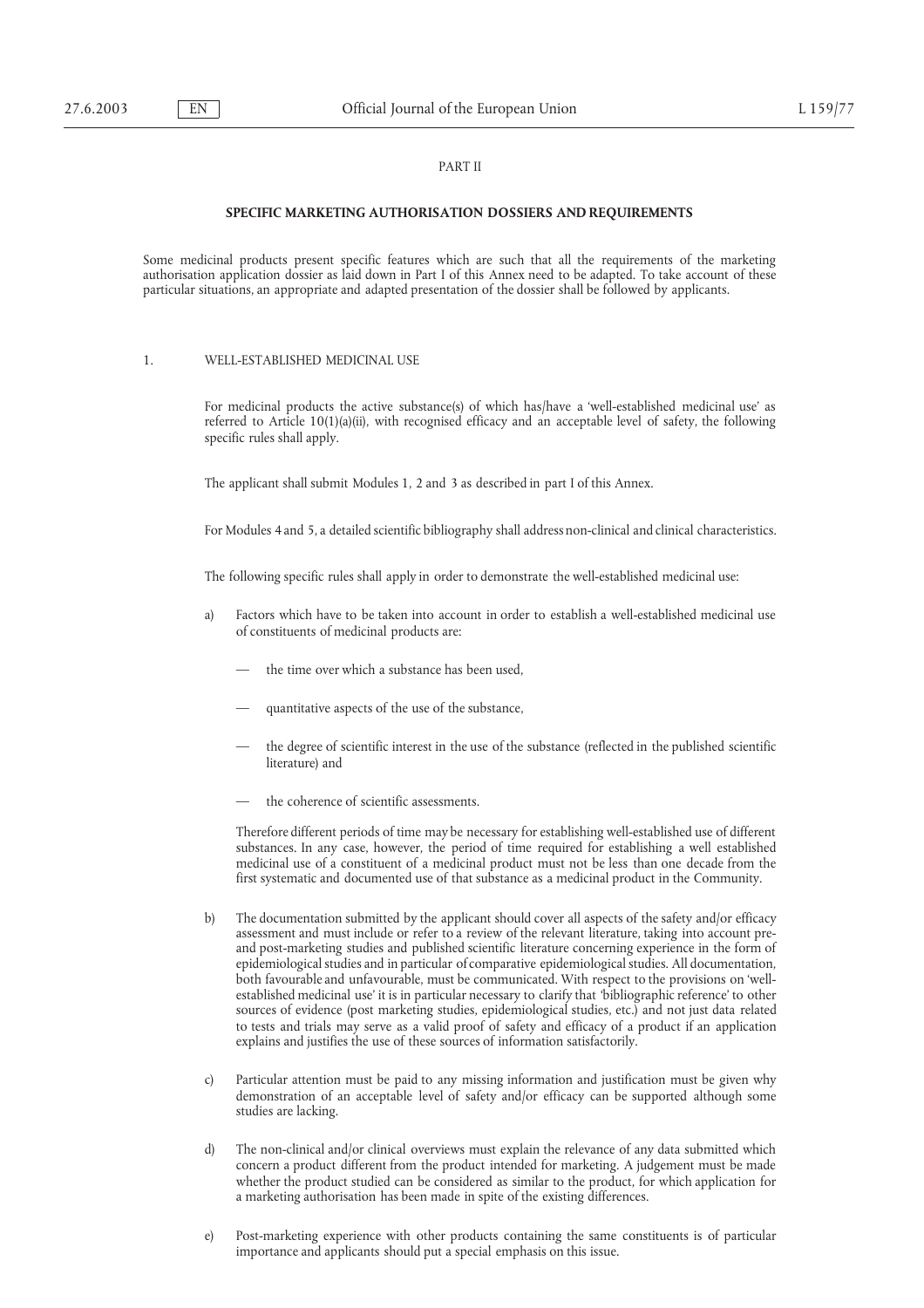## PART II

### SPECIFIC MARKETING AUTHORISATION DOSSIERS AND REQUIREMENTS

Some medicinal products present specific features which are such that all the requirements of the marketing authorisation application dossier as laid down in Part I of this Annex need to be adapted. To take account of these particular situations, an appropriate and adapted presentation of the dossier shall be followed by applicants.

### 1. WELL-ESTABLISHED MEDICINAL USE

For medicinal products the active substance(s) of which has/have a 'well-established medicinal use' as referred to Article 10(1)(a)(ii), with recognised efficacy and an acceptable level of safety, the following specific rules shall apply.

The applicant shall submit Modules 1, 2 and 3 as described in part I of this Annex.

For Modules 4 and 5, a detailed scientific bibliography shall address non-clinical and clinical characteristics.

The following specific rules shall apply in order to demonstrate the well-established medicinal use:

a) Factors which have to be taken into account in order to establish a well-established medicinal use of constituents of medicinal products are:

   — the time over which a substance has been used,

   — quantitative aspects of the use of the substance,

   — the degree of scientific interest in the use of the substance (reflected in the published scientific literature) and

   — the coherence of scientific assessments.

   Therefore different periods of time may be necessary for establishing well-established use of different substances. In any case, however, the period of time required for establishing a well established medicinal use of a constituent of a medicinal product must not be less than one decade from the first systematic and documented use of that substance as a medicinal product in the Community.

b) The documentation submitted by the applicant should cover all aspects of the safety and/or efficacy assessment and must include or refer to a review of the relevant literature, taking into account pre- and post-marketing studies and published scientific literature concerning experience in the form of epidemiological studies and in particular of comparative epidemiological studies. All documentation, both favourable and unfavourable, must be communicated. With respect to the provisions on 'well-established medicinal use' it is in particular necessary to clarify that 'bibliographic reference' to other sources of evidence (post marketing studies, epidemiological studies, etc.) and not just data related to tests and trials may serve as a valid proof of safety and efficacy of a product if an application explains and justifies the use of these sources of information satisfactorily.

c) Particular attention must be paid to any missing information and justification must be given why demonstration of an acceptable level of safety and/or efficacy can be supported although some studies are lacking.

d) The non-clinical and/or clinical overviews must explain the relevance of any data submitted which concern a product different from the product intended for marketing. A judgement must be made whether the product studied can be considered as similar to the product, for which application for a marketing authorisation has been made in spite of the existing differences.

e) Post-marketing experience with other products containing the same constituents is of particular importance and applicants should put a special emphasis on this issue.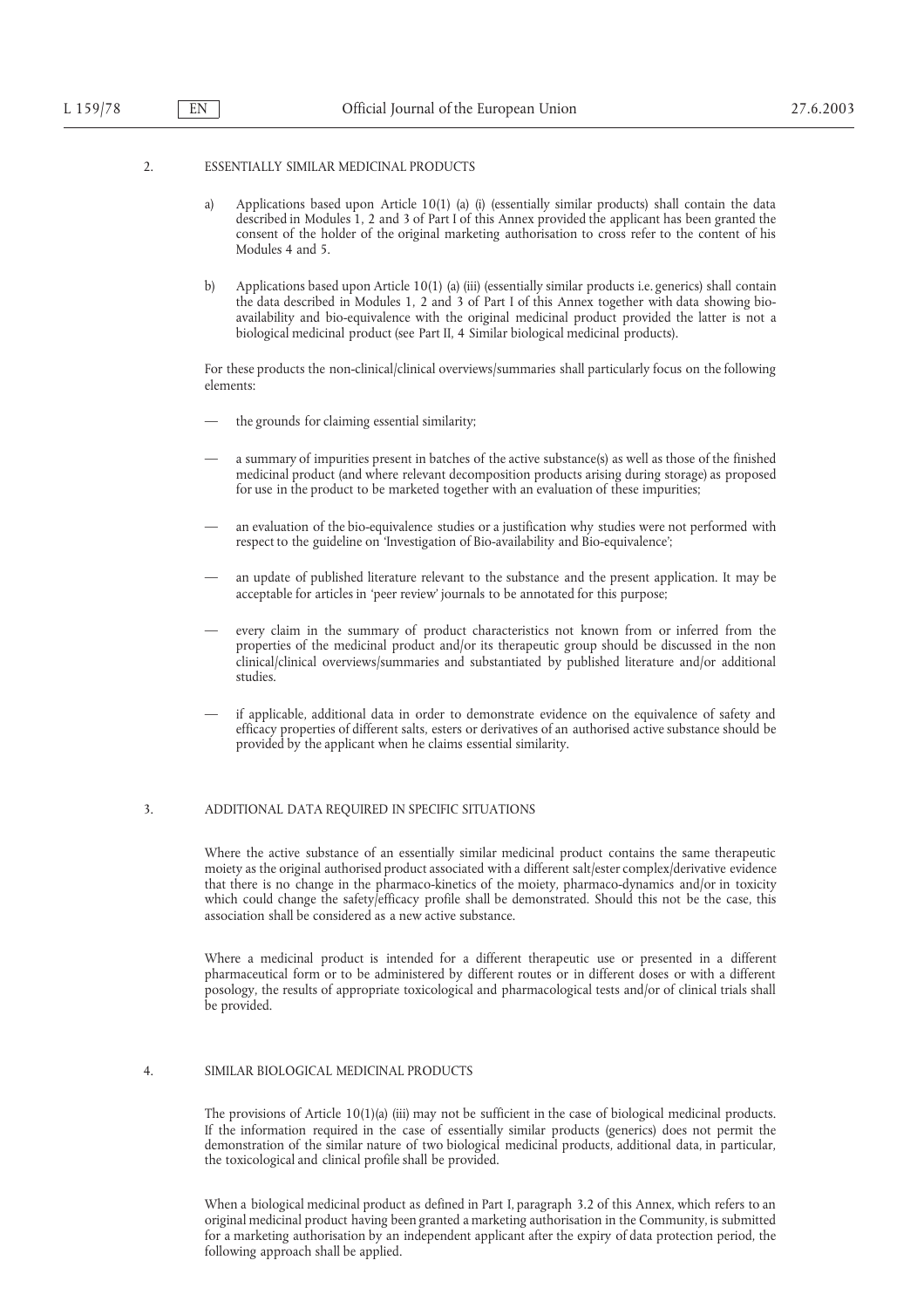## 2. ESSENTIALLY SIMILAR MEDICINAL PRODUCTS

a) Applications based upon Article 10(1) (a) (i) (essentially similar products) shall contain the data described in Modules 1, 2 and 3 of Part I of this Annex provided the applicant has been granted the consent of the holder of the original marketing authorisation to cross refer to the content of his Modules 4 and 5.

b) Applications based upon Article 10(1) (a) (iii) (essentially similar products i.e. generics) shall contain the data described in Modules 1, 2 and 3 of Part I of this Annex together with data showing bio-availability and bio-equivalence with the original medicinal product provided the latter is not a biological medicinal product (see Part II, 4 Similar biological medicinal products).

For these products the non-clinical/clinical overviews/summaries shall particularly focus on the following elements:

— the grounds for claiming essential similarity;

— a summary of impurities present in batches of the active substance(s) as well as those of the finished medicinal product (and where relevant decomposition products arising during storage) as proposed for use in the product to be marketed together with an evaluation of these impurities;

— an evaluation of the bio-equivalence studies or a justification why studies were not performed with respect to the guideline on 'Investigation of Bio-availability and Bio-equivalence';

— an update of published literature relevant to the substance and the present application. It may be acceptable for articles in 'peer review' journals to be annotated for this purpose;

— every claim in the summary of product characteristics not known from or inferred from the properties of the medicinal product and/or its therapeutic group should be discussed in the non clinical/clinical overviews/summaries and substantiated by published literature and/or additional studies.

— if applicable, additional data in order to demonstrate evidence on the equivalence of safety and efficacy properties of different salts, esters or derivatives of an authorised active substance should be provided by the applicant when he claims essential similarity.

## 3. ADDITIONAL DATA REQUIRED IN SPECIFIC SITUATIONS

Where the active substance of an essentially similar medicinal product contains the same therapeutic moiety as the original authorised product associated with a different salt/ester complex/derivative evidence that there is no change in the pharmaco-kinetics of the moiety, pharmaco-dynamics and/or in toxicity which could change the safety/efficacy profile shall be demonstrated. Should this not be the case, this association shall be considered as a new active substance.

Where a medicinal product is intended for a different therapeutic use or presented in a different pharmaceutical form or to be administered by different routes or in different doses or with a different posology, the results of appropriate toxicological and pharmacological tests and/or of clinical trials shall be provided.

## 4. SIMILAR BIOLOGICAL MEDICINAL PRODUCTS

The provisions of Article 10(1)(a) (iii) may not be sufficient in the case of biological medicinal products. If the information required in the case of essentially similar products (generics) does not permit the demonstration of the similar nature of two biological medicinal products, additional data, in particular, the toxicological and clinical profile shall be provided.

When a biological medicinal product as defined in Part I, paragraph 3.2 of this Annex, which refers to an original medicinal product having been granted a marketing authorisation in the Community, is submitted for a marketing authorisation by an independent applicant after the expiry of data protection period, the following approach shall be applied.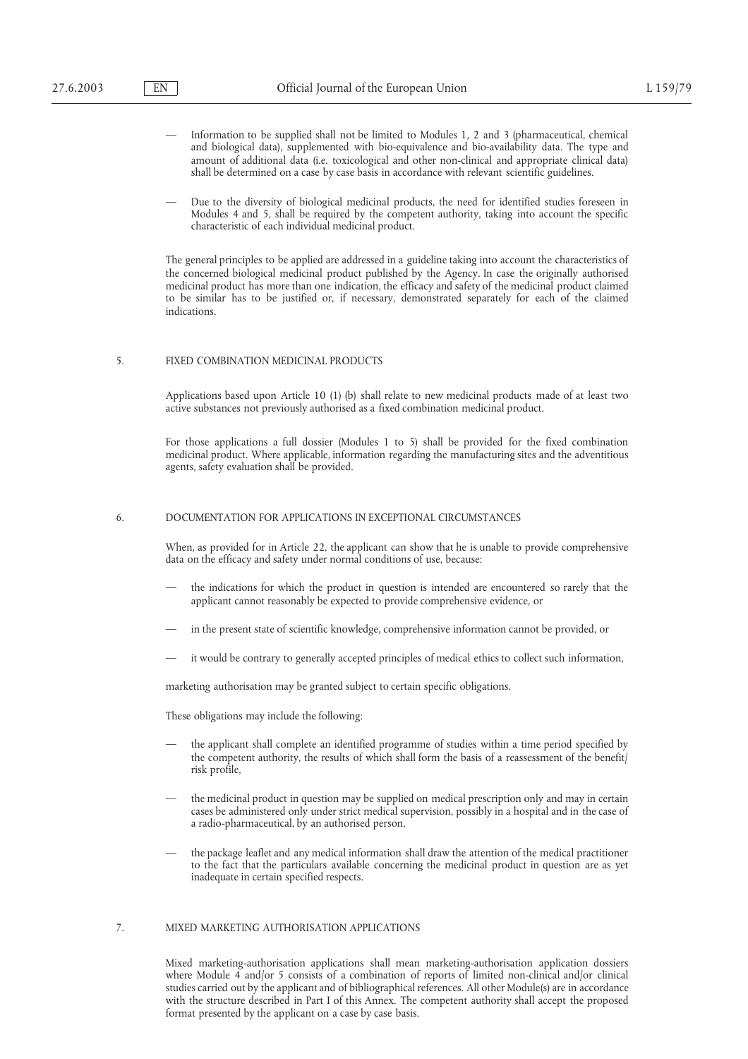- Information to be supplied shall not be limited to Modules 1, 2 and 3 (pharmaceutical, chemical and biological data), supplemented with bio-equivalence and bio-availability data. The type and amount of additional data (i.e. toxicological and other non-clinical and appropriate clinical data) shall be determined on a case by case basis in accordance with relevant scientific guidelines.

- Due to the diversity of biological medicinal products, the need for identified studies foreseen in Modules 4 and 5, shall be required by the competent authority, taking into account the specific characteristic of each individual medicinal product.

The general principles to be applied are addressed in a guideline taking into account the characteristics of the concerned biological medicinal product published by the Agency. In case the originally authorised medicinal product has more than one indication, the efficacy and safety of the medicinal product claimed to be similar has to be justified or, if necessary, demonstrated separately for each of the claimed indications.

## 5. FIXED COMBINATION MEDICINAL PRODUCTS

Applications based upon Article 10 (1) (b) shall relate to new medicinal products made of at least two active substances not previously authorised as a fixed combination medicinal product.

For those applications a full dossier (Modules 1 to 5) shall be provided for the fixed combination medicinal product. Where applicable, information regarding the manufacturing sites and the adventitious agents, safety evaluation shall be provided.

## 6. DOCUMENTATION FOR APPLICATIONS IN EXCEPTIONAL CIRCUMSTANCES

When, as provided for in Article 22, the applicant can show that he is unable to provide comprehensive data on the efficacy and safety under normal conditions of use, because:

- the indications for which the product in question is intended are encountered so rarely that the applicant cannot reasonably be expected to provide comprehensive evidence, or

- in the present state of scientific knowledge, comprehensive information cannot be provided, or

- it would be contrary to generally accepted principles of medical ethics to collect such information,

marketing authorisation may be granted subject to certain specific obligations.

These obligations may include the following:

- the applicant shall complete an identified programme of studies within a time period specified by the competent authority, the results of which shall form the basis of a reassessment of the benefit/risk profile,

- the medicinal product in question may be supplied on medical prescription only and may in certain cases be administered only under strict medical supervision, possibly in a hospital and in the case of a radio-pharmaceutical, by an authorised person,

- the package leaflet and any medical information shall draw the attention of the medical practitioner to the fact that the particulars available concerning the medicinal product in question are as yet inadequate in certain specified respects.

## 7. MIXED MARKETING AUTHORISATION APPLICATIONS

Mixed marketing-authorisation applications shall mean marketing-authorisation application dossiers where Module 4 and/or 5 consists of a combination of reports of limited non-clinical and/or clinical studies carried out by the applicant and of bibliographical references. All other Module(s) are in accordance with the structure described in Part I of this Annex. The competent authority shall accept the proposed format presented by the applicant on a case by case basis.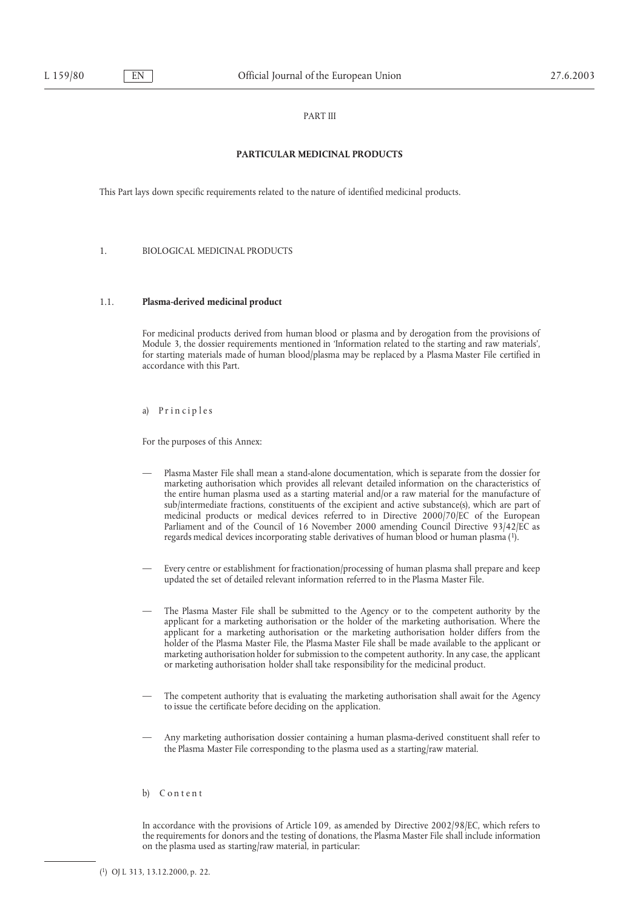PART III

**PARTICULAR MEDICINAL PRODUCTS**

This Part lays down specific requirements related to the nature of identified medicinal products.

1. BIOLOGICAL MEDICINAL PRODUCTS

1.1. **Plasma-derived medicinal product**

For medicinal products derived from human blood or plasma and by derogation from the provisions of Module 3, the dossier requirements mentioned in 'Information related to the starting and raw materials', for starting materials made of human blood/plasma may be replaced by a Plasma Master File certified in accordance with this Part.

a) Principles

For the purposes of this Annex:

— Plasma Master File shall mean a stand-alone documentation, which is separate from the dossier for marketing authorisation which provides all relevant detailed information on the characteristics of the entire human plasma used as a starting material and/or a raw material for the manufacture of sub/intermediate fractions, constituents of the excipient and active substance(s), which are part of medicinal products or medical devices referred to in Directive 2000/70/EC of the European Parliament and of the Council of 16 November 2000 amending Council Directive 93/42/EC as regards medical devices incorporating stable derivatives of human blood or human plasma [1].

— Every centre or establishment for fractionation/processing of human plasma shall prepare and keep updated the set of detailed relevant information referred to in the Plasma Master File.

— The Plasma Master File shall be submitted to the Agency or to the competent authority by the applicant for a marketing authorisation or the holder of the marketing authorisation. Where the applicant for a marketing authorisation or the marketing authorisation holder differs from the holder of the Plasma Master File, the Plasma Master File shall be made available to the applicant or marketing authorisation holder for submission to the competent authority. In any case, the applicant or marketing authorisation holder shall take responsibility for the medicinal product.

— The competent authority that is evaluating the marketing authorisation shall await for the Agency to issue the certificate before deciding on the application.

— Any marketing authorisation dossier containing a human plasma-derived constituent shall refer to the Plasma Master File corresponding to the plasma used as a starting/raw material.

b) Content

In accordance with the provisions of Article 109, as amended by Directive 2002/98/EC, which refers to the requirements for donors and the testing of donations, the Plasma Master File shall include information on the plasma used as starting/raw material, in particular:

---

[1] OJ L 313, 13.12.2000, p. 22.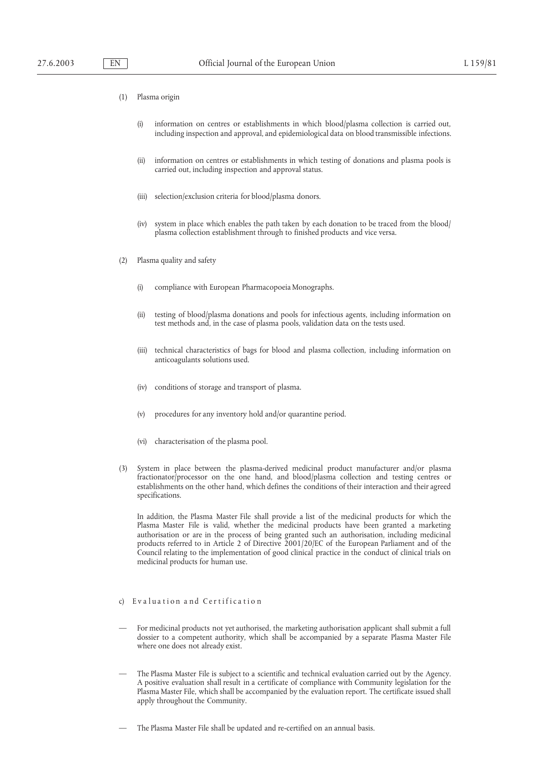(1) Plasma origin

(i) information on centres or establishments in which blood/plasma collection is carried out, including inspection and approval, and epidemiological data on blood transmissible infections.

(ii) information on centres or establishments in which testing of donations and plasma pools is carried out, including inspection and approval status.

(iii) selection/exclusion criteria for blood/plasma donors.

(iv) system in place which enables the path taken by each donation to be traced from the blood/plasma collection establishment through to finished products and vice versa.

(2) Plasma quality and safety

(i) compliance with European Pharmacopoeia Monographs.

(ii) testing of blood/plasma donations and pools for infectious agents, including information on test methods and, in the case of plasma pools, validation data on the tests used.

(iii) technical characteristics of bags for blood and plasma collection, including information on anticoagulants solutions used.

(iv) conditions of storage and transport of plasma.

(v) procedures for any inventory hold and/or quarantine period.

(vi) characterisation of the plasma pool.

(3) System in place between the plasma-derived medicinal product manufacturer and/or plasma fractionator/processor on the one hand, and blood/plasma collection and testing centres or establishments on the other hand, which defines the conditions of their interaction and their agreed specifications.

In addition, the Plasma Master File shall provide a list of the medicinal products for which the Plasma Master File is valid, whether the medicinal products have been granted a marketing authorisation or are in the process of being granted such an authorisation, including medicinal products referred to in Article 2 of Directive 2001/20/EC of the European Parliament and of the Council relating to the implementation of good clinical practice in the conduct of clinical trials on medicinal products for human use.

c) Evaluation and Certification

— For medicinal products not yet authorised, the marketing authorisation applicant shall submit a full dossier to a competent authority, which shall be accompanied by a separate Plasma Master File where one does not already exist.

— The Plasma Master File is subject to a scientific and technical evaluation carried out by the Agency. A positive evaluation shall result in a certificate of compliance with Community legislation for the Plasma Master File, which shall be accompanied by the evaluation report. The certificate issued shall apply throughout the Community.

— The Plasma Master File shall be updated and re-certified on an annual basis.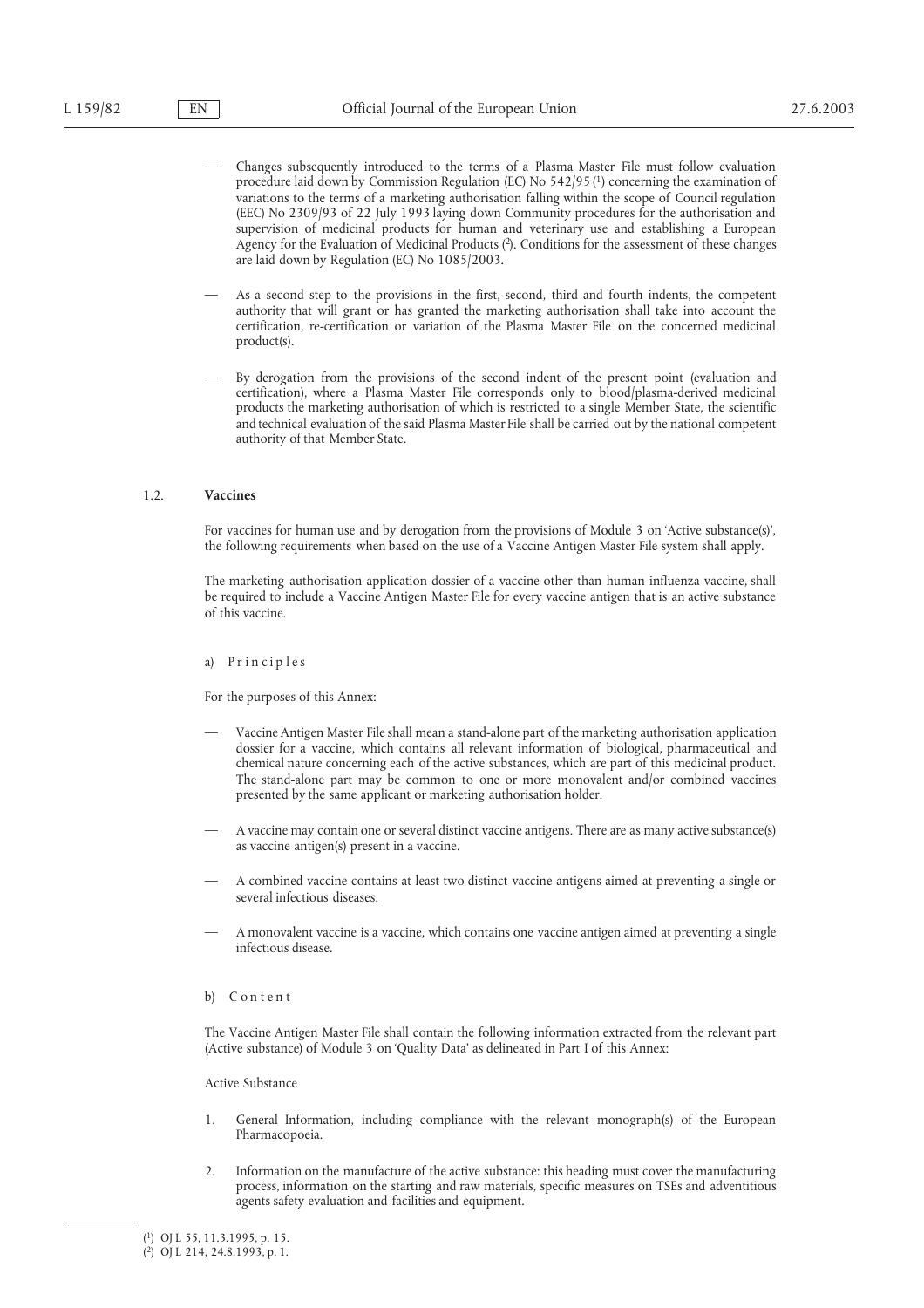— Changes subsequently introduced to the terms of a Plasma Master File must follow evaluation procedure laid down by Commission Regulation (EC) No 542/95 [1] concerning the examination of variations to the terms of a marketing authorisation falling within the scope of Council regulation (EEC) No 2309/93 of 22 July 1993 laying down Community procedures for the authorisation and supervision of medicinal products for human and veterinary use and establishing a European Agency for the Evaluation of Medicinal Products [2]. Conditions for the assessment of these changes are laid down by Regulation (EC) No 1085/2003.

— As a second step to the provisions in the first, second, third and fourth indents, the competent authority that will grant or has granted the marketing authorisation shall take into account the certification, re-certification or variation of the Plasma Master File on the concerned medicinal product(s).

— By derogation from the provisions of the second indent of the present point (evaluation and certification), where a Plasma Master File corresponds only to blood/plasma-derived medicinal products the marketing authorisation of which is restricted to a single Member State, the scientific and technical evaluation of the said Plasma Master File shall be carried out by the national competent authority of that Member State.

### 1.2. **Vaccines**

For vaccines for human use and by derogation from the provisions of Module 3 on 'Active substance(s)', the following requirements when based on the use of a Vaccine Antigen Master File system shall apply.

The marketing authorisation application dossier of a vaccine other than human influenza vaccine, shall be required to include a Vaccine Antigen Master File for every vaccine antigen that is an active substance of this vaccine.

a) Principles

For the purposes of this Annex:

— Vaccine Antigen Master File shall mean a stand-alone part of the marketing authorisation application dossier for a vaccine, which contains all relevant information of biological, pharmaceutical and chemical nature concerning each of the active substances, which are part of this medicinal product. The stand-alone part may be common to one or more monovalent and/or combined vaccines presented by the same applicant or marketing authorisation holder.

— A vaccine may contain one or several distinct vaccine antigens. There are as many active substance(s) as vaccine antigen(s) present in a vaccine.

— A combined vaccine contains at least two distinct vaccine antigens aimed at preventing a single or several infectious diseases.

— A monovalent vaccine is a vaccine, which contains one vaccine antigen aimed at preventing a single infectious disease.

b) Content

The Vaccine Antigen Master File shall contain the following information extracted from the relevant part (Active substance) of Module 3 on 'Quality Data' as delineated in Part I of this Annex:

Active Substance

1. General Information, including compliance with the relevant monograph(s) of the European Pharmacopoeia.

2. Information on the manufacture of the active substance: this heading must cover the manufacturing process, information on the starting and raw materials, specific measures on TSEs and adventitious agents safety evaluation and facilities and equipment.

[1] OJ L 55, 11.3.1995, p. 15.
[2] OJ L 214, 24.8.1993, p. 1.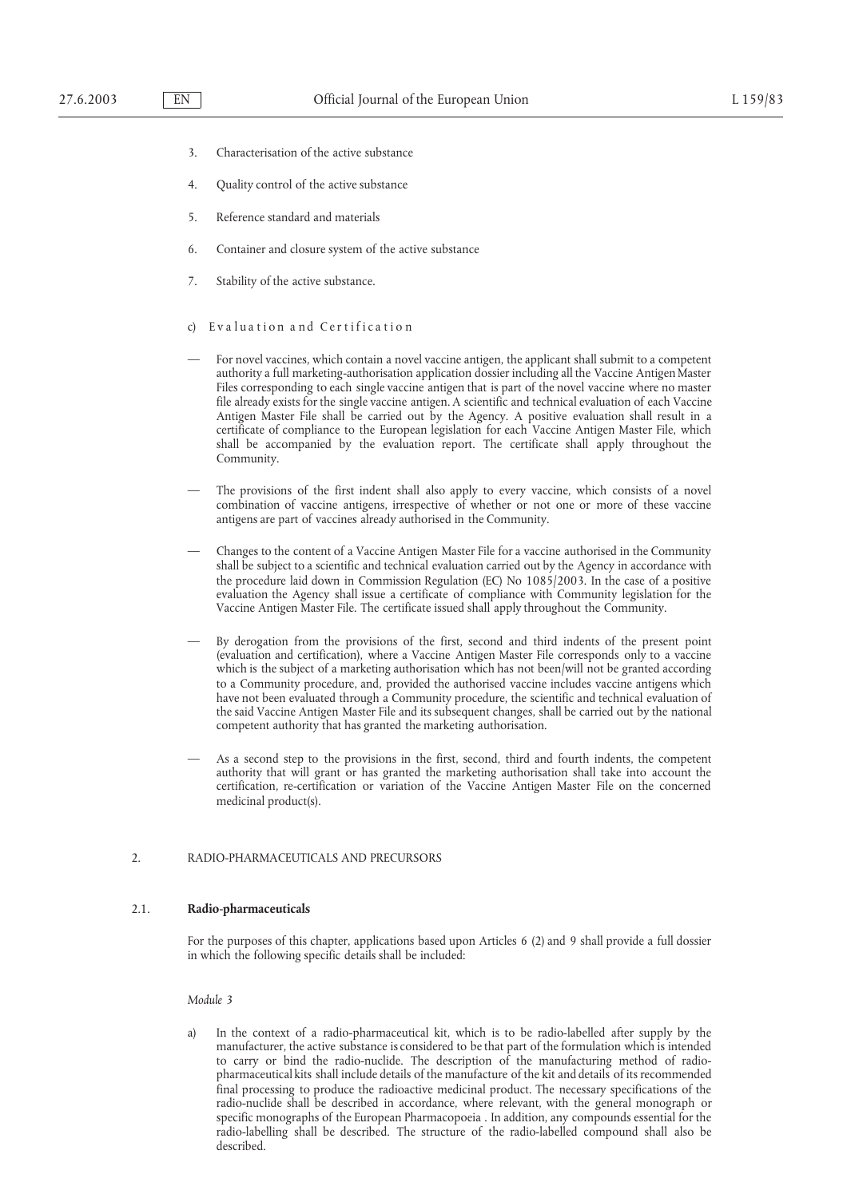3. Characterisation of the active substance

4. Quality control of the active substance

5. Reference standard and materials

6. Container and closure system of the active substance

7. Stability of the active substance.

c) Evaluation and Certification

— For novel vaccines, which contain a novel vaccine antigen, the applicant shall submit to a competent authority a full marketing-authorisation application dossier including all the Vaccine Antigen Master Files corresponding to each single vaccine antigen that is part of the novel vaccine where no master file already exists for the single vaccine antigen. A scientific and technical evaluation of each Vaccine Antigen Master File shall be carried out by the Agency. A positive evaluation shall result in a certificate of compliance to the European legislation for each Vaccine Antigen Master File, which shall be accompanied by the evaluation report. The certificate shall apply throughout the Community.

— The provisions of the first indent shall also apply to every vaccine, which consists of a novel combination of vaccine antigens, irrespective of whether or not one or more of these vaccine antigens are part of vaccines already authorised in the Community.

— Changes to the content of a Vaccine Antigen Master File for a vaccine authorised in the Community shall be subject to a scientific and technical evaluation carried out by the Agency in accordance with the procedure laid down in Commission Regulation (EC) No 1085/2003. In the case of a positive evaluation the Agency shall issue a certificate of compliance with Community legislation for the Vaccine Antigen Master File. The certificate issued shall apply throughout the Community.

— By derogation from the provisions of the first, second and third indents of the present point (evaluation and certification), where a Vaccine Antigen Master File corresponds only to a vaccine which is the subject of a marketing authorisation which has not been/will not be granted according to a Community procedure, and, provided the authorised vaccine includes vaccine antigens which have not been evaluated through a Community procedure, the scientific and technical evaluation of the said Vaccine Antigen Master File and its subsequent changes, shall be carried out by the national competent authority that has granted the marketing authorisation.

— As a second step to the provisions in the first, second, third and fourth indents, the competent authority that will grant or has granted the marketing authorisation shall take into account the certification, re-certification or variation of the Vaccine Antigen Master File on the concerned medicinal product(s).

## 2. RADIO-PHARMACEUTICALS AND PRECURSORS

### 2.1. **Radio-pharmaceuticals**

For the purposes of this chapter, applications based upon Articles 6 (2) and 9 shall provide a full dossier in which the following specific details shall be included:

*Module 3*

a) In the context of a radio-pharmaceutical kit, which is to be radio-labelled after supply by the manufacturer, the active substance is considered to be that part of the formulation which is intended to carry or bind the radio-nuclide. The description of the manufacturing method of radio-pharmaceutical kits shall include details of the manufacture of the kit and details of its recommended final processing to produce the radioactive medicinal product. The necessary specifications of the radio-nuclide shall be described in accordance, where relevant, with the general monograph or specific monographs of the European Pharmacopoeia . In addition, any compounds essential for the radio-labelling shall be described. The structure of the radio-labelled compound shall also be described.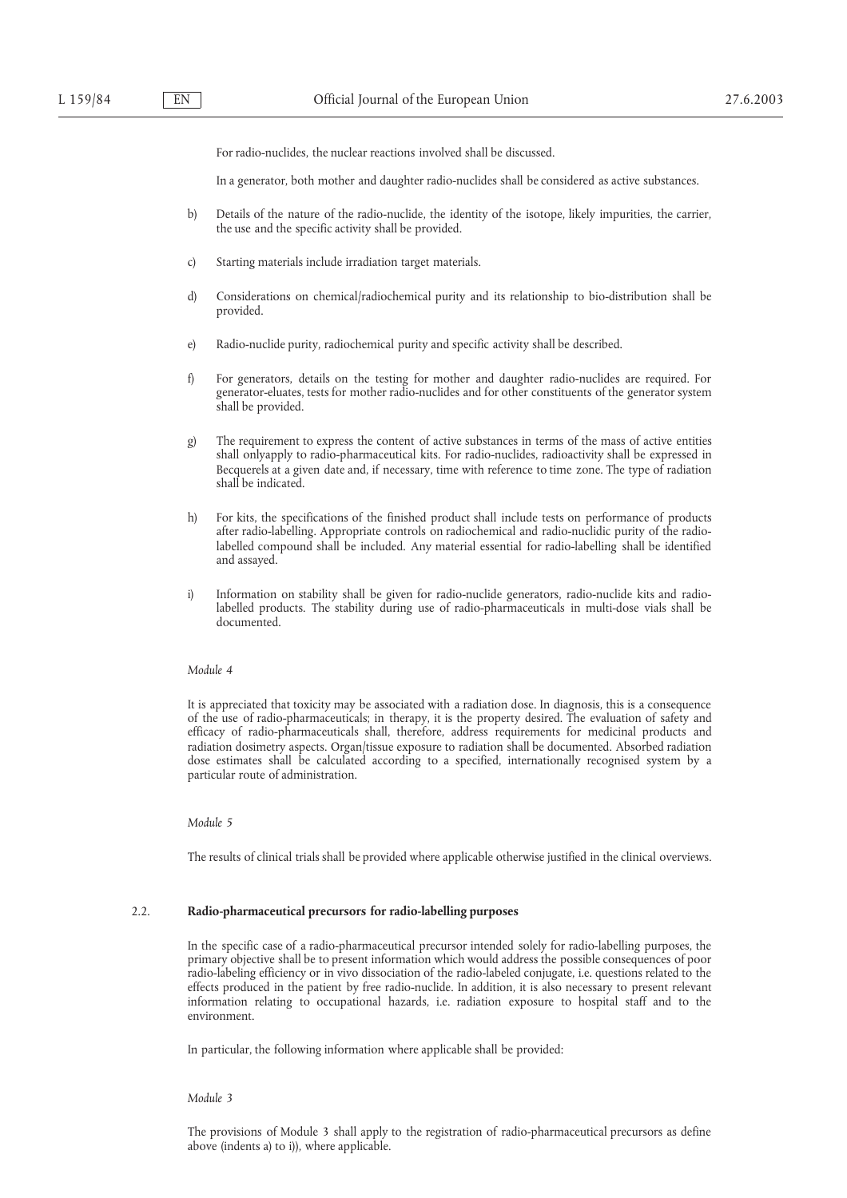For radio-nuclides, the nuclear reactions involved shall be discussed.

In a generator, both mother and daughter radio-nuclides shall be considered as active substances.

b) Details of the nature of the radio-nuclide, the identity of the isotope, likely impurities, the carrier, the use and the specific activity shall be provided.

c) Starting materials include irradiation target materials.

d) Considerations on chemical/radiochemical purity and its relationship to bio-distribution shall be provided.

e) Radio-nuclide purity, radiochemical purity and specific activity shall be described.

f) For generators, details on the testing for mother and daughter radio-nuclides are required. For generator-eluates, tests for mother radio-nuclides and for other constituents of the generator system shall be provided.

g) The requirement to express the content of active substances in terms of the mass of active entities shall onlyapply to radio-pharmaceutical kits. For radio-nuclides, radioactivity shall be expressed in Becquerels at a given date and, if necessary, time with reference to time zone. The type of radiation shall be indicated.

h) For kits, the specifications of the finished product shall include tests on performance of products after radio-labelling. Appropriate controls on radiochemical and radio-nuclidic purity of the radio-labelled compound shall be included. Any material essential for radio-labelling shall be identified and assayed.

i) Information on stability shall be given for radio-nuclide generators, radio-nuclide kits and radio-labelled products. The stability during use of radio-pharmaceuticals in multi-dose vials shall be documented.

*Module 4*

It is appreciated that toxicity may be associated with a radiation dose. In diagnosis, this is a consequence of the use of radio-pharmaceuticals; in therapy, it is the property desired. The evaluation of safety and efficacy of radio-pharmaceuticals shall, therefore, address requirements for medicinal products and radiation dosimetry aspects. Organ/tissue exposure to radiation shall be documented. Absorbed radiation dose estimates shall be calculated according to a specified, internationally recognised system by a particular route of administration.

*Module 5*

The results of clinical trials shall be provided where applicable otherwise justified in the clinical overviews.

### 2.2. Radio-pharmaceutical precursors for radio-labelling purposes

In the specific case of a radio-pharmaceutical precursor intended solely for radio-labelling purposes, the primary objective shall be to present information which would address the possible consequences of poor radio-labeling efficiency or in vivo dissociation of the radio-labeled conjugate, i.e. questions related to the effects produced in the patient by free radio-nuclide. In addition, it is also necessary to present relevant information relating to occupational hazards, i.e. radiation exposure to hospital staff and to the environment.

In particular, the following information where applicable shall be provided:

*Module 3*

The provisions of Module 3 shall apply to the registration of radio-pharmaceutical precursors as define above (indents a) to i)), where applicable.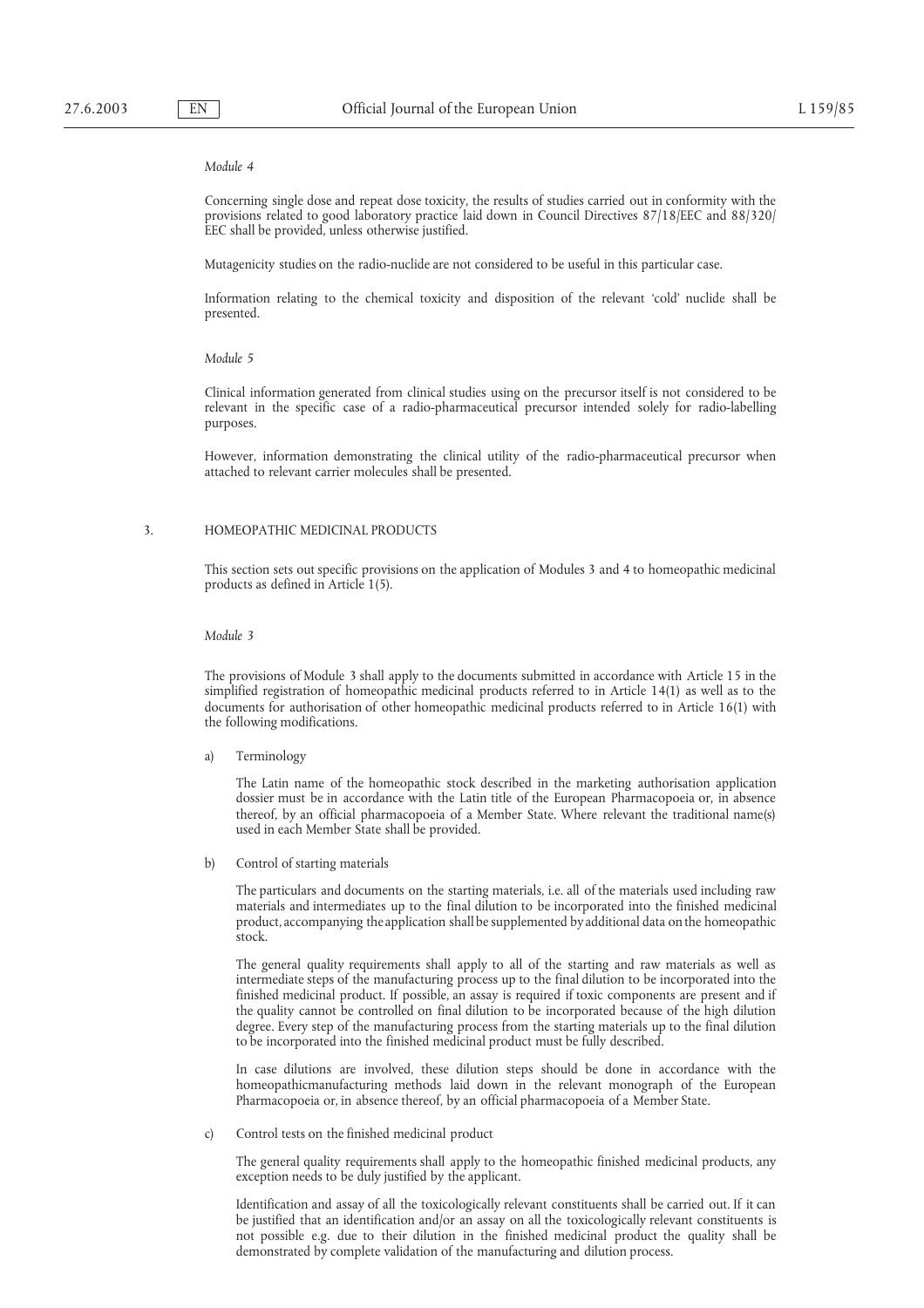*Module 4*

Concerning single dose and repeat dose toxicity, the results of studies carried out in conformity with the provisions related to good laboratory practice laid down in Council Directives 87/18/EEC and 88/320/EEC shall be provided, unless otherwise justified.

Mutagenicity studies on the radio-nuclide are not considered to be useful in this particular case.

Information relating to the chemical toxicity and disposition of the relevant 'cold' nuclide shall be presented.

*Module 5*

Clinical information generated from clinical studies using on the precursor itself is not considered to be relevant in the specific case of a radio-pharmaceutical precursor intended solely for radio-labelling purposes.

However, information demonstrating the clinical utility of the radio-pharmaceutical precursor when attached to relevant carrier molecules shall be presented.

## 3. HOMEOPATHIC MEDICINAL PRODUCTS

This section sets out specific provisions on the application of Modules 3 and 4 to homeopathic medicinal products as defined in Article 1(5).

*Module 3*

The provisions of Module 3 shall apply to the documents submitted in accordance with Article 15 in the simplified registration of homeopathic medicinal products referred to in Article 14(1) as well as to the documents for authorisation of other homeopathic medicinal products referred to in Article 16(1) with the following modifications.

a) Terminology

The Latin name of the homeopathic stock described in the marketing authorisation application dossier must be in accordance with the Latin title of the European Pharmacopoeia or, in absence thereof, by an official pharmacopoeia of a Member State. Where relevant the traditional name(s) used in each Member State shall be provided.

b) Control of starting materials

The particulars and documents on the starting materials, i.e. all of the materials used including raw materials and intermediates up to the final dilution to be incorporated into the finished medicinal product, accompanying the application shall be supplemented by additional data on the homeopathic stock.

The general quality requirements shall apply to all of the starting and raw materials as well as intermediate steps of the manufacturing process up to the final dilution to be incorporated into the finished medicinal product. If possible, an assay is required if toxic components are present and if the quality cannot be controlled on final dilution to be incorporated because of the high dilution degree. Every step of the manufacturing process from the starting materials up to the final dilution to be incorporated into the finished medicinal product must be fully described.

In case dilutions are involved, these dilution steps should be done in accordance with the homeopathicmanufacturing methods laid down in the relevant monograph of the European Pharmacopoeia or, in absence thereof, by an official pharmacopoeia of a Member State.

c) Control tests on the finished medicinal product

The general quality requirements shall apply to the homeopathic finished medicinal products, any exception needs to be duly justified by the applicant.

Identification and assay of all the toxicologically relevant constituents shall be carried out. If it can be justified that an identification and/or an assay on all the toxicologically relevant constituents is not possible e.g. due to their dilution in the finished medicinal product the quality shall be demonstrated by complete validation of the manufacturing and dilution process.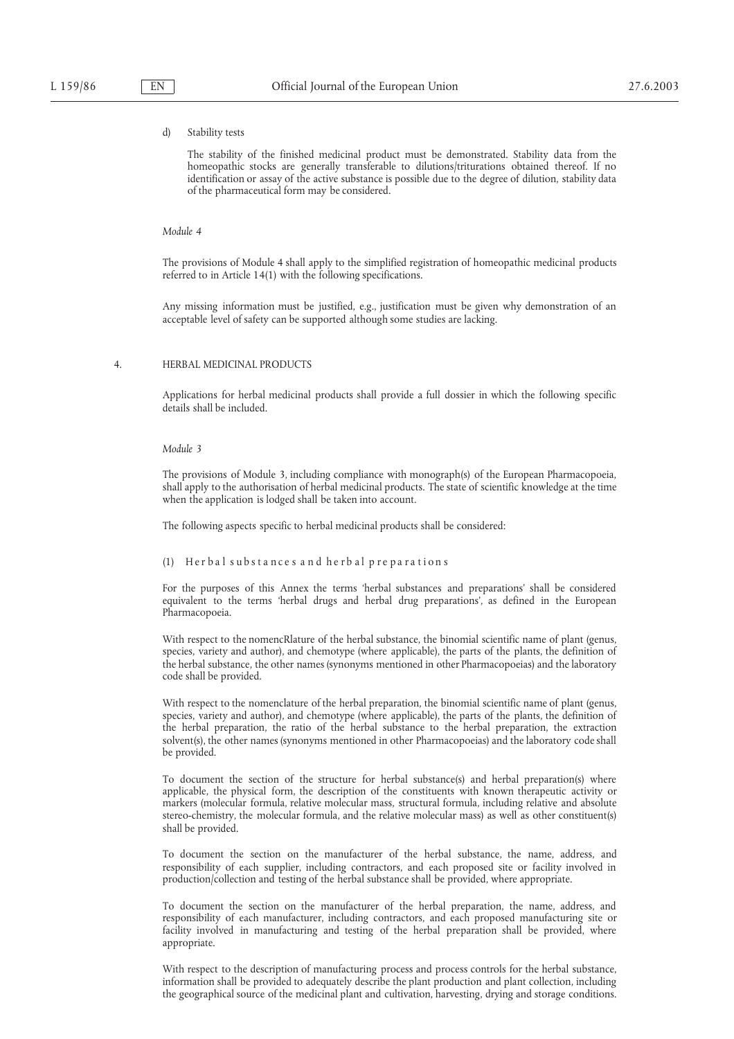d) Stability tests

The stability of the finished medicinal product must be demonstrated. Stability data from the homeopathic stocks are generally transferable to dilutions/triturations obtained thereof. If no identification or assay of the active substance is possible due to the degree of dilution, stability data of the pharmaceutical form may be considered.

*Module 4*

The provisions of Module 4 shall apply to the simplified registration of homeopathic medicinal products referred to in Article 14(1) with the following specifications.

Any missing information must be justified, e.g., justification must be given why demonstration of an acceptable level of safety can be supported although some studies are lacking.

4. HERBAL MEDICINAL PRODUCTS

Applications for herbal medicinal products shall provide a full dossier in which the following specific details shall be included.

*Module 3*

The provisions of Module 3, including compliance with monograph(s) of the European Pharmacopoeia, shall apply to the authorisation of herbal medicinal products. The state of scientific knowledge at the time when the application is lodged shall be taken into account.

The following aspects specific to herbal medicinal products shall be considered:

(1) Herbal substances and herbal preparations

For the purposes of this Annex the terms 'herbal substances and preparations' shall be considered equivalent to the terms 'herbal drugs and herbal drug preparations', as defined in the European Pharmacopoeia.

With respect to the nomencRlature of the herbal substance, the binomial scientific name of plant (genus, species, variety and author), and chemotype (where applicable), the parts of the plants, the definition of the herbal substance, the other names (synonyms mentioned in other Pharmacopoeias) and the laboratory code shall be provided.

With respect to the nomenclature of the herbal preparation, the binomial scientific name of plant (genus, species, variety and author), and chemotype (where applicable), the parts of the plants, the definition of the herbal preparation, the ratio of the herbal substance to the herbal preparation, the extraction solvent(s), the other names (synonyms mentioned in other Pharmacopoeias) and the laboratory code shall be provided.

To document the section of the structure for herbal substance(s) and herbal preparation(s) where applicable, the physical form, the description of the constituents with known therapeutic activity or markers (molecular formula, relative molecular mass, structural formula, including relative and absolute stereo-chemistry, the molecular formula, and the relative molecular mass) as well as other constituent(s) shall be provided.

To document the section on the manufacturer of the herbal substance, the name, address, and responsibility of each supplier, including contractors, and each proposed site or facility involved in production/collection and testing of the herbal substance shall be provided, where appropriate.

To document the section on the manufacturer of the herbal preparation, the name, address, and responsibility of each manufacturer, including contractors, and each proposed manufacturing site or facility involved in manufacturing and testing of the herbal preparation shall be provided, where appropriate.

With respect to the description of manufacturing process and process controls for the herbal substance, information shall be provided to adequately describe the plant production and plant collection, including the geographical source of the medicinal plant and cultivation, harvesting, drying and storage conditions.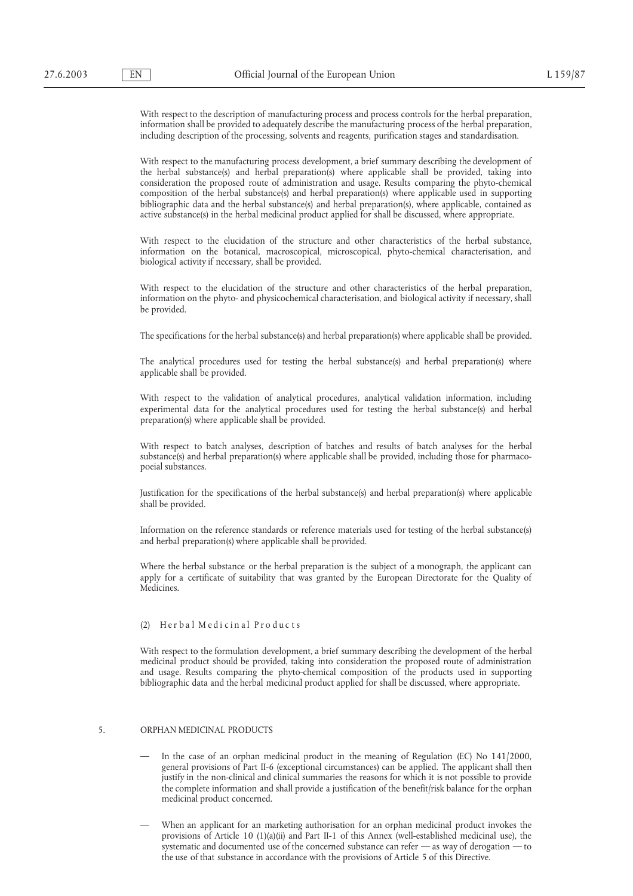With respect to the description of manufacturing process and process controls for the herbal preparation, information shall be provided to adequately describe the manufacturing process of the herbal preparation, including description of the processing, solvents and reagents, purification stages and standardisation.

With respect to the manufacturing process development, a brief summary describing the development of the herbal substance(s) and herbal preparation(s) where applicable shall be provided, taking into consideration the proposed route of administration and usage. Results comparing the phyto-chemical composition of the herbal substance(s) and herbal preparation(s) where applicable used in supporting bibliographic data and the herbal substance(s) and herbal preparation(s), where applicable, contained as active substance(s) in the herbal medicinal product applied for shall be discussed, where appropriate.

With respect to the elucidation of the structure and other characteristics of the herbal substance, information on the botanical, macroscopical, microscopical, phyto-chemical characterisation, and biological activity if necessary, shall be provided.

With respect to the elucidation of the structure and other characteristics of the herbal preparation, information on the phyto- and physicochemical characterisation, and biological activity if necessary, shall be provided.

The specifications for the herbal substance(s) and herbal preparation(s) where applicable shall be provided.

The analytical procedures used for testing the herbal substance(s) and herbal preparation(s) where applicable shall be provided.

With respect to the validation of analytical procedures, analytical validation information, including experimental data for the analytical procedures used for testing the herbal substance(s) and herbal preparation(s) where applicable shall be provided.

With respect to batch analyses, description of batches and results of batch analyses for the herbal substance(s) and herbal preparation(s) where applicable shall be provided, including those for pharmacopoeial substances.

Justification for the specifications of the herbal substance(s) and herbal preparation(s) where applicable shall be provided.

Information on the reference standards or reference materials used for testing of the herbal substance(s) and herbal preparation(s) where applicable shall be provided.

Where the herbal substance or the herbal preparation is the subject of a monograph, the applicant can apply for a certificate of suitability that was granted by the European Directorate for the Quality of Medicines.

(2) Herbal Medicinal Products

With respect to the formulation development, a brief summary describing the development of the herbal medicinal product should be provided, taking into consideration the proposed route of administration and usage. Results comparing the phyto-chemical composition of the products used in supporting bibliographic data and the herbal medicinal product applied for shall be discussed, where appropriate.

## 5. ORPHAN MEDICINAL PRODUCTS

— In the case of an orphan medicinal product in the meaning of Regulation (EC) No 141/2000, general provisions of Part II-6 (exceptional circumstances) can be applied. The applicant shall then justify in the non-clinical and clinical summaries the reasons for which it is not possible to provide the complete information and shall provide a justification of the benefit/risk balance for the orphan medicinal product concerned.

— When an applicant for an marketing authorisation for an orphan medicinal product invokes the provisions of Article 10 (1)(a)(ii) and Part II-1 of this Annex (well-established medicinal use), the systematic and documented use of the concerned substance can refer — as way of derogation — to the use of that substance in accordance with the provisions of Article 5 of this Directive.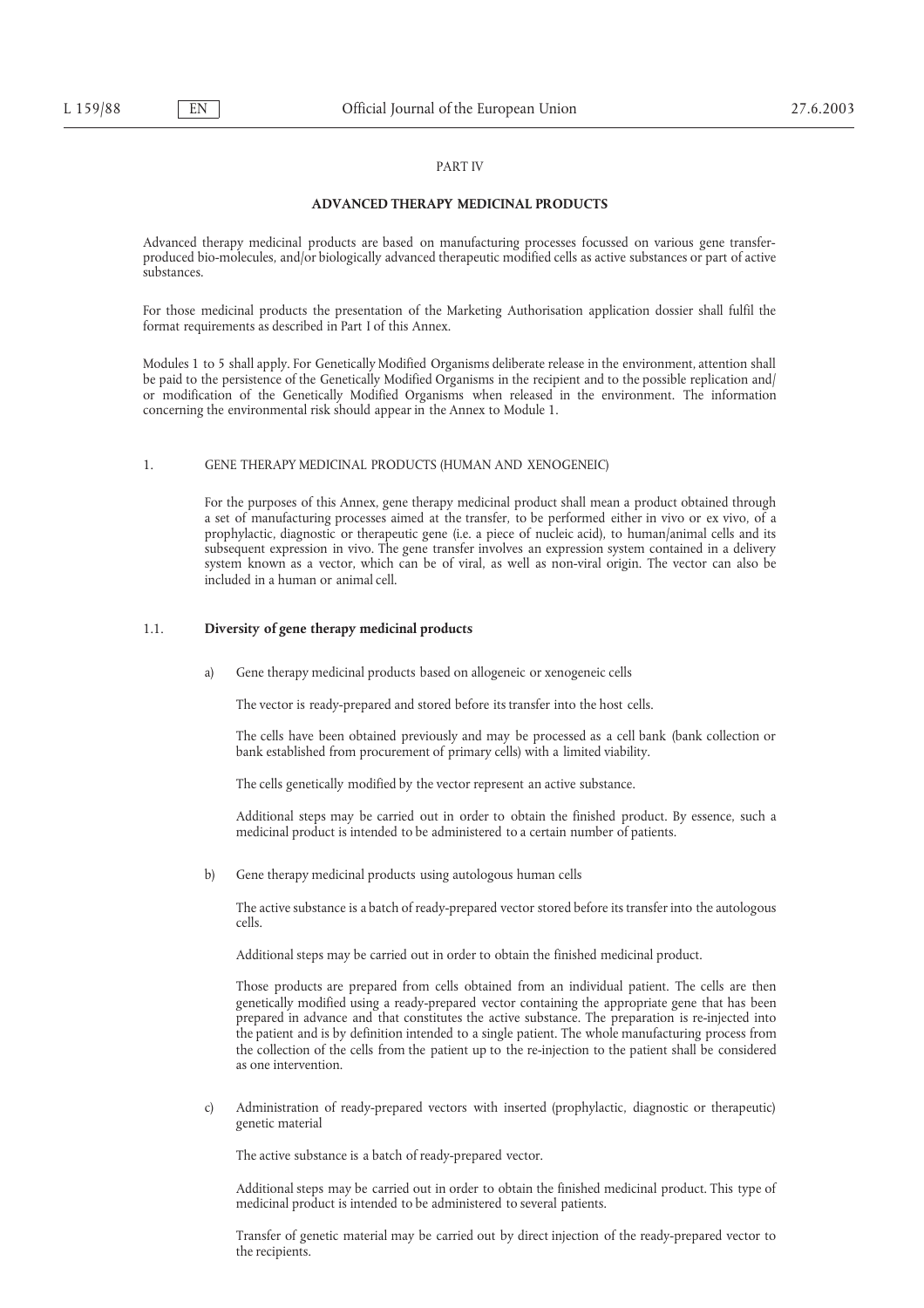PART IV

## ADVANCED THERAPY MEDICINAL PRODUCTS

Advanced therapy medicinal products are based on manufacturing processes focussed on various gene transfer-produced bio-molecules, and/or biologically advanced therapeutic modified cells as active substances or part of active substances.

For those medicinal products the presentation of the Marketing Authorisation application dossier shall fulfil the format requirements as described in Part I of this Annex.

Modules 1 to 5 shall apply. For Genetically Modified Organisms deliberate release in the environment, attention shall be paid to the persistence of the Genetically Modified Organisms in the recipient and to the possible replication and/or modification of the Genetically Modified Organisms when released in the environment. The information concerning the environmental risk should appear in the Annex to Module 1.

### 1. GENE THERAPY MEDICINAL PRODUCTS (HUMAN AND XENOGENEIC)

For the purposes of this Annex, gene therapy medicinal product shall mean a product obtained through a set of manufacturing processes aimed at the transfer, to be performed either in vivo or ex vivo, of a prophylactic, diagnostic or therapeutic gene (i.e. a piece of nucleic acid), to human/animal cells and its subsequent expression in vivo. The gene transfer involves an expression system contained in a delivery system known as a vector, which can be of viral, as well as non-viral origin. The vector can also be included in a human or animal cell.

#### 1.1. **Diversity of gene therapy medicinal products**

a) Gene therapy medicinal products based on allogeneic or xenogeneic cells

The vector is ready-prepared and stored before its transfer into the host cells.

The cells have been obtained previously and may be processed as a cell bank (bank collection or bank established from procurement of primary cells) with a limited viability.

The cells genetically modified by the vector represent an active substance.

Additional steps may be carried out in order to obtain the finished product. By essence, such a medicinal product is intended to be administered to a certain number of patients.

b) Gene therapy medicinal products using autologous human cells

The active substance is a batch of ready-prepared vector stored before its transfer into the autologous cells.

Additional steps may be carried out in order to obtain the finished medicinal product.

Those products are prepared from cells obtained from an individual patient. The cells are then genetically modified using a ready-prepared vector containing the appropriate gene that has been prepared in advance and that constitutes the active substance. The preparation is re-injected into the patient and is by definition intended to a single patient. The whole manufacturing process from the collection of the cells from the patient up to the re-injection to the patient shall be considered as one intervention.

c) Administration of ready-prepared vectors with inserted (prophylactic, diagnostic or therapeutic) genetic material

The active substance is a batch of ready-prepared vector.

Additional steps may be carried out in order to obtain the finished medicinal product. This type of medicinal product is intended to be administered to several patients.

Transfer of genetic material may be carried out by direct injection of the ready-prepared vector to the recipients.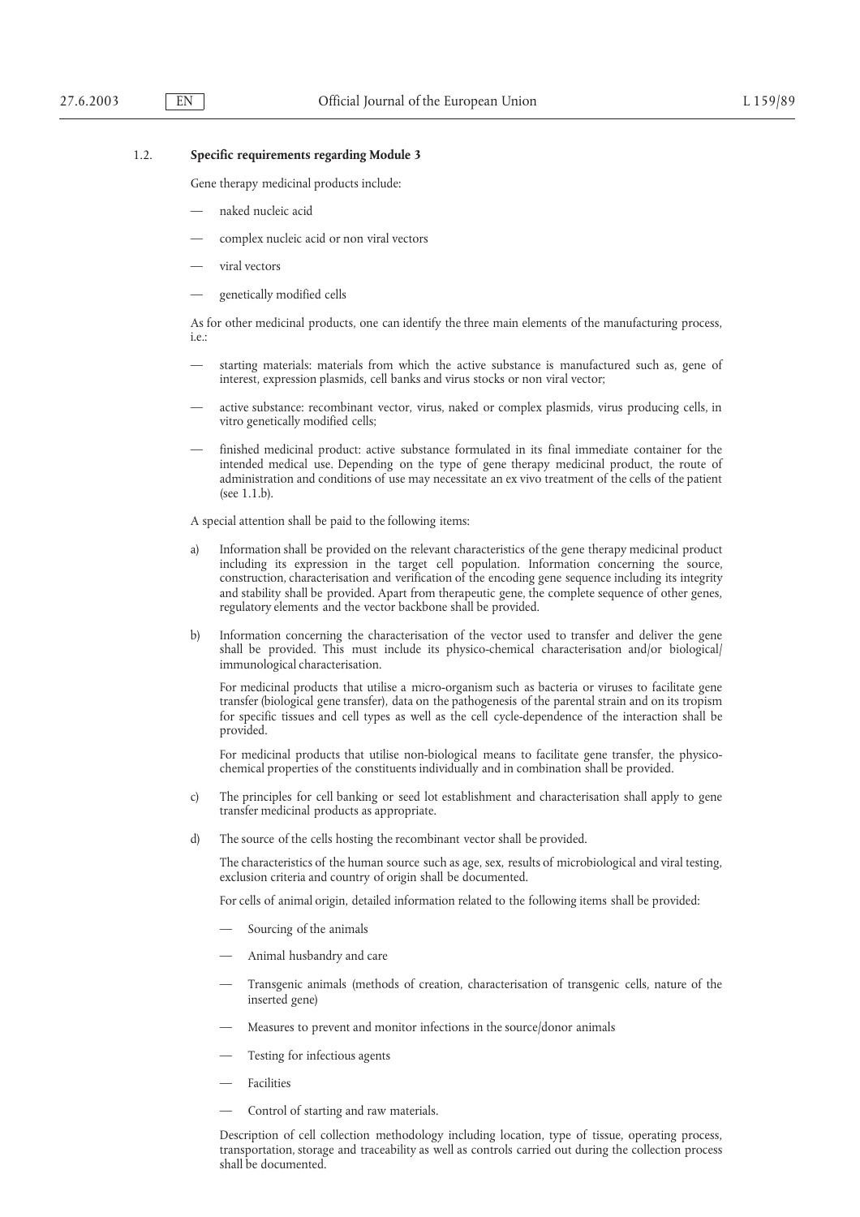### 1.2. Specific requirements regarding Module 3

Gene therapy medicinal products include:

- naked nucleic acid
- complex nucleic acid or non viral vectors
- viral vectors
- genetically modified cells

As for other medicinal products, one can identify the three main elements of the manufacturing process, i.e.:

- starting materials: materials from which the active substance is manufactured such as, gene of interest, expression plasmids, cell banks and virus stocks or non viral vector;
- active substance: recombinant vector, virus, naked or complex plasmids, virus producing cells, in vitro genetically modified cells;
- finished medicinal product: active substance formulated in its final immediate container for the intended medical use. Depending on the type of gene therapy medicinal product, the route of administration and conditions of use may necessitate an ex vivo treatment of the cells of the patient (see 1.1.b).

A special attention shall be paid to the following items:

a) Information shall be provided on the relevant characteristics of the gene therapy medicinal product including its expression in the target cell population. Information concerning the source, construction, characterisation and verification of the encoding gene sequence including its integrity and stability shall be provided. Apart from therapeutic gene, the complete sequence of other genes, regulatory elements and the vector backbone shall be provided.

b) Information concerning the characterisation of the vector used to transfer and deliver the gene shall be provided. This must include its physico-chemical characterisation and/or biological/immunological characterisation.

   For medicinal products that utilise a micro-organism such as bacteria or viruses to facilitate gene transfer (biological gene transfer), data on the pathogenesis of the parental strain and on its tropism for specific tissues and cell types as well as the cell cycle-dependence of the interaction shall be provided.

   For medicinal products that utilise non-biological means to facilitate gene transfer, the physico-chemical properties of the constituents individually and in combination shall be provided.

c) The principles for cell banking or seed lot establishment and characterisation shall apply to gene transfer medicinal products as appropriate.

d) The source of the cells hosting the recombinant vector shall be provided.

   The characteristics of the human source such as age, sex, results of microbiological and viral testing, exclusion criteria and country of origin shall be documented.

   For cells of animal origin, detailed information related to the following items shall be provided:

   - Sourcing of the animals
   - Animal husbandry and care
   - Transgenic animals (methods of creation, characterisation of transgenic cells, nature of the inserted gene)
   - Measures to prevent and monitor infections in the source/donor animals
   - Testing for infectious agents
   - Facilities
   - Control of starting and raw materials.

   Description of cell collection methodology including location, type of tissue, operating process, transportation, storage and traceability as well as controls carried out during the collection process shall be documented.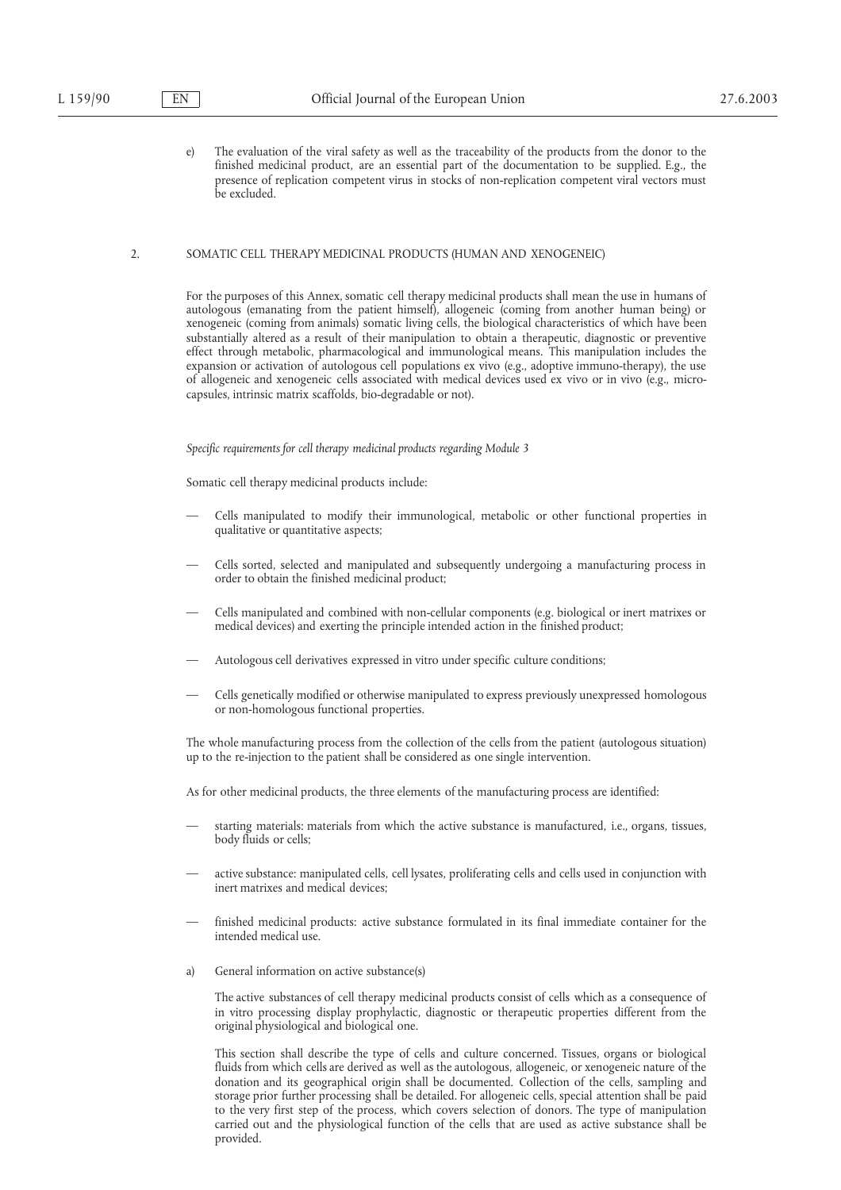e) The evaluation of the viral safety as well as the traceability of the products from the donor to the finished medicinal product, are an essential part of the documentation to be supplied. E.g., the presence of replication competent virus in stocks of non-replication competent viral vectors must be excluded.

## 2. SOMATIC CELL THERAPY MEDICINAL PRODUCTS (HUMAN AND XENOGENEIC)

For the purposes of this Annex, somatic cell therapy medicinal products shall mean the use in humans of autologous (emanating from the patient himself), allogeneic (coming from another human being) or xenogeneic (coming from animals) somatic living cells, the biological characteristics of which have been substantially altered as a result of their manipulation to obtain a therapeutic, diagnostic or preventive effect through metabolic, pharmacological and immunological means. This manipulation includes the expansion or activation of autologous cell populations ex vivo (e.g., adoptive immuno-therapy), the use of allogeneic and xenogeneic cells associated with medical devices used ex vivo or in vivo (e.g., micro-capsules, intrinsic matrix scaffolds, bio-degradable or not).

*Specific requirements for cell therapy medicinal products regarding Module 3*

Somatic cell therapy medicinal products include:

- Cells manipulated to modify their immunological, metabolic or other functional properties in qualitative or quantitative aspects;
- Cells sorted, selected and manipulated and subsequently undergoing a manufacturing process in order to obtain the finished medicinal product;
- Cells manipulated and combined with non-cellular components (e.g. biological or inert matrixes or medical devices) and exerting the principle intended action in the finished product;
- Autologous cell derivatives expressed in vitro under specific culture conditions;
- Cells genetically modified or otherwise manipulated to express previously unexpressed homologous or non-homologous functional properties.

The whole manufacturing process from the collection of the cells from the patient (autologous situation) up to the re-injection to the patient shall be considered as one single intervention.

As for other medicinal products, the three elements of the manufacturing process are identified:

- starting materials: materials from which the active substance is manufactured, i.e., organs, tissues, body fluids or cells;
- active substance: manipulated cells, cell lysates, proliferating cells and cells used in conjunction with inert matrixes and medical devices;
- finished medicinal products: active substance formulated in its final immediate container for the intended medical use.

a) General information on active substance(s)

The active substances of cell therapy medicinal products consist of cells which as a consequence of in vitro processing display prophylactic, diagnostic or therapeutic properties different from the original physiological and biological one.

This section shall describe the type of cells and culture concerned. Tissues, organs or biological fluids from which cells are derived as well as the autologous, allogeneic, or xenogeneic nature of the donation and its geographical origin shall be documented. Collection of the cells, sampling and storage prior further processing shall be detailed. For allogeneic cells, special attention shall be paid to the very first step of the process, which covers selection of donors. The type of manipulation carried out and the physiological function of the cells that are used as active substance shall be provided.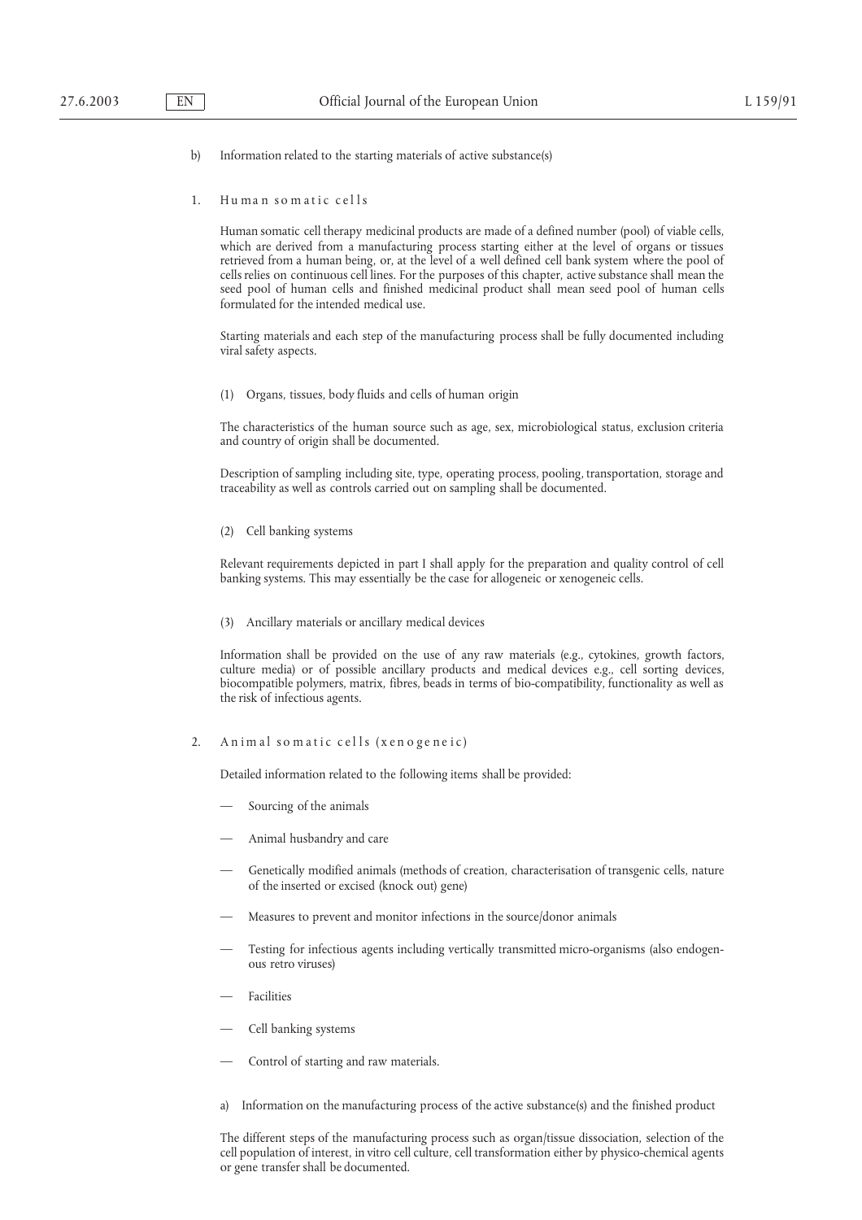b) Information related to the starting materials of active substance(s)

1. Human somatic cells

Human somatic cell therapy medicinal products are made of a defined number (pool) of viable cells, which are derived from a manufacturing process starting either at the level of organs or tissues retrieved from a human being, or, at the level of a well defined cell bank system where the pool of cells relies on continuous cell lines. For the purposes of this chapter, active substance shall mean the seed pool of human cells and finished medicinal product shall mean seed pool of human cells formulated for the intended medical use.

Starting materials and each step of the manufacturing process shall be fully documented including viral safety aspects.

(1) Organs, tissues, body fluids and cells of human origin

The characteristics of the human source such as age, sex, microbiological status, exclusion criteria and country of origin shall be documented.

Description of sampling including site, type, operating process, pooling, transportation, storage and traceability as well as controls carried out on sampling shall be documented.

(2) Cell banking systems

Relevant requirements depicted in part I shall apply for the preparation and quality control of cell banking systems. This may essentially be the case for allogeneic or xenogeneic cells.

(3) Ancillary materials or ancillary medical devices

Information shall be provided on the use of any raw materials (e.g., cytokines, growth factors, culture media) or of possible ancillary products and medical devices e.g., cell sorting devices, biocompatible polymers, matrix, fibres, beads in terms of bio-compatibility, functionality as well as the risk of infectious agents.

2. Animal somatic cells (xenogeneic)

Detailed information related to the following items shall be provided:

- Sourcing of the animals
- Animal husbandry and care
- Genetically modified animals (methods of creation, characterisation of transgenic cells, nature of the inserted or excised (knock out) gene)
- Measures to prevent and monitor infections in the source/donor animals
- Testing for infectious agents including vertically transmitted micro-organisms (also endogenous retro viruses)
- Facilities
- Cell banking systems
- Control of starting and raw materials.

a) Information on the manufacturing process of the active substance(s) and the finished product

The different steps of the manufacturing process such as organ/tissue dissociation, selection of the cell population of interest, in vitro cell culture, cell transformation either by physico-chemical agents or gene transfer shall be documented.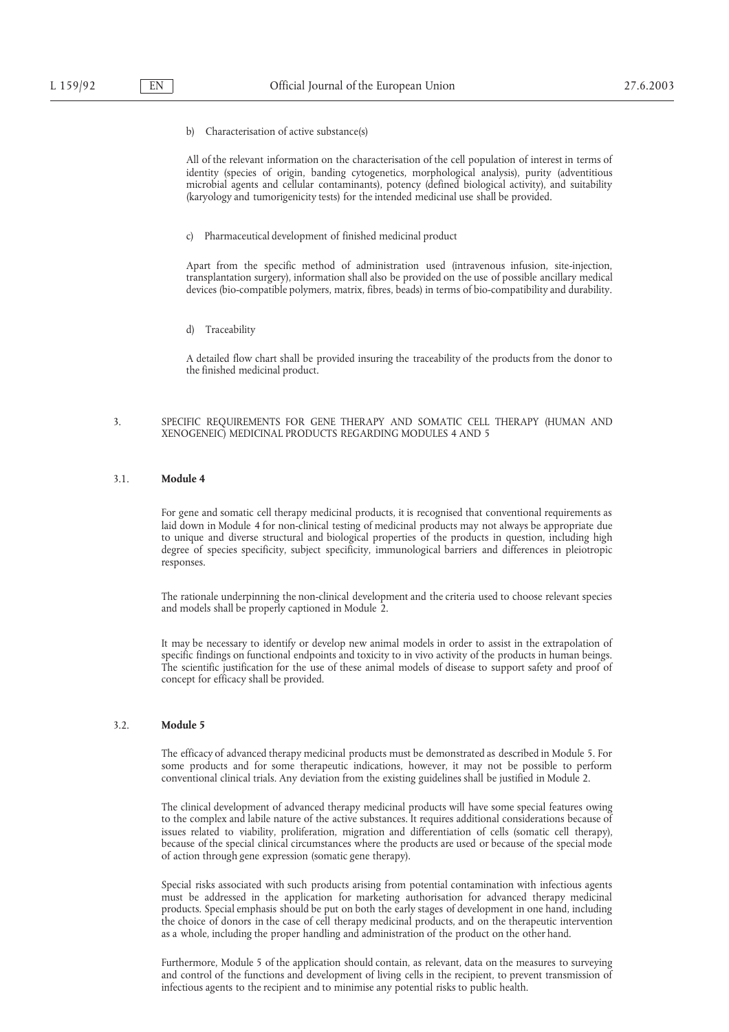b) Characterisation of active substance(s)

All of the relevant information on the characterisation of the cell population of interest in terms of identity (species of origin, banding cytogenetics, morphological analysis), purity (adventitious microbial agents and cellular contaminants), potency (defined biological activity), and suitability (karyology and tumorigenicity tests) for the intended medicinal use shall be provided.

c) Pharmaceutical development of finished medicinal product

Apart from the specific method of administration used (intravenous infusion, site-injection, transplantation surgery), information shall also be provided on the use of possible ancillary medical devices (bio-compatible polymers, matrix, fibres, beads) in terms of bio-compatibility and durability.

d) Traceability

A detailed flow chart shall be provided insuring the traceability of the products from the donor to the finished medicinal product.

## 3. SPECIFIC REQUIREMENTS FOR GENE THERAPY AND SOMATIC CELL THERAPY (HUMAN AND XENOGENEIC) MEDICINAL PRODUCTS REGARDING MODULES 4 AND 5

### 3.1. **Module 4**

For gene and somatic cell therapy medicinal products, it is recognised that conventional requirements as laid down in Module 4 for non-clinical testing of medicinal products may not always be appropriate due to unique and diverse structural and biological properties of the products in question, including high degree of species specificity, subject specificity, immunological barriers and differences in pleiotropic responses.

The rationale underpinning the non-clinical development and the criteria used to choose relevant species and models shall be properly captioned in Module 2.

It may be necessary to identify or develop new animal models in order to assist in the extrapolation of specific findings on functional endpoints and toxicity to in vivo activity of the products in human beings. The scientific justification for the use of these animal models of disease to support safety and proof of concept for efficacy shall be provided.

### 3.2. **Module 5**

The efficacy of advanced therapy medicinal products must be demonstrated as described in Module 5. For some products and for some therapeutic indications, however, it may not be possible to perform conventional clinical trials. Any deviation from the existing guidelines shall be justified in Module 2.

The clinical development of advanced therapy medicinal products will have some special features owing to the complex and labile nature of the active substances. It requires additional considerations because of issues related to viability, proliferation, migration and differentiation of cells (somatic cell therapy), because of the special clinical circumstances where the products are used or because of the special mode of action through gene expression (somatic gene therapy).

Special risks associated with such products arising from potential contamination with infectious agents must be addressed in the application for marketing authorisation for advanced therapy medicinal products. Special emphasis should be put on both the early stages of development in one hand, including the choice of donors in the case of cell therapy medicinal products, and on the therapeutic intervention as a whole, including the proper handling and administration of the product on the other hand.

Furthermore, Module 5 of the application should contain, as relevant, data on the measures to surveying and control of the functions and development of living cells in the recipient, to prevent transmission of infectious agents to the recipient and to minimise any potential risks to public health.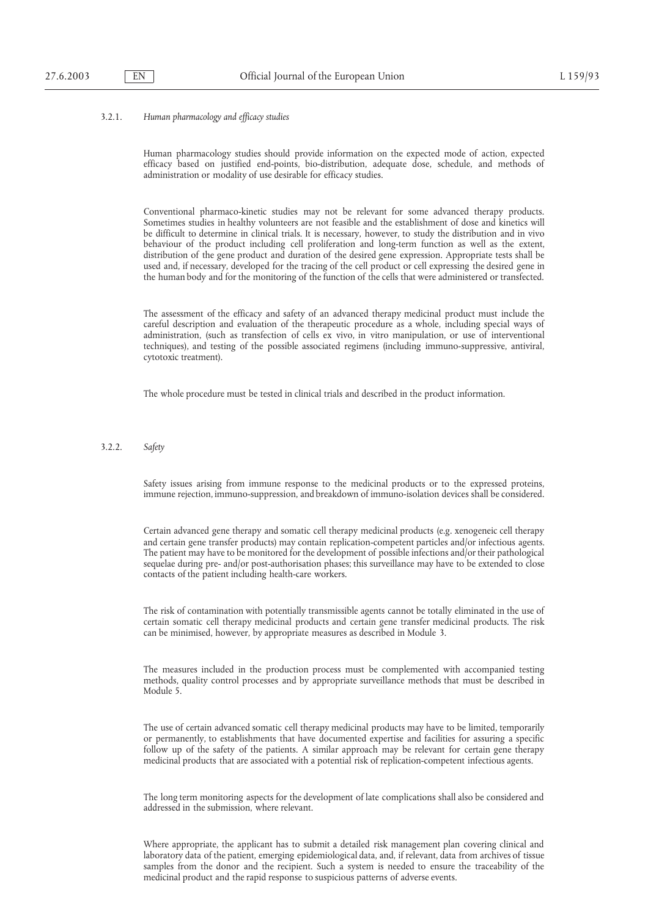### 3.2.1. *Human pharmacology and efficacy studies*

Human pharmacology studies should provide information on the expected mode of action, expected efficacy based on justified end-points, bio-distribution, adequate dose, schedule, and methods of administration or modality of use desirable for efficacy studies.

Conventional pharmaco-kinetic studies may not be relevant for some advanced therapy products. Sometimes studies in healthy volunteers are not feasible and the establishment of dose and kinetics will be difficult to determine in clinical trials. It is necessary, however, to study the distribution and in vivo behaviour of the product including cell proliferation and long-term function as well as the extent, distribution of the gene product and duration of the desired gene expression. Appropriate tests shall be used and, if necessary, developed for the tracing of the cell product or cell expressing the desired gene in the human body and for the monitoring of the function of the cells that were administered or transfected.

The assessment of the efficacy and safety of an advanced therapy medicinal product must include the careful description and evaluation of the therapeutic procedure as a whole, including special ways of administration, (such as transfection of cells ex vivo, in vitro manipulation, or use of interventional techniques), and testing of the possible associated regimens (including immuno-suppressive, antiviral, cytotoxic treatment).

The whole procedure must be tested in clinical trials and described in the product information.

### 3.2.2. *Safety*

Safety issues arising from immune response to the medicinal products or to the expressed proteins, immune rejection, immuno-suppression, and breakdown of immuno-isolation devices shall be considered.

Certain advanced gene therapy and somatic cell therapy medicinal products (e.g. xenogeneic cell therapy and certain gene transfer products) may contain replication-competent particles and/or infectious agents. The patient may have to be monitored for the development of possible infections and/or their pathological sequelae during pre- and/or post-authorisation phases; this surveillance may have to be extended to close contacts of the patient including health-care workers.

The risk of contamination with potentially transmissible agents cannot be totally eliminated in the use of certain somatic cell therapy medicinal products and certain gene transfer medicinal products. The risk can be minimised, however, by appropriate measures as described in Module 3.

The measures included in the production process must be complemented with accompanied testing methods, quality control processes and by appropriate surveillance methods that must be described in Module 5.

The use of certain advanced somatic cell therapy medicinal products may have to be limited, temporarily or permanently, to establishments that have documented expertise and facilities for assuring a specific follow up of the safety of the patients. A similar approach may be relevant for certain gene therapy medicinal products that are associated with a potential risk of replication-competent infectious agents.

The long term monitoring aspects for the development of late complications shall also be considered and addressed in the submission, where relevant.

Where appropriate, the applicant has to submit a detailed risk management plan covering clinical and laboratory data of the patient, emerging epidemiological data, and, if relevant, data from archives of tissue samples from the donor and the recipient. Such a system is needed to ensure the traceability of the medicinal product and the rapid response to suspicious patterns of adverse events.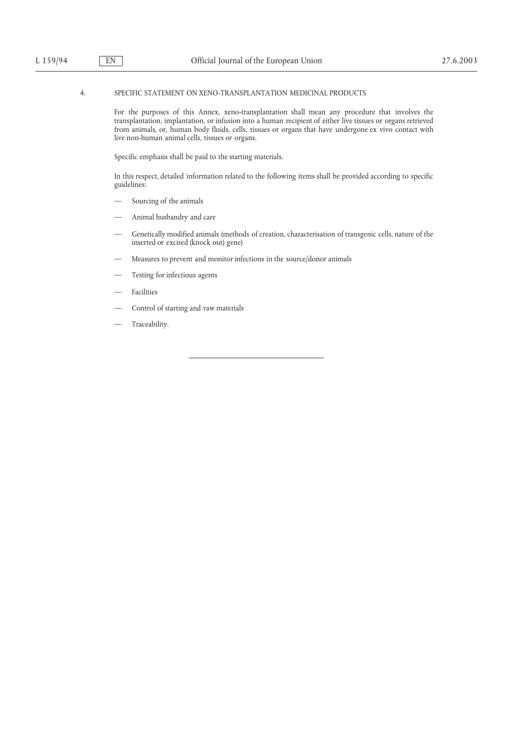## 4. SPECIFIC STATEMENT ON XENO-TRANSPLANTATION MEDICINAL PRODUCTS

For the purposes of this Annex, xeno-transplantation shall mean any procedure that involves the transplantation, implantation, or infusion into a human recipient of either live tissues or organs retrieved from animals, or, human body fluids, cells, tissues or organs that have undergone ex vivo contact with live non-human animal cells, tissues or organs.

Specific emphasis shall be paid to the starting materials.

In this respect, detailed information related to the following items shall be provided according to specific guidelines:

- Sourcing of the animals
- Animal husbandry and care
- Genetically modified animals (methods of creation, characterisation of transgenic cells, nature of the inserted or excised (knock out) gene)
- Measures to prevent and monitor infections in the source/donor animals
- Testing for infectious agents
- Facilities
- Control of starting and raw materials
- Traceability.